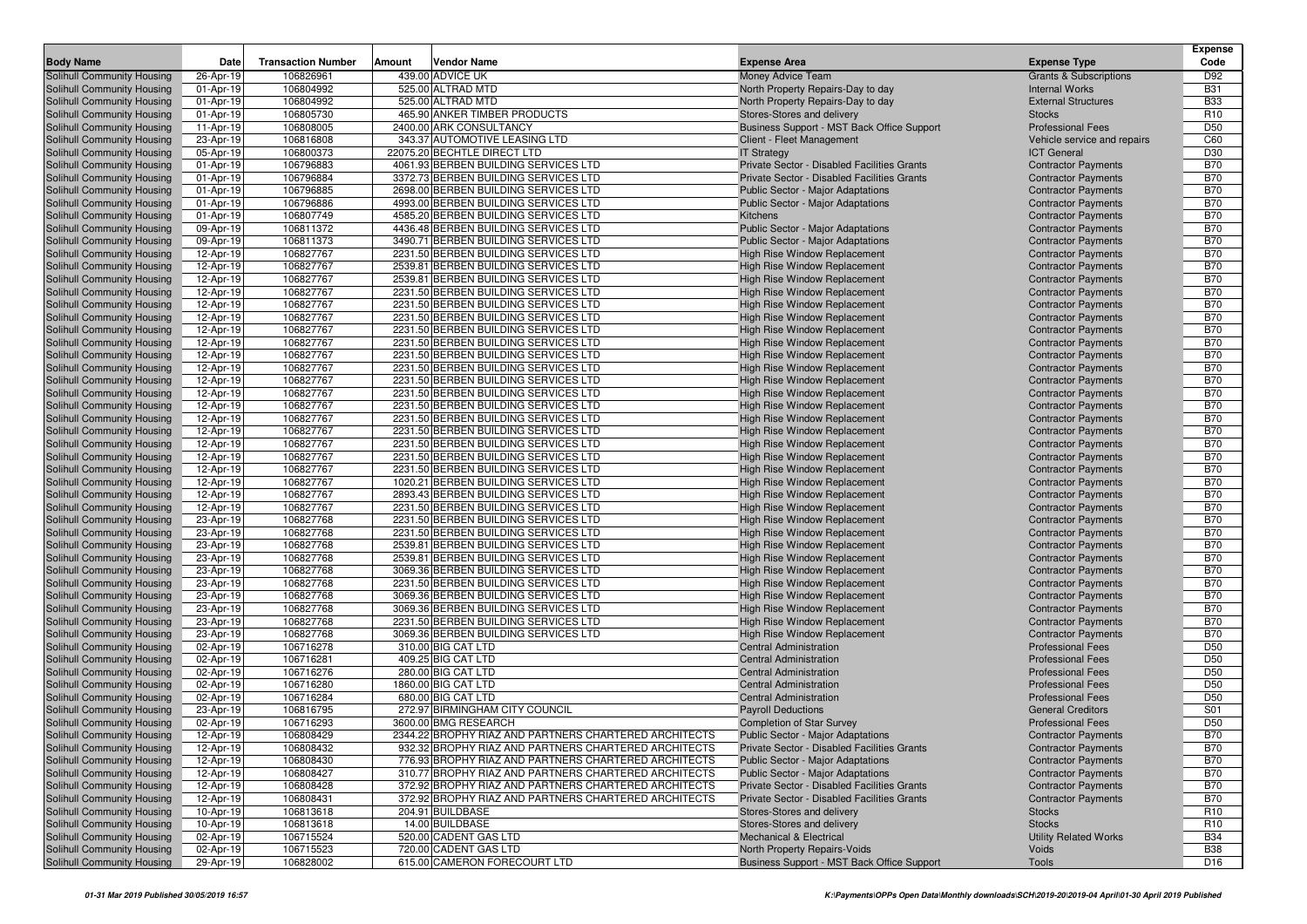| Body Name | Date | Transaction Number | Amount | Vendor Name | Expense Area | Expense Type | Expense Code |
|---|---|---|---|---|---|---|---|
| Solihull Community Housing | 26-Apr-19 | 106826961 | 439.00 | ADVICE UK | Money Advice Team | Grants & Subscriptions | D92 |
| Solihull Community Housing | 01-Apr-19 | 106804992 | 525.00 | ALTRAD MTD | North Property Repairs-Day to day | Internal Works | B31 |
| Solihull Community Housing | 01-Apr-19 | 106804992 | 525.00 | ALTRAD MTD | North Property Repairs-Day to day | External Structures | B33 |
| Solihull Community Housing | 01-Apr-19 | 106805730 | 465.90 | ANKER TIMBER PRODUCTS | Stores-Stores and delivery | Stocks | R10 |
| Solihull Community Housing | 11-Apr-19 | 106808005 | 2400.00 | ARK CONSULTANCY | Business Support - MST Back Office Support | Professional Fees | D50 |
| Solihull Community Housing | 23-Apr-19 | 106816808 | 343.37 | AUTOMOTIVE LEASING LTD | Client - Fleet Management | Vehicle service and repairs | C60 |
| Solihull Community Housing | 05-Apr-19 | 106800373 | 22075.20 | BECHTLE DIRECT LTD | IT Strategy | ICT General | D30 |
| Solihull Community Housing | 01-Apr-19 | 106796883 | 4061.93 | BERBEN BUILDING SERVICES LTD | Private Sector - Disabled Facilities Grants | Contractor Payments | B70 |
| Solihull Community Housing | 01-Apr-19 | 106796884 | 3372.73 | BERBEN BUILDING SERVICES LTD | Private Sector - Disabled Facilities Grants | Contractor Payments | B70 |
| Solihull Community Housing | 01-Apr-19 | 106796885 | 2698.00 | BERBEN BUILDING SERVICES LTD | Public Sector - Major Adaptations | Contractor Payments | B70 |
| Solihull Community Housing | 01-Apr-19 | 106796886 | 4993.00 | BERBEN BUILDING SERVICES LTD | Public Sector - Major Adaptations | Contractor Payments | B70 |
| Solihull Community Housing | 01-Apr-19 | 106807749 | 4585.20 | BERBEN BUILDING SERVICES LTD | Kitchens | Contractor Payments | B70 |
| Solihull Community Housing | 09-Apr-19 | 106811372 | 4436.48 | BERBEN BUILDING SERVICES LTD | Public Sector - Major Adaptations | Contractor Payments | B70 |
| Solihull Community Housing | 09-Apr-19 | 106811373 | 3490.71 | BERBEN BUILDING SERVICES LTD | Public Sector - Major Adaptations | Contractor Payments | B70 |
| Solihull Community Housing | 12-Apr-19 | 106827767 | 2231.50 | BERBEN BUILDING SERVICES LTD | High Rise Window Replacement | Contractor Payments | B70 |
| Solihull Community Housing | 12-Apr-19 | 106827767 | 2539.81 | BERBEN BUILDING SERVICES LTD | High Rise Window Replacement | Contractor Payments | B70 |
| Solihull Community Housing | 12-Apr-19 | 106827767 | 2539.81 | BERBEN BUILDING SERVICES LTD | High Rise Window Replacement | Contractor Payments | B70 |
| Solihull Community Housing | 12-Apr-19 | 106827767 | 2231.50 | BERBEN BUILDING SERVICES LTD | High Rise Window Replacement | Contractor Payments | B70 |
| Solihull Community Housing | 12-Apr-19 | 106827767 | 2231.50 | BERBEN BUILDING SERVICES LTD | High Rise Window Replacement | Contractor Payments | B70 |
| Solihull Community Housing | 12-Apr-19 | 106827767 | 2231.50 | BERBEN BUILDING SERVICES LTD | High Rise Window Replacement | Contractor Payments | B70 |
| Solihull Community Housing | 12-Apr-19 | 106827767 | 2231.50 | BERBEN BUILDING SERVICES LTD | High Rise Window Replacement | Contractor Payments | B70 |
| Solihull Community Housing | 12-Apr-19 | 106827767 | 2231.50 | BERBEN BUILDING SERVICES LTD | High Rise Window Replacement | Contractor Payments | B70 |
| Solihull Community Housing | 12-Apr-19 | 106827767 | 2231.50 | BERBEN BUILDING SERVICES LTD | High Rise Window Replacement | Contractor Payments | B70 |
| Solihull Community Housing | 12-Apr-19 | 106827767 | 2231.50 | BERBEN BUILDING SERVICES LTD | High Rise Window Replacement | Contractor Payments | B70 |
| Solihull Community Housing | 12-Apr-19 | 106827767 | 2231.50 | BERBEN BUILDING SERVICES LTD | High Rise Window Replacement | Contractor Payments | B70 |
| Solihull Community Housing | 12-Apr-19 | 106827767 | 2231.50 | BERBEN BUILDING SERVICES LTD | High Rise Window Replacement | Contractor Payments | B70 |
| Solihull Community Housing | 12-Apr-19 | 106827767 | 2231.50 | BERBEN BUILDING SERVICES LTD | High Rise Window Replacement | Contractor Payments | B70 |
| Solihull Community Housing | 12-Apr-19 | 106827767 | 2231.50 | BERBEN BUILDING SERVICES LTD | High Rise Window Replacement | Contractor Payments | B70 |
| Solihull Community Housing | 12-Apr-19 | 106827767 | 2231.50 | BERBEN BUILDING SERVICES LTD | High Rise Window Replacement | Contractor Payments | B70 |
| Solihull Community Housing | 12-Apr-19 | 106827767 | 2231.50 | BERBEN BUILDING SERVICES LTD | High Rise Window Replacement | Contractor Payments | B70 |
| Solihull Community Housing | 12-Apr-19 | 106827767 | 2231.50 | BERBEN BUILDING SERVICES LTD | High Rise Window Replacement | Contractor Payments | B70 |
| Solihull Community Housing | 12-Apr-19 | 106827767 | 1020.21 | BERBEN BUILDING SERVICES LTD | High Rise Window Replacement | Contractor Payments | B70 |
| Solihull Community Housing | 12-Apr-19 | 106827767 | 2893.43 | BERBEN BUILDING SERVICES LTD | High Rise Window Replacement | Contractor Payments | B70 |
| Solihull Community Housing | 12-Apr-19 | 106827767 | 2231.50 | BERBEN BUILDING SERVICES LTD | High Rise Window Replacement | Contractor Payments | B70 |
| Solihull Community Housing | 23-Apr-19 | 106827768 | 2231.50 | BERBEN BUILDING SERVICES LTD | High Rise Window Replacement | Contractor Payments | B70 |
| Solihull Community Housing | 23-Apr-19 | 106827768 | 2231.50 | BERBEN BUILDING SERVICES LTD | High Rise Window Replacement | Contractor Payments | B70 |
| Solihull Community Housing | 23-Apr-19 | 106827768 | 2539.81 | BERBEN BUILDING SERVICES LTD | High Rise Window Replacement | Contractor Payments | B70 |
| Solihull Community Housing | 23-Apr-19 | 106827768 | 2539.81 | BERBEN BUILDING SERVICES LTD | High Rise Window Replacement | Contractor Payments | B70 |
| Solihull Community Housing | 23-Apr-19 | 106827768 | 3069.36 | BERBEN BUILDING SERVICES LTD | High Rise Window Replacement | Contractor Payments | B70 |
| Solihull Community Housing | 23-Apr-19 | 106827768 | 2231.50 | BERBEN BUILDING SERVICES LTD | High Rise Window Replacement | Contractor Payments | B70 |
| Solihull Community Housing | 23-Apr-19 | 106827768 | 3069.36 | BERBEN BUILDING SERVICES LTD | High Rise Window Replacement | Contractor Payments | B70 |
| Solihull Community Housing | 23-Apr-19 | 106827768 | 3069.36 | BERBEN BUILDING SERVICES LTD | High Rise Window Replacement | Contractor Payments | B70 |
| Solihull Community Housing | 23-Apr-19 | 106827768 | 2231.50 | BERBEN BUILDING SERVICES LTD | High Rise Window Replacement | Contractor Payments | B70 |
| Solihull Community Housing | 23-Apr-19 | 106827768 | 3069.36 | BERBEN BUILDING SERVICES LTD | High Rise Window Replacement | Contractor Payments | B70 |
| Solihull Community Housing | 02-Apr-19 | 106716278 | 310.00 | BIG CAT LTD | Central Administration | Professional Fees | D50 |
| Solihull Community Housing | 02-Apr-19 | 106716281 | 409.25 | BIG CAT LTD | Central Administration | Professional Fees | D50 |
| Solihull Community Housing | 02-Apr-19 | 106716276 | 280.00 | BIG CAT LTD | Central Administration | Professional Fees | D50 |
| Solihull Community Housing | 02-Apr-19 | 106716280 | 1860.00 | BIG CAT LTD | Central Administration | Professional Fees | D50 |
| Solihull Community Housing | 02-Apr-19 | 106716284 | 680.00 | BIG CAT LTD | Central Administration | Professional Fees | D50 |
| Solihull Community Housing | 23-Apr-19 | 106816795 | 272.97 | BIRMINGHAM CITY COUNCIL | Payroll Deductions | General Creditors | S01 |
| Solihull Community Housing | 02-Apr-19 | 106716293 | 3600.00 | BMG RESEARCH | Completion of Star Survey | Professional Fees | D50 |
| Solihull Community Housing | 12-Apr-19 | 106808429 | 2344.22 | BROPHY RIAZ AND PARTNERS CHARTERED ARCHITECTS | Public Sector - Major Adaptations | Contractor Payments | B70 |
| Solihull Community Housing | 12-Apr-19 | 106808432 | 932.32 | BROPHY RIAZ AND PARTNERS CHARTERED ARCHITECTS | Private Sector - Disabled Facilities Grants | Contractor Payments | B70 |
| Solihull Community Housing | 12-Apr-19 | 106808430 | 776.93 | BROPHY RIAZ AND PARTNERS CHARTERED ARCHITECTS | Public Sector - Major Adaptations | Contractor Payments | B70 |
| Solihull Community Housing | 12-Apr-19 | 106808427 | 310.77 | BROPHY RIAZ AND PARTNERS CHARTERED ARCHITECTS | Public Sector - Major Adaptations | Contractor Payments | B70 |
| Solihull Community Housing | 12-Apr-19 | 106808428 | 372.92 | BROPHY RIAZ AND PARTNERS CHARTERED ARCHITECTS | Private Sector - Disabled Facilities Grants | Contractor Payments | B70 |
| Solihull Community Housing | 12-Apr-19 | 106808431 | 372.92 | BROPHY RIAZ AND PARTNERS CHARTERED ARCHITECTS | Private Sector - Disabled Facilities Grants | Contractor Payments | B70 |
| Solihull Community Housing | 10-Apr-19 | 106813618 | 204.91 | BUILDBASE | Stores-Stores and delivery | Stocks | R10 |
| Solihull Community Housing | 10-Apr-19 | 106813618 | 14.00 | BUILDBASE | Stores-Stores and delivery | Stocks | R10 |
| Solihull Community Housing | 02-Apr-19 | 106715524 | 520.00 | CADENT GAS LTD | Mechanical & Electrical | Utility Related Works | B34 |
| Solihull Community Housing | 02-Apr-19 | 106715523 | 720.00 | CADENT GAS LTD | North Property Repairs-Voids | Voids | B38 |
| Solihull Community Housing | 29-Apr-19 | 106828002 | 615.00 | CAMERON FORECOURT LTD | Business Support - MST Back Office Support | Tools | D16 |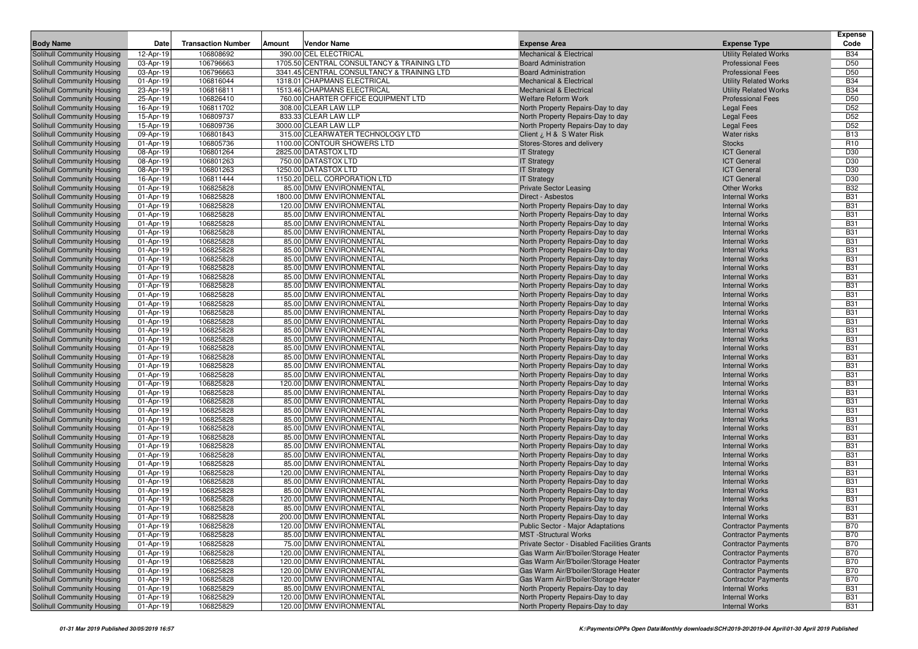| Body Name | Date | Transaction Number | Amount | Vendor Name | Expense Area | Expense Type | Expense Code |
|---|---|---|---|---|---|---|---|
| Solihull Community Housing | 12-Apr-19 | 106808692 | 390.00 | CEL ELECTRICAL | Mechanical & Electrical | Utility Related Works | B34 |
| Solihull Community Housing | 03-Apr-19 | 106796663 | 1705.50 | CENTRAL CONSULTANCY & TRAINING LTD | Board Administration | Professional Fees | D50 |
| Solihull Community Housing | 03-Apr-19 | 106796663 | 3341.45 | CENTRAL CONSULTANCY & TRAINING LTD | Board Administration | Professional Fees | D50 |
| Solihull Community Housing | 01-Apr-19 | 106816044 | 1318.01 | CHAPMANS ELECTRICAL | Mechanical & Electrical | Utility Related Works | B34 |
| Solihull Community Housing | 23-Apr-19 | 106816811 | 1513.46 | CHAPMANS ELECTRICAL | Mechanical & Electrical | Utility Related Works | B34 |
| Solihull Community Housing | 25-Apr-19 | 106826410 | 760.00 | CHARTER OFFICE EQUIPMENT LTD | Welfare Reform Work | Professional Fees | D50 |
| Solihull Community Housing | 16-Apr-19 | 106811702 | 308.00 | CLEAR LAW LLP | North Property Repairs-Day to day | Legal Fees | D52 |
| Solihull Community Housing | 15-Apr-19 | 106809737 | 833.33 | CLEAR LAW LLP | North Property Repairs-Day to day | Legal Fees | D52 |
| Solihull Community Housing | 15-Apr-19 | 106809736 | 3000.00 | CLEAR LAW LLP | North Property Repairs-Day to day | Legal Fees | D52 |
| Solihull Community Housing | 09-Apr-19 | 106801843 | 315.00 | CLEARWATER TECHNOLOGY LTD | Client ¿ H & S Water Risk | Water risks | B13 |
| Solihull Community Housing | 01-Apr-19 | 106805736 | 1100.00 | CONTOUR SHOWERS LTD | Stores-Stores and delivery | Stocks | R10 |
| Solihull Community Housing | 08-Apr-19 | 106801264 | 2825.00 | DATASTOX LTD | IT Strategy | ICT General | D30 |
| Solihull Community Housing | 08-Apr-19 | 106801263 | 750.00 | DATASTOX LTD | IT Strategy | ICT General | D30 |
| Solihull Community Housing | 08-Apr-19 | 106801263 | 1250.00 | DATASTOX LTD | IT Strategy | ICT General | D30 |
| Solihull Community Housing | 16-Apr-19 | 106811444 | 1150.20 | DELL CORPORATION LTD | IT Strategy | ICT General | D30 |
| Solihull Community Housing | 01-Apr-19 | 106825828 | 85.00 | DMW ENVIRONMENTAL | Private Sector Leasing | Other Works | B32 |
| Solihull Community Housing | 01-Apr-19 | 106825828 | 1800.00 | DMW ENVIRONMENTAL | Direct - Asbestos | Internal Works | B31 |
| Solihull Community Housing | 01-Apr-19 | 106825828 | 120.00 | DMW ENVIRONMENTAL | North Property Repairs-Day to day | Internal Works | B31 |
| Solihull Community Housing | 01-Apr-19 | 106825828 | 85.00 | DMW ENVIRONMENTAL | North Property Repairs-Day to day | Internal Works | B31 |
| Solihull Community Housing | 01-Apr-19 | 106825828 | 85.00 | DMW ENVIRONMENTAL | North Property Repairs-Day to day | Internal Works | B31 |
| Solihull Community Housing | 01-Apr-19 | 106825828 | 85.00 | DMW ENVIRONMENTAL | North Property Repairs-Day to day | Internal Works | B31 |
| Solihull Community Housing | 01-Apr-19 | 106825828 | 85.00 | DMW ENVIRONMENTAL | North Property Repairs-Day to day | Internal Works | B31 |
| Solihull Community Housing | 01-Apr-19 | 106825828 | 85.00 | DMW ENVIRONMENTAL | North Property Repairs-Day to day | Internal Works | B31 |
| Solihull Community Housing | 01-Apr-19 | 106825828 | 85.00 | DMW ENVIRONMENTAL | North Property Repairs-Day to day | Internal Works | B31 |
| Solihull Community Housing | 01-Apr-19 | 106825828 | 85.00 | DMW ENVIRONMENTAL | North Property Repairs-Day to day | Internal Works | B31 |
| Solihull Community Housing | 01-Apr-19 | 106825828 | 85.00 | DMW ENVIRONMENTAL | North Property Repairs-Day to day | Internal Works | B31 |
| Solihull Community Housing | 01-Apr-19 | 106825828 | 85.00 | DMW ENVIRONMENTAL | North Property Repairs-Day to day | Internal Works | B31 |
| Solihull Community Housing | 01-Apr-19 | 106825828 | 85.00 | DMW ENVIRONMENTAL | North Property Repairs-Day to day | Internal Works | B31 |
| Solihull Community Housing | 01-Apr-19 | 106825828 | 85.00 | DMW ENVIRONMENTAL | North Property Repairs-Day to day | Internal Works | B31 |
| Solihull Community Housing | 01-Apr-19 | 106825828 | 85.00 | DMW ENVIRONMENTAL | North Property Repairs-Day to day | Internal Works | B31 |
| Solihull Community Housing | 01-Apr-19 | 106825828 | 85.00 | DMW ENVIRONMENTAL | North Property Repairs-Day to day | Internal Works | B31 |
| Solihull Community Housing | 01-Apr-19 | 106825828 | 85.00 | DMW ENVIRONMENTAL | North Property Repairs-Day to day | Internal Works | B31 |
| Solihull Community Housing | 01-Apr-19 | 106825828 | 85.00 | DMW ENVIRONMENTAL | North Property Repairs-Day to day | Internal Works | B31 |
| Solihull Community Housing | 01-Apr-19 | 106825828 | 85.00 | DMW ENVIRONMENTAL | North Property Repairs-Day to day | Internal Works | B31 |
| Solihull Community Housing | 01-Apr-19 | 106825828 | 85.00 | DMW ENVIRONMENTAL | North Property Repairs-Day to day | Internal Works | B31 |
| Solihull Community Housing | 01-Apr-19 | 106825828 | 85.00 | DMW ENVIRONMENTAL | North Property Repairs-Day to day | Internal Works | B31 |
| Solihull Community Housing | 01-Apr-19 | 106825828 | 85.00 | DMW ENVIRONMENTAL | North Property Repairs-Day to day | Internal Works | B31 |
| Solihull Community Housing | 01-Apr-19 | 106825828 | 120.00 | DMW ENVIRONMENTAL | North Property Repairs-Day to day | Internal Works | B31 |
| Solihull Community Housing | 01-Apr-19 | 106825828 | 85.00 | DMW ENVIRONMENTAL | North Property Repairs-Day to day | Internal Works | B31 |
| Solihull Community Housing | 01-Apr-19 | 106825828 | 85.00 | DMW ENVIRONMENTAL | North Property Repairs-Day to day | Internal Works | B31 |
| Solihull Community Housing | 01-Apr-19 | 106825828 | 85.00 | DMW ENVIRONMENTAL | North Property Repairs-Day to day | Internal Works | B31 |
| Solihull Community Housing | 01-Apr-19 | 106825828 | 85.00 | DMW ENVIRONMENTAL | North Property Repairs-Day to day | Internal Works | B31 |
| Solihull Community Housing | 01-Apr-19 | 106825828 | 85.00 | DMW ENVIRONMENTAL | North Property Repairs-Day to day | Internal Works | B31 |
| Solihull Community Housing | 01-Apr-19 | 106825828 | 85.00 | DMW ENVIRONMENTAL | North Property Repairs-Day to day | Internal Works | B31 |
| Solihull Community Housing | 01-Apr-19 | 106825828 | 85.00 | DMW ENVIRONMENTAL | North Property Repairs-Day to day | Internal Works | B31 |
| Solihull Community Housing | 01-Apr-19 | 106825828 | 85.00 | DMW ENVIRONMENTAL | North Property Repairs-Day to day | Internal Works | B31 |
| Solihull Community Housing | 01-Apr-19 | 106825828 | 85.00 | DMW ENVIRONMENTAL | North Property Repairs-Day to day | Internal Works | B31 |
| Solihull Community Housing | 01-Apr-19 | 106825828 | 120.00 | DMW ENVIRONMENTAL | North Property Repairs-Day to day | Internal Works | B31 |
| Solihull Community Housing | 01-Apr-19 | 106825828 | 85.00 | DMW ENVIRONMENTAL | North Property Repairs-Day to day | Internal Works | B31 |
| Solihull Community Housing | 01-Apr-19 | 106825828 | 85.00 | DMW ENVIRONMENTAL | North Property Repairs-Day to day | Internal Works | B31 |
| Solihull Community Housing | 01-Apr-19 | 106825828 | 120.00 | DMW ENVIRONMENTAL | North Property Repairs-Day to day | Internal Works | B31 |
| Solihull Community Housing | 01-Apr-19 | 106825828 | 85.00 | DMW ENVIRONMENTAL | North Property Repairs-Day to day | Internal Works | B31 |
| Solihull Community Housing | 01-Apr-19 | 106825828 | 200.00 | DMW ENVIRONMENTAL | North Property Repairs-Day to day | Internal Works | B31 |
| Solihull Community Housing | 01-Apr-19 | 106825828 | 120.00 | DMW ENVIRONMENTAL | Public Sector - Major Adaptations | Contractor Payments | B70 |
| Solihull Community Housing | 01-Apr-19 | 106825828 | 85.00 | DMW ENVIRONMENTAL | MST -Structural Works | Contractor Payments | B70 |
| Solihull Community Housing | 01-Apr-19 | 106825828 | 75.00 | DMW ENVIRONMENTAL | Private Sector - Disabled Facilities Grants | Contractor Payments | B70 |
| Solihull Community Housing | 01-Apr-19 | 106825828 | 120.00 | DMW ENVIRONMENTAL | Gas Warm Air/B'boiler/Storage Heater | Contractor Payments | B70 |
| Solihull Community Housing | 01-Apr-19 | 106825828 | 120.00 | DMW ENVIRONMENTAL | Gas Warm Air/B'boiler/Storage Heater | Contractor Payments | B70 |
| Solihull Community Housing | 01-Apr-19 | 106825828 | 120.00 | DMW ENVIRONMENTAL | Gas Warm Air/B'boiler/Storage Heater | Contractor Payments | B70 |
| Solihull Community Housing | 01-Apr-19 | 106825828 | 120.00 | DMW ENVIRONMENTAL | Gas Warm Air/B'boiler/Storage Heater | Contractor Payments | B70 |
| Solihull Community Housing | 01-Apr-19 | 106825829 | 85.00 | DMW ENVIRONMENTAL | North Property Repairs-Day to day | Internal Works | B31 |
| Solihull Community Housing | 01-Apr-19 | 106825829 | 120.00 | DMW ENVIRONMENTAL | North Property Repairs-Day to day | Internal Works | B31 |
| Solihull Community Housing | 01-Apr-19 | 106825829 | 120.00 | DMW ENVIRONMENTAL | North Property Repairs-Day to day | Internal Works | B31 |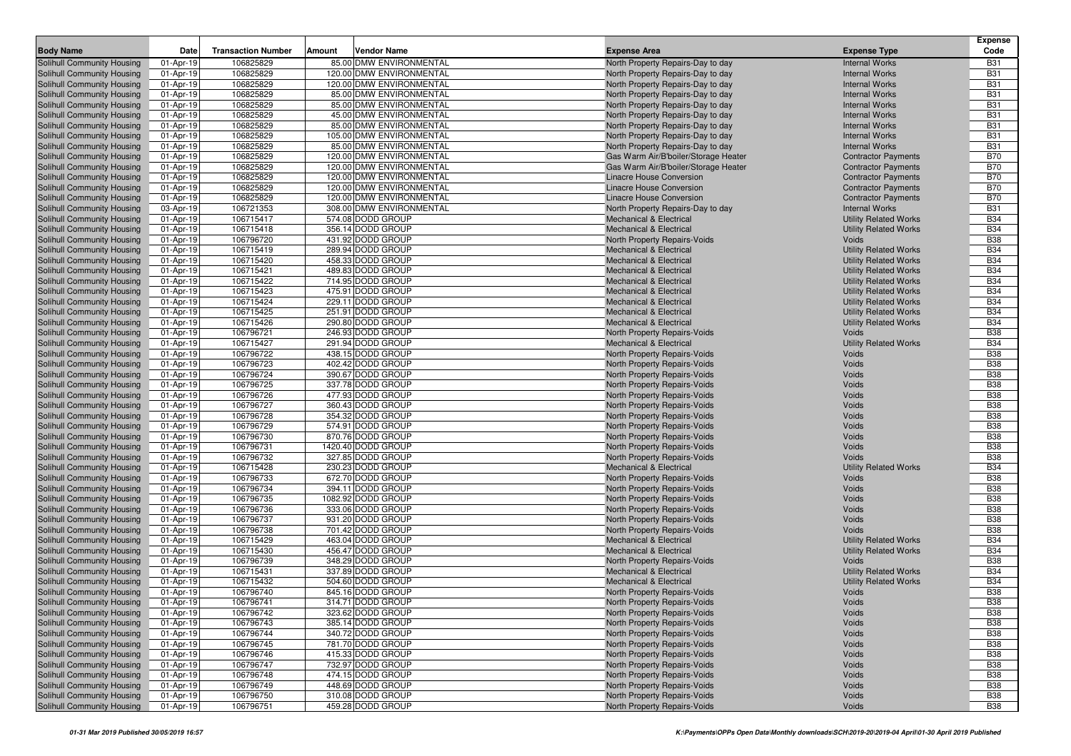| Body Name | Date | Transaction Number | Amount | Vendor Name | Expense Area | Expense Type | Expense Code |
|---|---|---|---|---|---|---|---|
| Solihull Community Housing | 01-Apr-19 | 106825829 | 85.00 | DMW ENVIRONMENTAL | North Property Repairs-Day to day | Internal Works | B31 |
| Solihull Community Housing | 01-Apr-19 | 106825829 | 120.00 | DMW ENVIRONMENTAL | North Property Repairs-Day to day | Internal Works | B31 |
| Solihull Community Housing | 01-Apr-19 | 106825829 | 120.00 | DMW ENVIRONMENTAL | North Property Repairs-Day to day | Internal Works | B31 |
| Solihull Community Housing | 01-Apr-19 | 106825829 | 85.00 | DMW ENVIRONMENTAL | North Property Repairs-Day to day | Internal Works | B31 |
| Solihull Community Housing | 01-Apr-19 | 106825829 | 85.00 | DMW ENVIRONMENTAL | North Property Repairs-Day to day | Internal Works | B31 |
| Solihull Community Housing | 01-Apr-19 | 106825829 | 45.00 | DMW ENVIRONMENTAL | North Property Repairs-Day to day | Internal Works | B31 |
| Solihull Community Housing | 01-Apr-19 | 106825829 | 85.00 | DMW ENVIRONMENTAL | North Property Repairs-Day to day | Internal Works | B31 |
| Solihull Community Housing | 01-Apr-19 | 106825829 | 105.00 | DMW ENVIRONMENTAL | North Property Repairs-Day to day | Internal Works | B31 |
| Solihull Community Housing | 01-Apr-19 | 106825829 | 85.00 | DMW ENVIRONMENTAL | North Property Repairs-Day to day | Internal Works | B31 |
| Solihull Community Housing | 01-Apr-19 | 106825829 | 120.00 | DMW ENVIRONMENTAL | Gas Warm Air/B'boiler/Storage Heater | Contractor Payments | B70 |
| Solihull Community Housing | 01-Apr-19 | 106825829 | 120.00 | DMW ENVIRONMENTAL | Gas Warm Air/B'boiler/Storage Heater | Contractor Payments | B70 |
| Solihull Community Housing | 01-Apr-19 | 106825829 | 120.00 | DMW ENVIRONMENTAL | Linacre House Conversion | Contractor Payments | B70 |
| Solihull Community Housing | 01-Apr-19 | 106825829 | 120.00 | DMW ENVIRONMENTAL | Linacre House Conversion | Contractor Payments | B70 |
| Solihull Community Housing | 01-Apr-19 | 106825829 | 120.00 | DMW ENVIRONMENTAL | Linacre House Conversion | Contractor Payments | B70 |
| Solihull Community Housing | 03-Apr-19 | 106721353 | 308.00 | DMW ENVIRONMENTAL | North Property Repairs-Day to day | Internal Works | B31 |
| Solihull Community Housing | 01-Apr-19 | 106715417 | 574.08 | DODD GROUP | Mechanical & Electrical | Utility Related Works | B34 |
| Solihull Community Housing | 01-Apr-19 | 106715418 | 356.14 | DODD GROUP | Mechanical & Electrical | Utility Related Works | B34 |
| Solihull Community Housing | 01-Apr-19 | 106796720 | 431.92 | DODD GROUP | North Property Repairs-Voids | Voids | B38 |
| Solihull Community Housing | 01-Apr-19 | 106715419 | 289.94 | DODD GROUP | Mechanical & Electrical | Utility Related Works | B34 |
| Solihull Community Housing | 01-Apr-19 | 106715420 | 458.33 | DODD GROUP | Mechanical & Electrical | Utility Related Works | B34 |
| Solihull Community Housing | 01-Apr-19 | 106715421 | 489.83 | DODD GROUP | Mechanical & Electrical | Utility Related Works | B34 |
| Solihull Community Housing | 01-Apr-19 | 106715422 | 714.95 | DODD GROUP | Mechanical & Electrical | Utility Related Works | B34 |
| Solihull Community Housing | 01-Apr-19 | 106715423 | 475.91 | DODD GROUP | Mechanical & Electrical | Utility Related Works | B34 |
| Solihull Community Housing | 01-Apr-19 | 106715424 | 229.11 | DODD GROUP | Mechanical & Electrical | Utility Related Works | B34 |
| Solihull Community Housing | 01-Apr-19 | 106715425 | 251.91 | DODD GROUP | Mechanical & Electrical | Utility Related Works | B34 |
| Solihull Community Housing | 01-Apr-19 | 106715426 | 290.80 | DODD GROUP | Mechanical & Electrical | Utility Related Works | B34 |
| Solihull Community Housing | 01-Apr-19 | 106796721 | 246.93 | DODD GROUP | North Property Repairs-Voids | Voids | B38 |
| Solihull Community Housing | 01-Apr-19 | 106715427 | 291.94 | DODD GROUP | Mechanical & Electrical | Utility Related Works | B34 |
| Solihull Community Housing | 01-Apr-19 | 106796722 | 438.15 | DODD GROUP | North Property Repairs-Voids | Voids | B38 |
| Solihull Community Housing | 01-Apr-19 | 106796723 | 402.42 | DODD GROUP | North Property Repairs-Voids | Voids | B38 |
| Solihull Community Housing | 01-Apr-19 | 106796724 | 390.67 | DODD GROUP | North Property Repairs-Voids | Voids | B38 |
| Solihull Community Housing | 01-Apr-19 | 106796725 | 337.78 | DODD GROUP | North Property Repairs-Voids | Voids | B38 |
| Solihull Community Housing | 01-Apr-19 | 106796726 | 477.93 | DODD GROUP | North Property Repairs-Voids | Voids | B38 |
| Solihull Community Housing | 01-Apr-19 | 106796727 | 360.43 | DODD GROUP | North Property Repairs-Voids | Voids | B38 |
| Solihull Community Housing | 01-Apr-19 | 106796728 | 354.32 | DODD GROUP | North Property Repairs-Voids | Voids | B38 |
| Solihull Community Housing | 01-Apr-19 | 106796729 | 574.91 | DODD GROUP | North Property Repairs-Voids | Voids | B38 |
| Solihull Community Housing | 01-Apr-19 | 106796730 | 870.76 | DODD GROUP | North Property Repairs-Voids | Voids | B38 |
| Solihull Community Housing | 01-Apr-19 | 106796731 | 1420.40 | DODD GROUP | North Property Repairs-Voids | Voids | B38 |
| Solihull Community Housing | 01-Apr-19 | 106796732 | 327.85 | DODD GROUP | North Property Repairs-Voids | Voids | B38 |
| Solihull Community Housing | 01-Apr-19 | 106715428 | 230.23 | DODD GROUP | Mechanical & Electrical | Utility Related Works | B34 |
| Solihull Community Housing | 01-Apr-19 | 106796733 | 672.70 | DODD GROUP | North Property Repairs-Voids | Voids | B38 |
| Solihull Community Housing | 01-Apr-19 | 106796734 | 394.11 | DODD GROUP | North Property Repairs-Voids | Voids | B38 |
| Solihull Community Housing | 01-Apr-19 | 106796735 | 1082.92 | DODD GROUP | North Property Repairs-Voids | Voids | B38 |
| Solihull Community Housing | 01-Apr-19 | 106796736 | 333.06 | DODD GROUP | North Property Repairs-Voids | Voids | B38 |
| Solihull Community Housing | 01-Apr-19 | 106796737 | 931.20 | DODD GROUP | North Property Repairs-Voids | Voids | B38 |
| Solihull Community Housing | 01-Apr-19 | 106796738 | 701.42 | DODD GROUP | North Property Repairs-Voids | Voids | B38 |
| Solihull Community Housing | 01-Apr-19 | 106715429 | 463.04 | DODD GROUP | Mechanical & Electrical | Utility Related Works | B34 |
| Solihull Community Housing | 01-Apr-19 | 106715430 | 456.47 | DODD GROUP | Mechanical & Electrical | Utility Related Works | B34 |
| Solihull Community Housing | 01-Apr-19 | 106796739 | 348.29 | DODD GROUP | North Property Repairs-Voids | Voids | B38 |
| Solihull Community Housing | 01-Apr-19 | 106715431 | 337.89 | DODD GROUP | Mechanical & Electrical | Utility Related Works | B34 |
| Solihull Community Housing | 01-Apr-19 | 106715432 | 504.60 | DODD GROUP | Mechanical & Electrical | Utility Related Works | B34 |
| Solihull Community Housing | 01-Apr-19 | 106796740 | 845.16 | DODD GROUP | North Property Repairs-Voids | Voids | B38 |
| Solihull Community Housing | 01-Apr-19 | 106796741 | 314.71 | DODD GROUP | North Property Repairs-Voids | Voids | B38 |
| Solihull Community Housing | 01-Apr-19 | 106796742 | 323.62 | DODD GROUP | North Property Repairs-Voids | Voids | B38 |
| Solihull Community Housing | 01-Apr-19 | 106796743 | 385.14 | DODD GROUP | North Property Repairs-Voids | Voids | B38 |
| Solihull Community Housing | 01-Apr-19 | 106796744 | 340.72 | DODD GROUP | North Property Repairs-Voids | Voids | B38 |
| Solihull Community Housing | 01-Apr-19 | 106796745 | 781.70 | DODD GROUP | North Property Repairs-Voids | Voids | B38 |
| Solihull Community Housing | 01-Apr-19 | 106796746 | 415.33 | DODD GROUP | North Property Repairs-Voids | Voids | B38 |
| Solihull Community Housing | 01-Apr-19 | 106796747 | 732.97 | DODD GROUP | North Property Repairs-Voids | Voids | B38 |
| Solihull Community Housing | 01-Apr-19 | 106796748 | 474.15 | DODD GROUP | North Property Repairs-Voids | Voids | B38 |
| Solihull Community Housing | 01-Apr-19 | 106796749 | 448.69 | DODD GROUP | North Property Repairs-Voids | Voids | B38 |
| Solihull Community Housing | 01-Apr-19 | 106796750 | 310.08 | DODD GROUP | North Property Repairs-Voids | Voids | B38 |
| Solihull Community Housing | 01-Apr-19 | 106796751 | 459.28 | DODD GROUP | North Property Repairs-Voids | Voids | B38 |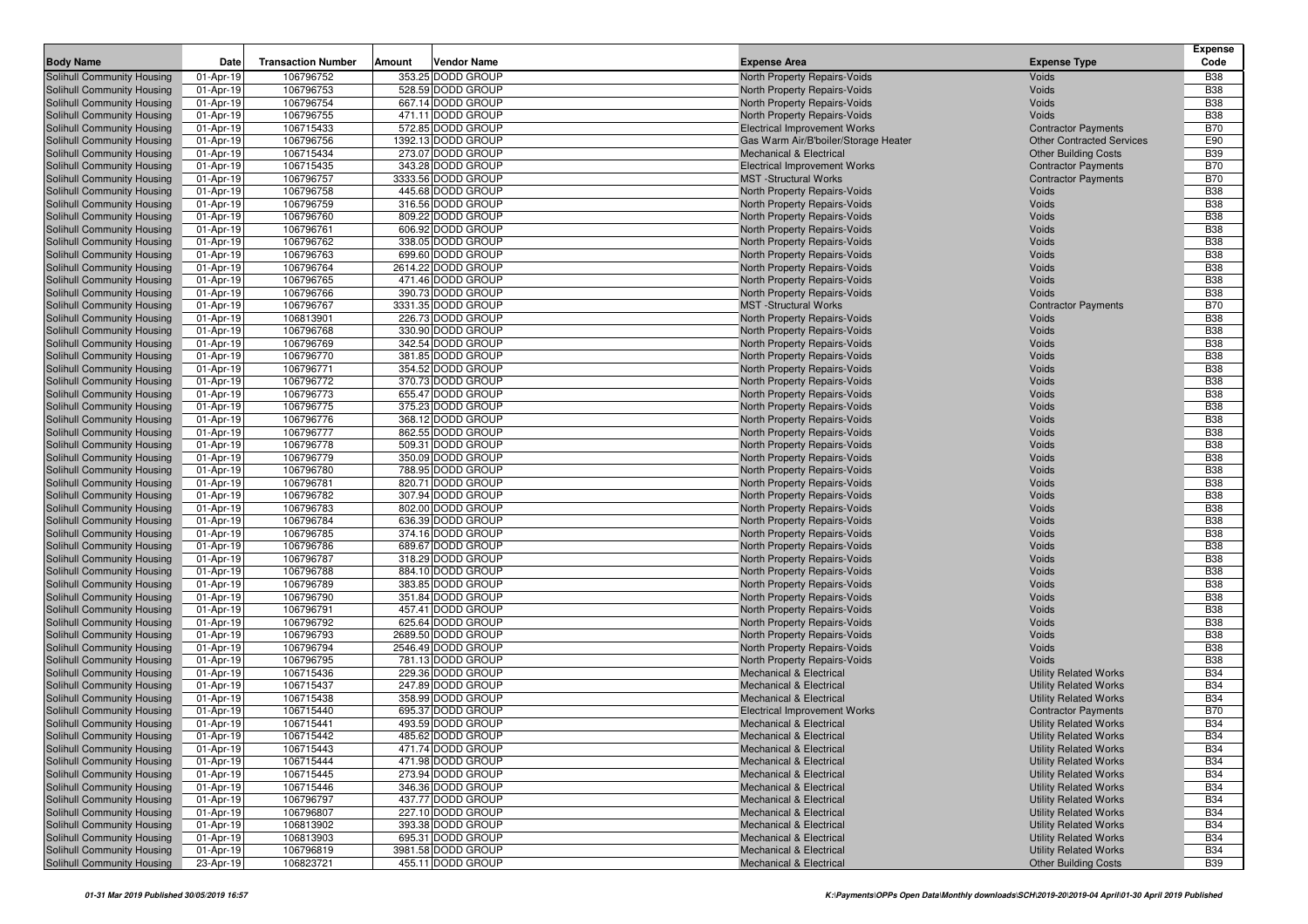| Body Name | Date | Transaction Number | Amount | Vendor Name | Expense Area | Expense Type | Expense Code |
|---|---|---|---|---|---|---|---|
| Solihull Community Housing | 01-Apr-19 | 106796752 | 353.25 | DODD GROUP | North Property Repairs-Voids | Voids | B38 |
| Solihull Community Housing | 01-Apr-19 | 106796753 | 528.59 | DODD GROUP | North Property Repairs-Voids | Voids | B38 |
| Solihull Community Housing | 01-Apr-19 | 106796754 | 667.14 | DODD GROUP | North Property Repairs-Voids | Voids | B38 |
| Solihull Community Housing | 01-Apr-19 | 106796755 | 471.11 | DODD GROUP | North Property Repairs-Voids | Voids | B38 |
| Solihull Community Housing | 01-Apr-19 | 106715433 | 572.85 | DODD GROUP | Electrical Improvement Works | Contractor Payments | B70 |
| Solihull Community Housing | 01-Apr-19 | 106796756 | 1392.13 | DODD GROUP | Gas Warm Air/B'boiler/Storage Heater | Other Contracted Services | E90 |
| Solihull Community Housing | 01-Apr-19 | 106715434 | 273.07 | DODD GROUP | Mechanical & Electrical | Other Building Costs | B39 |
| Solihull Community Housing | 01-Apr-19 | 106715435 | 343.28 | DODD GROUP | Electrical Improvement Works | Contractor Payments | B70 |
| Solihull Community Housing | 01-Apr-19 | 106796757 | 3333.56 | DODD GROUP | MST -Structural Works | Contractor Payments | B70 |
| Solihull Community Housing | 01-Apr-19 | 106796758 | 445.68 | DODD GROUP | North Property Repairs-Voids | Voids | B38 |
| Solihull Community Housing | 01-Apr-19 | 106796759 | 316.56 | DODD GROUP | North Property Repairs-Voids | Voids | B38 |
| Solihull Community Housing | 01-Apr-19 | 106796760 | 809.22 | DODD GROUP | North Property Repairs-Voids | Voids | B38 |
| Solihull Community Housing | 01-Apr-19 | 106796761 | 606.92 | DODD GROUP | North Property Repairs-Voids | Voids | B38 |
| Solihull Community Housing | 01-Apr-19 | 106796762 | 338.05 | DODD GROUP | North Property Repairs-Voids | Voids | B38 |
| Solihull Community Housing | 01-Apr-19 | 106796763 | 699.60 | DODD GROUP | North Property Repairs-Voids | Voids | B38 |
| Solihull Community Housing | 01-Apr-19 | 106796764 | 2614.22 | DODD GROUP | North Property Repairs-Voids | Voids | B38 |
| Solihull Community Housing | 01-Apr-19 | 106796765 | 471.46 | DODD GROUP | North Property Repairs-Voids | Voids | B38 |
| Solihull Community Housing | 01-Apr-19 | 106796766 | 390.73 | DODD GROUP | North Property Repairs-Voids | Voids | B38 |
| Solihull Community Housing | 01-Apr-19 | 106796767 | 3331.35 | DODD GROUP | MST -Structural Works | Contractor Payments | B70 |
| Solihull Community Housing | 01-Apr-19 | 106813901 | 226.73 | DODD GROUP | North Property Repairs-Voids | Voids | B38 |
| Solihull Community Housing | 01-Apr-19 | 106796768 | 330.90 | DODD GROUP | North Property Repairs-Voids | Voids | B38 |
| Solihull Community Housing | 01-Apr-19 | 106796769 | 342.54 | DODD GROUP | North Property Repairs-Voids | Voids | B38 |
| Solihull Community Housing | 01-Apr-19 | 106796770 | 381.85 | DODD GROUP | North Property Repairs-Voids | Voids | B38 |
| Solihull Community Housing | 01-Apr-19 | 106796771 | 354.52 | DODD GROUP | North Property Repairs-Voids | Voids | B38 |
| Solihull Community Housing | 01-Apr-19 | 106796772 | 370.73 | DODD GROUP | North Property Repairs-Voids | Voids | B38 |
| Solihull Community Housing | 01-Apr-19 | 106796773 | 655.47 | DODD GROUP | North Property Repairs-Voids | Voids | B38 |
| Solihull Community Housing | 01-Apr-19 | 106796775 | 375.23 | DODD GROUP | North Property Repairs-Voids | Voids | B38 |
| Solihull Community Housing | 01-Apr-19 | 106796776 | 368.12 | DODD GROUP | North Property Repairs-Voids | Voids | B38 |
| Solihull Community Housing | 01-Apr-19 | 106796777 | 862.55 | DODD GROUP | North Property Repairs-Voids | Voids | B38 |
| Solihull Community Housing | 01-Apr-19 | 106796778 | 509.31 | DODD GROUP | North Property Repairs-Voids | Voids | B38 |
| Solihull Community Housing | 01-Apr-19 | 106796779 | 350.09 | DODD GROUP | North Property Repairs-Voids | Voids | B38 |
| Solihull Community Housing | 01-Apr-19 | 106796780 | 788.95 | DODD GROUP | North Property Repairs-Voids | Voids | B38 |
| Solihull Community Housing | 01-Apr-19 | 106796781 | 820.71 | DODD GROUP | North Property Repairs-Voids | Voids | B38 |
| Solihull Community Housing | 01-Apr-19 | 106796782 | 307.94 | DODD GROUP | North Property Repairs-Voids | Voids | B38 |
| Solihull Community Housing | 01-Apr-19 | 106796783 | 802.00 | DODD GROUP | North Property Repairs-Voids | Voids | B38 |
| Solihull Community Housing | 01-Apr-19 | 106796784 | 636.39 | DODD GROUP | North Property Repairs-Voids | Voids | B38 |
| Solihull Community Housing | 01-Apr-19 | 106796785 | 374.16 | DODD GROUP | North Property Repairs-Voids | Voids | B38 |
| Solihull Community Housing | 01-Apr-19 | 106796786 | 689.67 | DODD GROUP | North Property Repairs-Voids | Voids | B38 |
| Solihull Community Housing | 01-Apr-19 | 106796787 | 318.29 | DODD GROUP | North Property Repairs-Voids | Voids | B38 |
| Solihull Community Housing | 01-Apr-19 | 106796788 | 884.10 | DODD GROUP | North Property Repairs-Voids | Voids | B38 |
| Solihull Community Housing | 01-Apr-19 | 106796789 | 383.85 | DODD GROUP | North Property Repairs-Voids | Voids | B38 |
| Solihull Community Housing | 01-Apr-19 | 106796790 | 351.84 | DODD GROUP | North Property Repairs-Voids | Voids | B38 |
| Solihull Community Housing | 01-Apr-19 | 106796791 | 457.41 | DODD GROUP | North Property Repairs-Voids | Voids | B38 |
| Solihull Community Housing | 01-Apr-19 | 106796792 | 625.64 | DODD GROUP | North Property Repairs-Voids | Voids | B38 |
| Solihull Community Housing | 01-Apr-19 | 106796793 | 2689.50 | DODD GROUP | North Property Repairs-Voids | Voids | B38 |
| Solihull Community Housing | 01-Apr-19 | 106796794 | 2546.49 | DODD GROUP | North Property Repairs-Voids | Voids | B38 |
| Solihull Community Housing | 01-Apr-19 | 106796795 | 781.13 | DODD GROUP | North Property Repairs-Voids | Voids | B38 |
| Solihull Community Housing | 01-Apr-19 | 106715436 | 229.36 | DODD GROUP | Mechanical & Electrical | Utility Related Works | B34 |
| Solihull Community Housing | 01-Apr-19 | 106715437 | 247.89 | DODD GROUP | Mechanical & Electrical | Utility Related Works | B34 |
| Solihull Community Housing | 01-Apr-19 | 106715438 | 358.99 | DODD GROUP | Mechanical & Electrical | Utility Related Works | B34 |
| Solihull Community Housing | 01-Apr-19 | 106715440 | 695.37 | DODD GROUP | Electrical Improvement Works | Contractor Payments | B70 |
| Solihull Community Housing | 01-Apr-19 | 106715441 | 493.59 | DODD GROUP | Mechanical & Electrical | Utility Related Works | B34 |
| Solihull Community Housing | 01-Apr-19 | 106715442 | 485.62 | DODD GROUP | Mechanical & Electrical | Utility Related Works | B34 |
| Solihull Community Housing | 01-Apr-19 | 106715443 | 471.74 | DODD GROUP | Mechanical & Electrical | Utility Related Works | B34 |
| Solihull Community Housing | 01-Apr-19 | 106715444 | 471.98 | DODD GROUP | Mechanical & Electrical | Utility Related Works | B34 |
| Solihull Community Housing | 01-Apr-19 | 106715445 | 273.94 | DODD GROUP | Mechanical & Electrical | Utility Related Works | B34 |
| Solihull Community Housing | 01-Apr-19 | 106715446 | 346.36 | DODD GROUP | Mechanical & Electrical | Utility Related Works | B34 |
| Solihull Community Housing | 01-Apr-19 | 106796797 | 437.77 | DODD GROUP | Mechanical & Electrical | Utility Related Works | B34 |
| Solihull Community Housing | 01-Apr-19 | 106796807 | 227.10 | DODD GROUP | Mechanical & Electrical | Utility Related Works | B34 |
| Solihull Community Housing | 01-Apr-19 | 106813902 | 393.38 | DODD GROUP | Mechanical & Electrical | Utility Related Works | B34 |
| Solihull Community Housing | 01-Apr-19 | 106813903 | 695.31 | DODD GROUP | Mechanical & Electrical | Utility Related Works | B34 |
| Solihull Community Housing | 01-Apr-19 | 106796819 | 3981.58 | DODD GROUP | Mechanical & Electrical | Utility Related Works | B34 |
| Solihull Community Housing | 23-Apr-19 | 106823721 | 455.11 | DODD GROUP | Mechanical & Electrical | Other Building Costs | B39 |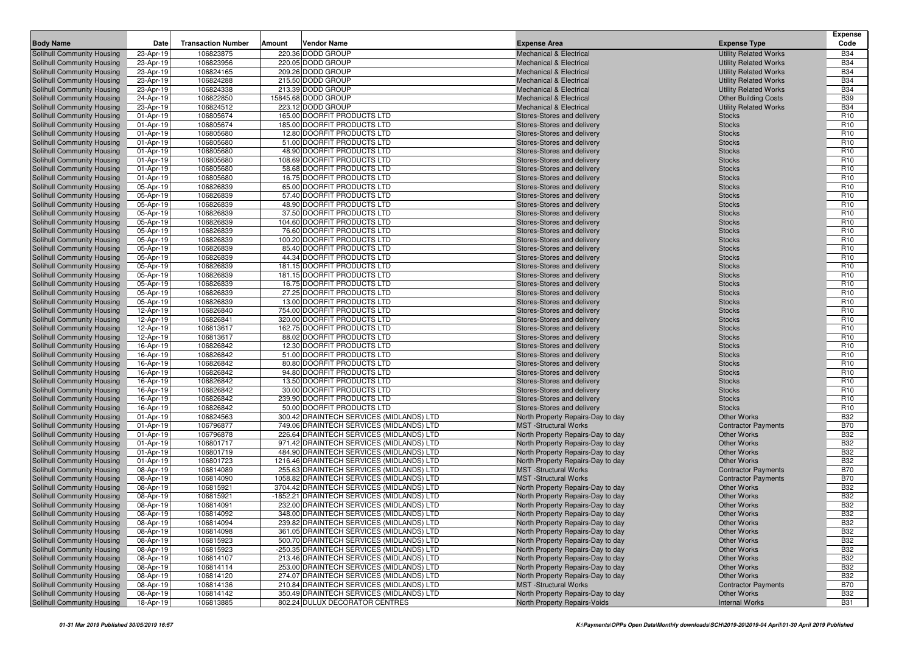| Body Name | Date | Transaction Number | Amount | Vendor Name | Expense Area | Expense Type | Expense Code |
|---|---|---|---|---|---|---|---|
| Solihull Community Housing | 23-Apr-19 | 106823875 | 220.36 | DODD GROUP | Mechanical & Electrical | Utility Related Works | B34 |
| Solihull Community Housing | 23-Apr-19 | 106823956 | 220.05 | DODD GROUP | Mechanical & Electrical | Utility Related Works | B34 |
| Solihull Community Housing | 23-Apr-19 | 106824165 | 209.26 | DODD GROUP | Mechanical & Electrical | Utility Related Works | B34 |
| Solihull Community Housing | 23-Apr-19 | 106824288 | 215.50 | DODD GROUP | Mechanical & Electrical | Utility Related Works | B34 |
| Solihull Community Housing | 23-Apr-19 | 106824338 | 213.39 | DODD GROUP | Mechanical & Electrical | Utility Related Works | B34 |
| Solihull Community Housing | 24-Apr-19 | 106822850 | 15845.68 | DODD GROUP | Mechanical & Electrical | Other Building Costs | B39 |
| Solihull Community Housing | 23-Apr-19 | 106824512 | 223.12 | DODD GROUP | Mechanical & Electrical | Utility Related Works | B34 |
| Solihull Community Housing | 01-Apr-19 | 106805674 | 165.00 | DOORFIT PRODUCTS LTD | Stores-Stores and delivery | Stocks | R10 |
| Solihull Community Housing | 01-Apr-19 | 106805674 | 185.00 | DOORFIT PRODUCTS LTD | Stores-Stores and delivery | Stocks | R10 |
| Solihull Community Housing | 01-Apr-19 | 106805680 | 12.80 | DOORFIT PRODUCTS LTD | Stores-Stores and delivery | Stocks | R10 |
| Solihull Community Housing | 01-Apr-19 | 106805680 | 51.00 | DOORFIT PRODUCTS LTD | Stores-Stores and delivery | Stocks | R10 |
| Solihull Community Housing | 01-Apr-19 | 106805680 | 48.90 | DOORFIT PRODUCTS LTD | Stores-Stores and delivery | Stocks | R10 |
| Solihull Community Housing | 01-Apr-19 | 106805680 | 108.69 | DOORFIT PRODUCTS LTD | Stores-Stores and delivery | Stocks | R10 |
| Solihull Community Housing | 01-Apr-19 | 106805680 | 58.68 | DOORFIT PRODUCTS LTD | Stores-Stores and delivery | Stocks | R10 |
| Solihull Community Housing | 01-Apr-19 | 106805680 | 16.75 | DOORFIT PRODUCTS LTD | Stores-Stores and delivery | Stocks | R10 |
| Solihull Community Housing | 05-Apr-19 | 106826839 | 65.00 | DOORFIT PRODUCTS LTD | Stores-Stores and delivery | Stocks | R10 |
| Solihull Community Housing | 05-Apr-19 | 106826839 | 57.40 | DOORFIT PRODUCTS LTD | Stores-Stores and delivery | Stocks | R10 |
| Solihull Community Housing | 05-Apr-19 | 106826839 | 48.90 | DOORFIT PRODUCTS LTD | Stores-Stores and delivery | Stocks | R10 |
| Solihull Community Housing | 05-Apr-19 | 106826839 | 37.50 | DOORFIT PRODUCTS LTD | Stores-Stores and delivery | Stocks | R10 |
| Solihull Community Housing | 05-Apr-19 | 106826839 | 104.60 | DOORFIT PRODUCTS LTD | Stores-Stores and delivery | Stocks | R10 |
| Solihull Community Housing | 05-Apr-19 | 106826839 | 76.60 | DOORFIT PRODUCTS LTD | Stores-Stores and delivery | Stocks | R10 |
| Solihull Community Housing | 05-Apr-19 | 106826839 | 100.20 | DOORFIT PRODUCTS LTD | Stores-Stores and delivery | Stocks | R10 |
| Solihull Community Housing | 05-Apr-19 | 106826839 | 85.40 | DOORFIT PRODUCTS LTD | Stores-Stores and delivery | Stocks | R10 |
| Solihull Community Housing | 05-Apr-19 | 106826839 | 44.34 | DOORFIT PRODUCTS LTD | Stores-Stores and delivery | Stocks | R10 |
| Solihull Community Housing | 05-Apr-19 | 106826839 | 181.15 | DOORFIT PRODUCTS LTD | Stores-Stores and delivery | Stocks | R10 |
| Solihull Community Housing | 05-Apr-19 | 106826839 | 181.15 | DOORFIT PRODUCTS LTD | Stores-Stores and delivery | Stocks | R10 |
| Solihull Community Housing | 05-Apr-19 | 106826839 | 16.75 | DOORFIT PRODUCTS LTD | Stores-Stores and delivery | Stocks | R10 |
| Solihull Community Housing | 05-Apr-19 | 106826839 | 27.25 | DOORFIT PRODUCTS LTD | Stores-Stores and delivery | Stocks | R10 |
| Solihull Community Housing | 05-Apr-19 | 106826839 | 13.00 | DOORFIT PRODUCTS LTD | Stores-Stores and delivery | Stocks | R10 |
| Solihull Community Housing | 12-Apr-19 | 106826840 | 754.00 | DOORFIT PRODUCTS LTD | Stores-Stores and delivery | Stocks | R10 |
| Solihull Community Housing | 12-Apr-19 | 106826841 | 320.00 | DOORFIT PRODUCTS LTD | Stores-Stores and delivery | Stocks | R10 |
| Solihull Community Housing | 12-Apr-19 | 106813617 | 162.75 | DOORFIT PRODUCTS LTD | Stores-Stores and delivery | Stocks | R10 |
| Solihull Community Housing | 12-Apr-19 | 106813617 | 88.02 | DOORFIT PRODUCTS LTD | Stores-Stores and delivery | Stocks | R10 |
| Solihull Community Housing | 16-Apr-19 | 106826842 | 12.30 | DOORFIT PRODUCTS LTD | Stores-Stores and delivery | Stocks | R10 |
| Solihull Community Housing | 16-Apr-19 | 106826842 | 51.00 | DOORFIT PRODUCTS LTD | Stores-Stores and delivery | Stocks | R10 |
| Solihull Community Housing | 16-Apr-19 | 106826842 | 80.80 | DOORFIT PRODUCTS LTD | Stores-Stores and delivery | Stocks | R10 |
| Solihull Community Housing | 16-Apr-19 | 106826842 | 94.80 | DOORFIT PRODUCTS LTD | Stores-Stores and delivery | Stocks | R10 |
| Solihull Community Housing | 16-Apr-19 | 106826842 | 13.50 | DOORFIT PRODUCTS LTD | Stores-Stores and delivery | Stocks | R10 |
| Solihull Community Housing | 16-Apr-19 | 106826842 | 30.00 | DOORFIT PRODUCTS LTD | Stores-Stores and delivery | Stocks | R10 |
| Solihull Community Housing | 16-Apr-19 | 106826842 | 239.90 | DOORFIT PRODUCTS LTD | Stores-Stores and delivery | Stocks | R10 |
| Solihull Community Housing | 16-Apr-19 | 106826842 | 50.00 | DOORFIT PRODUCTS LTD | Stores-Stores and delivery | Stocks | R10 |
| Solihull Community Housing | 01-Apr-19 | 106824563 | 300.42 | DRAINTECH SERVICES (MIDLANDS) LTD | North Property Repairs-Day to day | Other Works | B32 |
| Solihull Community Housing | 01-Apr-19 | 106796877 | 749.06 | DRAINTECH SERVICES (MIDLANDS) LTD | MST -Structural Works | Contractor Payments | B70 |
| Solihull Community Housing | 01-Apr-19 | 106796878 | 226.64 | DRAINTECH SERVICES (MIDLANDS) LTD | North Property Repairs-Day to day | Other Works | B32 |
| Solihull Community Housing | 01-Apr-19 | 106801717 | 971.42 | DRAINTECH SERVICES (MIDLANDS) LTD | North Property Repairs-Day to day | Other Works | B32 |
| Solihull Community Housing | 01-Apr-19 | 106801719 | 484.90 | DRAINTECH SERVICES (MIDLANDS) LTD | North Property Repairs-Day to day | Other Works | B32 |
| Solihull Community Housing | 01-Apr-19 | 106801723 | 1216.46 | DRAINTECH SERVICES (MIDLANDS) LTD | North Property Repairs-Day to day | Other Works | B32 |
| Solihull Community Housing | 08-Apr-19 | 106814089 | 255.63 | DRAINTECH SERVICES (MIDLANDS) LTD | MST -Structural Works | Contractor Payments | B70 |
| Solihull Community Housing | 08-Apr-19 | 106814090 | 1058.82 | DRAINTECH SERVICES (MIDLANDS) LTD | MST -Structural Works | Contractor Payments | B70 |
| Solihull Community Housing | 08-Apr-19 | 106815921 | 3704.42 | DRAINTECH SERVICES (MIDLANDS) LTD | North Property Repairs-Day to day | Other Works | B32 |
| Solihull Community Housing | 08-Apr-19 | 106815921 | -1852.21 | DRAINTECH SERVICES (MIDLANDS) LTD | North Property Repairs-Day to day | Other Works | B32 |
| Solihull Community Housing | 08-Apr-19 | 106814091 | 232.00 | DRAINTECH SERVICES (MIDLANDS) LTD | North Property Repairs-Day to day | Other Works | B32 |
| Solihull Community Housing | 08-Apr-19 | 106814092 | 348.00 | DRAINTECH SERVICES (MIDLANDS) LTD | North Property Repairs-Day to day | Other Works | B32 |
| Solihull Community Housing | 08-Apr-19 | 106814094 | 239.82 | DRAINTECH SERVICES (MIDLANDS) LTD | North Property Repairs-Day to day | Other Works | B32 |
| Solihull Community Housing | 08-Apr-19 | 106814098 | 361.05 | DRAINTECH SERVICES (MIDLANDS) LTD | North Property Repairs-Day to day | Other Works | B32 |
| Solihull Community Housing | 08-Apr-19 | 106815923 | 500.70 | DRAINTECH SERVICES (MIDLANDS) LTD | North Property Repairs-Day to day | Other Works | B32 |
| Solihull Community Housing | 08-Apr-19 | 106815923 | -250.35 | DRAINTECH SERVICES (MIDLANDS) LTD | North Property Repairs-Day to day | Other Works | B32 |
| Solihull Community Housing | 08-Apr-19 | 106814107 | 213.46 | DRAINTECH SERVICES (MIDLANDS) LTD | North Property Repairs-Day to day | Other Works | B32 |
| Solihull Community Housing | 08-Apr-19 | 106814114 | 253.00 | DRAINTECH SERVICES (MIDLANDS) LTD | North Property Repairs-Day to day | Other Works | B32 |
| Solihull Community Housing | 08-Apr-19 | 106814120 | 274.07 | DRAINTECH SERVICES (MIDLANDS) LTD | North Property Repairs-Day to day | Other Works | B32 |
| Solihull Community Housing | 08-Apr-19 | 106814136 | 210.84 | DRAINTECH SERVICES (MIDLANDS) LTD | MST -Structural Works | Contractor Payments | B70 |
| Solihull Community Housing | 08-Apr-19 | 106814142 | 350.49 | DRAINTECH SERVICES (MIDLANDS) LTD | North Property Repairs-Day to day | Other Works | B32 |
| Solihull Community Housing | 18-Apr-19 | 106813885 | 802.24 | DULUX DECORATOR CENTRES | North Property Repairs-Voids | Internal Works | B31 |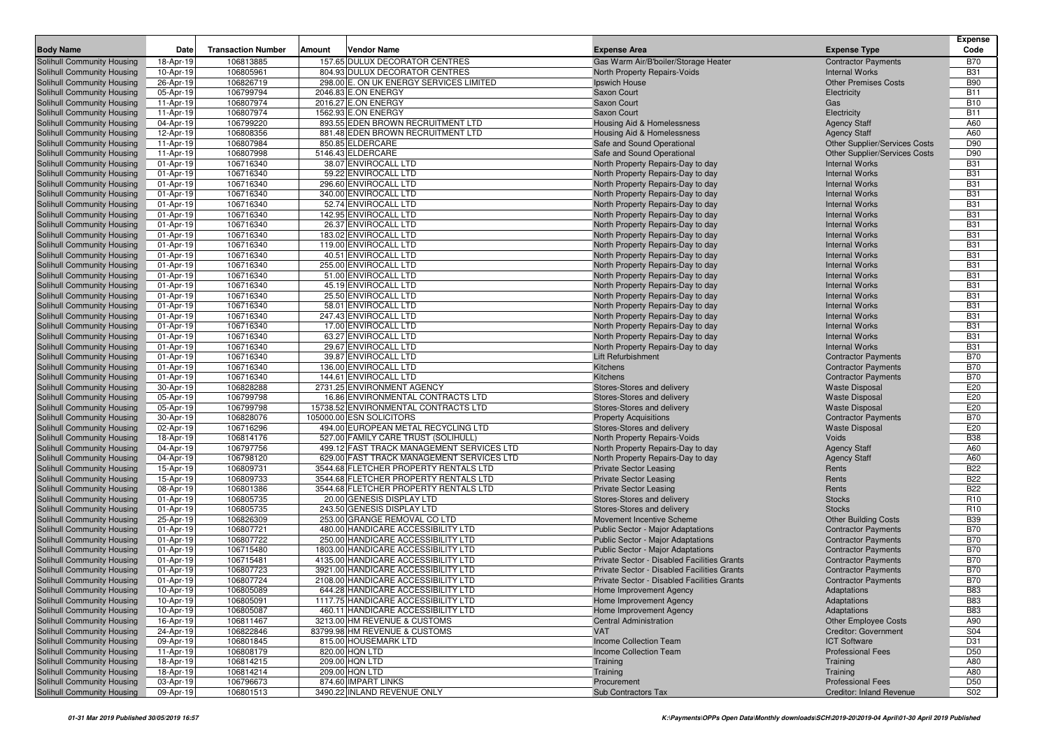| Body Name | Date | Transaction Number | Amount | Vendor Name | Expense Area | Expense Type | Expense Code |
|---|---|---|---|---|---|---|---|
| Solihull Community Housing | 18-Apr-19 | 106813885 | 157.65 | DULUX DECORATOR CENTRES | Gas Warm Air/B'boiler/Storage Heater | Contractor Payments | B70 |
| Solihull Community Housing | 10-Apr-19 | 106805961 | 804.93 | DULUX DECORATOR CENTRES | North Property Repairs-Voids | Internal Works | B31 |
| Solihull Community Housing | 26-Apr-19 | 106826719 | 298.00 | E. ON UK ENERGY SERVICES LIMITED | Ipswich House | Other Premises Costs | B90 |
| Solihull Community Housing | 05-Apr-19 | 106799794 | 2046.83 | E.ON ENERGY | Saxon Court | Electricity | B11 |
| Solihull Community Housing | 11-Apr-19 | 106807974 | 2016.27 | E.ON ENERGY | Saxon Court | Gas | B10 |
| Solihull Community Housing | 11-Apr-19 | 106807974 | 1562.93 | E.ON ENERGY | Saxon Court | Electricity | B11 |
| Solihull Community Housing | 04-Apr-19 | 106799220 | 893.55 | EDEN BROWN RECRUITMENT LTD | Housing Aid & Homelessness | Agency Staff | A60 |
| Solihull Community Housing | 12-Apr-19 | 106808356 | 881.48 | EDEN BROWN RECRUITMENT LTD | Housing Aid & Homelessness | Agency Staff | A60 |
| Solihull Community Housing | 11-Apr-19 | 106807984 | 850.85 | ELDERCARE | Safe and Sound Operational | Other Supplier/Services Costs | D90 |
| Solihull Community Housing | 11-Apr-19 | 106807998 | 5146.43 | ELDERCARE | Safe and Sound Operational | Other Supplier/Services Costs | D90 |
| Solihull Community Housing | 01-Apr-19 | 106716340 | 38.07 | ENVIROCALL LTD | North Property Repairs-Day to day | Internal Works | B31 |
| Solihull Community Housing | 01-Apr-19 | 106716340 | 59.22 | ENVIROCALL LTD | North Property Repairs-Day to day | Internal Works | B31 |
| Solihull Community Housing | 01-Apr-19 | 106716340 | 296.60 | ENVIROCALL LTD | North Property Repairs-Day to day | Internal Works | B31 |
| Solihull Community Housing | 01-Apr-19 | 106716340 | 340.00 | ENVIROCALL LTD | North Property Repairs-Day to day | Internal Works | B31 |
| Solihull Community Housing | 01-Apr-19 | 106716340 | 52.74 | ENVIROCALL LTD | North Property Repairs-Day to day | Internal Works | B31 |
| Solihull Community Housing | 01-Apr-19 | 106716340 | 142.95 | ENVIROCALL LTD | North Property Repairs-Day to day | Internal Works | B31 |
| Solihull Community Housing | 01-Apr-19 | 106716340 | 26.37 | ENVIROCALL LTD | North Property Repairs-Day to day | Internal Works | B31 |
| Solihull Community Housing | 01-Apr-19 | 106716340 | 183.02 | ENVIROCALL LTD | North Property Repairs-Day to day | Internal Works | B31 |
| Solihull Community Housing | 01-Apr-19 | 106716340 | 119.00 | ENVIROCALL LTD | North Property Repairs-Day to day | Internal Works | B31 |
| Solihull Community Housing | 01-Apr-19 | 106716340 | 40.51 | ENVIROCALL LTD | North Property Repairs-Day to day | Internal Works | B31 |
| Solihull Community Housing | 01-Apr-19 | 106716340 | 255.00 | ENVIROCALL LTD | North Property Repairs-Day to day | Internal Works | B31 |
| Solihull Community Housing | 01-Apr-19 | 106716340 | 51.00 | ENVIROCALL LTD | North Property Repairs-Day to day | Internal Works | B31 |
| Solihull Community Housing | 01-Apr-19 | 106716340 | 45.19 | ENVIROCALL LTD | North Property Repairs-Day to day | Internal Works | B31 |
| Solihull Community Housing | 01-Apr-19 | 106716340 | 25.50 | ENVIROCALL LTD | North Property Repairs-Day to day | Internal Works | B31 |
| Solihull Community Housing | 01-Apr-19 | 106716340 | 58.01 | ENVIROCALL LTD | North Property Repairs-Day to day | Internal Works | B31 |
| Solihull Community Housing | 01-Apr-19 | 106716340 | 247.43 | ENVIROCALL LTD | North Property Repairs-Day to day | Internal Works | B31 |
| Solihull Community Housing | 01-Apr-19 | 106716340 | 17.00 | ENVIROCALL LTD | North Property Repairs-Day to day | Internal Works | B31 |
| Solihull Community Housing | 01-Apr-19 | 106716340 | 63.27 | ENVIROCALL LTD | North Property Repairs-Day to day | Internal Works | B31 |
| Solihull Community Housing | 01-Apr-19 | 106716340 | 29.67 | ENVIROCALL LTD | North Property Repairs-Day to day | Internal Works | B31 |
| Solihull Community Housing | 01-Apr-19 | 106716340 | 39.87 | ENVIROCALL LTD | Lift Refurbishment | Contractor Payments | B70 |
| Solihull Community Housing | 01-Apr-19 | 106716340 | 136.00 | ENVIROCALL LTD | Kitchens | Contractor Payments | B70 |
| Solihull Community Housing | 01-Apr-19 | 106716340 | 144.61 | ENVIROCALL LTD | Kitchens | Contractor Payments | B70 |
| Solihull Community Housing | 30-Apr-19 | 106828288 | 2731.25 | ENVIRONMENT AGENCY | Stores-Stores and delivery | Waste Disposal | E20 |
| Solihull Community Housing | 05-Apr-19 | 106799798 | 16.86 | ENVIRONMENTAL CONTRACTS LTD | Stores-Stores and delivery | Waste Disposal | E20 |
| Solihull Community Housing | 05-Apr-19 | 106799798 | 15738.52 | ENVIRONMENTAL CONTRACTS LTD | Stores-Stores and delivery | Waste Disposal | E20 |
| Solihull Community Housing | 30-Apr-19 | 106828076 | 105000.00 | ESN SOLICITORS | Property Acquisitions | Contractor Payments | B70 |
| Solihull Community Housing | 02-Apr-19 | 106716296 | 494.00 | EUROPEAN METAL RECYCLING LTD | Stores-Stores and delivery | Waste Disposal | E20 |
| Solihull Community Housing | 18-Apr-19 | 106814176 | 527.00 | FAMILY CARE TRUST (SOLIHULL) | North Property Repairs-Voids | Voids | B38 |
| Solihull Community Housing | 04-Apr-19 | 106797756 | 499.12 | FAST TRACK MANAGEMENT SERVICES LTD | North Property Repairs-Day to day | Agency Staff | A60 |
| Solihull Community Housing | 04-Apr-19 | 106798120 | 629.00 | FAST TRACK MANAGEMENT SERVICES LTD | North Property Repairs-Day to day | Agency Staff | A60 |
| Solihull Community Housing | 15-Apr-19 | 106809731 | 3544.68 | FLETCHER PROPERTY RENTALS LTD | Private Sector Leasing | Rents | B22 |
| Solihull Community Housing | 15-Apr-19 | 106809733 | 3544.68 | FLETCHER PROPERTY RENTALS LTD | Private Sector Leasing | Rents | B22 |
| Solihull Community Housing | 08-Apr-19 | 106801386 | 3544.68 | FLETCHER PROPERTY RENTALS LTD | Private Sector Leasing | Rents | B22 |
| Solihull Community Housing | 01-Apr-19 | 106805735 | 20.00 | GENESIS DISPLAY LTD | Stores-Stores and delivery | Stocks | R10 |
| Solihull Community Housing | 01-Apr-19 | 106805735 | 243.50 | GENESIS DISPLAY LTD | Stores-Stores and delivery | Stocks | R10 |
| Solihull Community Housing | 25-Apr-19 | 106826309 | 253.00 | GRANGE REMOVAL CO LTD | Movement Incentive Scheme | Other Building Costs | B39 |
| Solihull Community Housing | 01-Apr-19 | 106807721 | 480.00 | HANDICARE ACCESSIBILITY LTD | Public Sector - Major Adaptations | Contractor Payments | B70 |
| Solihull Community Housing | 01-Apr-19 | 106807722 | 250.00 | HANDICARE ACCESSIBILITY LTD | Public Sector - Major Adaptations | Contractor Payments | B70 |
| Solihull Community Housing | 01-Apr-19 | 106715480 | 1803.00 | HANDICARE ACCESSIBILITY LTD | Public Sector - Major Adaptations | Contractor Payments | B70 |
| Solihull Community Housing | 01-Apr-19 | 106715481 | 4135.00 | HANDICARE ACCESSIBILITY LTD | Private Sector - Disabled Facilities Grants | Contractor Payments | B70 |
| Solihull Community Housing | 01-Apr-19 | 106807723 | 3921.00 | HANDICARE ACCESSIBILITY LTD | Private Sector - Disabled Facilities Grants | Contractor Payments | B70 |
| Solihull Community Housing | 01-Apr-19 | 106807724 | 2108.00 | HANDICARE ACCESSIBILITY LTD | Private Sector - Disabled Facilities Grants | Contractor Payments | B70 |
| Solihull Community Housing | 10-Apr-19 | 106805089 | 644.28 | HANDICARE ACCESSIBILITY LTD | Home Improvement Agency | Adaptations | B83 |
| Solihull Community Housing | 10-Apr-19 | 106805091 | 1117.75 | HANDICARE ACCESSIBILITY LTD | Home Improvement Agency | Adaptations | B83 |
| Solihull Community Housing | 10-Apr-19 | 106805087 | 460.11 | HANDICARE ACCESSIBILITY LTD | Home Improvement Agency | Adaptations | B83 |
| Solihull Community Housing | 16-Apr-19 | 106811467 | 3213.00 | HM REVENUE & CUSTOMS | Central Administration | Other Employee Costs | A90 |
| Solihull Community Housing | 24-Apr-19 | 106822846 | 83799.98 | HM REVENUE & CUSTOMS | VAT | Creditor: Government | S04 |
| Solihull Community Housing | 09-Apr-19 | 106801845 | 815.00 | HOUSEMARK LTD | Income Collection Team | ICT Software | D31 |
| Solihull Community Housing | 11-Apr-19 | 106808179 | 820.00 | HQN LTD | Income Collection Team | Professional Fees | D50 |
| Solihull Community Housing | 18-Apr-19 | 106814215 | 209.00 | HQN LTD | Training | Training | A80 |
| Solihull Community Housing | 18-Apr-19 | 106814214 | 209.00 | HQN LTD | Training | Training | A80 |
| Solihull Community Housing | 03-Apr-19 | 106796673 | 874.60 | IMPART LINKS | Procurement | Professional Fees | D50 |
| Solihull Community Housing | 09-Apr-19 | 106801513 | 3490.22 | INLAND REVENUE ONLY | Sub Contractors Tax | Creditor: Inland Revenue | S02 |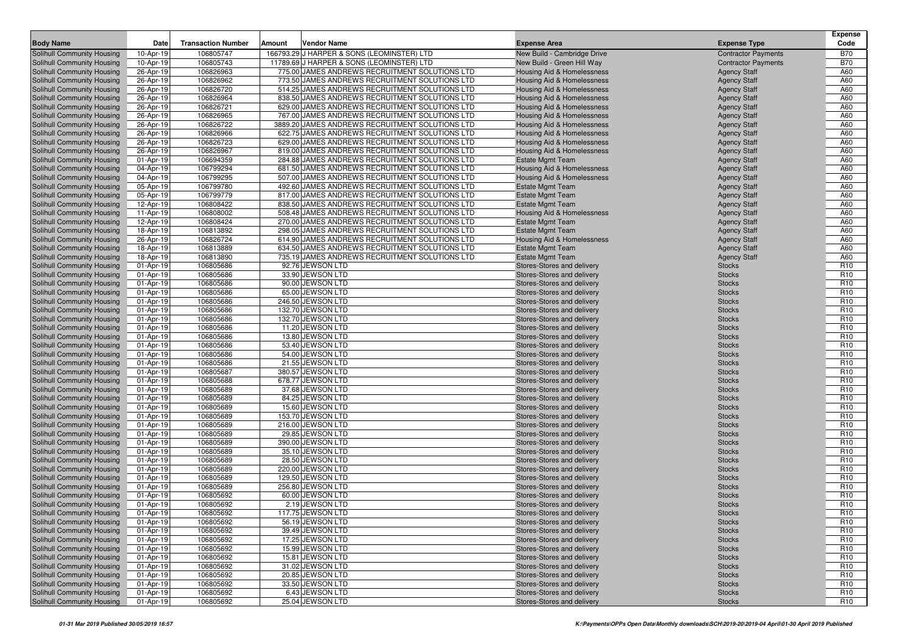| Body Name | Date | Transaction Number | Amount | Vendor Name | Expense Area | Expense Type | Expense Code |
|---|---|---|---|---|---|---|---|
| Solihull Community Housing | 10-Apr-19 | 106805747 | 166793.29 | J HARPER & SONS (LEOMINSTER) LTD | New Build - Cambridge Drive | Contractor Payments | B70 |
| Solihull Community Housing | 10-Apr-19 | 106805743 | 11789.69 | J HARPER & SONS (LEOMINSTER) LTD | New Build - Green Hill Way | Contractor Payments | B70 |
| Solihull Community Housing | 26-Apr-19 | 106826963 | 775.00 | JAMES ANDREWS RECRUITMENT SOLUTIONS LTD | Housing Aid & Homelessness | Agency Staff | A60 |
| Solihull Community Housing | 26-Apr-19 | 106826962 | 773.50 | JAMES ANDREWS RECRUITMENT SOLUTIONS LTD | Housing Aid & Homelessness | Agency Staff | A60 |
| Solihull Community Housing | 26-Apr-19 | 106826720 | 514.25 | JAMES ANDREWS RECRUITMENT SOLUTIONS LTD | Housing Aid & Homelessness | Agency Staff | A60 |
| Solihull Community Housing | 26-Apr-19 | 106826964 | 838.50 | JAMES ANDREWS RECRUITMENT SOLUTIONS LTD | Housing Aid & Homelessness | Agency Staff | A60 |
| Solihull Community Housing | 26-Apr-19 | 106826721 | 629.00 | JAMES ANDREWS RECRUITMENT SOLUTIONS LTD | Housing Aid & Homelessness | Agency Staff | A60 |
| Solihull Community Housing | 26-Apr-19 | 106826965 | 767.00 | JAMES ANDREWS RECRUITMENT SOLUTIONS LTD | Housing Aid & Homelessness | Agency Staff | A60 |
| Solihull Community Housing | 26-Apr-19 | 106826722 | 3889.20 | JAMES ANDREWS RECRUITMENT SOLUTIONS LTD | Housing Aid & Homelessness | Agency Staff | A60 |
| Solihull Community Housing | 26-Apr-19 | 106826966 | 622.75 | JAMES ANDREWS RECRUITMENT SOLUTIONS LTD | Housing Aid & Homelessness | Agency Staff | A60 |
| Solihull Community Housing | 26-Apr-19 | 106826723 | 629.00 | JAMES ANDREWS RECRUITMENT SOLUTIONS LTD | Housing Aid & Homelessness | Agency Staff | A60 |
| Solihull Community Housing | 26-Apr-19 | 106826967 | 819.00 | JAMES ANDREWS RECRUITMENT SOLUTIONS LTD | Housing Aid & Homelessness | Agency Staff | A60 |
| Solihull Community Housing | 01-Apr-19 | 106694359 | 284.88 | JAMES ANDREWS RECRUITMENT SOLUTIONS LTD | Estate Mgmt Team | Agency Staff | A60 |
| Solihull Community Housing | 04-Apr-19 | 106799294 | 681.50 | JAMES ANDREWS RECRUITMENT SOLUTIONS LTD | Housing Aid & Homelessness | Agency Staff | A60 |
| Solihull Community Housing | 04-Apr-19 | 106799295 | 507.00 | JAMES ANDREWS RECRUITMENT SOLUTIONS LTD | Housing Aid & Homelessness | Agency Staff | A60 |
| Solihull Community Housing | 05-Apr-19 | 106799780 | 492.60 | JAMES ANDREWS RECRUITMENT SOLUTIONS LTD | Estate Mgmt Team | Agency Staff | A60 |
| Solihull Community Housing | 05-Apr-19 | 106799779 | 817.00 | JAMES ANDREWS RECRUITMENT SOLUTIONS LTD | Estate Mgmt Team | Agency Staff | A60 |
| Solihull Community Housing | 12-Apr-19 | 106808422 | 838.50 | JAMES ANDREWS RECRUITMENT SOLUTIONS LTD | Estate Mgmt Team | Agency Staff | A60 |
| Solihull Community Housing | 11-Apr-19 | 106808002 | 508.48 | JAMES ANDREWS RECRUITMENT SOLUTIONS LTD | Housing Aid & Homelessness | Agency Staff | A60 |
| Solihull Community Housing | 12-Apr-19 | 106808424 | 270.00 | JAMES ANDREWS RECRUITMENT SOLUTIONS LTD | Estate Mgmt Team | Agency Staff | A60 |
| Solihull Community Housing | 18-Apr-19 | 106813892 | 298.05 | JAMES ANDREWS RECRUITMENT SOLUTIONS LTD | Estate Mgmt Team | Agency Staff | A60 |
| Solihull Community Housing | 26-Apr-19 | 106826724 | 614.90 | JAMES ANDREWS RECRUITMENT SOLUTIONS LTD | Housing Aid & Homelessness | Agency Staff | A60 |
| Solihull Community Housing | 18-Apr-19 | 106813889 | 634.50 | JAMES ANDREWS RECRUITMENT SOLUTIONS LTD | Estate Mgmt Team | Agency Staff | A60 |
| Solihull Community Housing | 18-Apr-19 | 106813890 | 735.19 | JAMES ANDREWS RECRUITMENT SOLUTIONS LTD | Estate Mgmt Team | Agency Staff | A60 |
| Solihull Community Housing | 01-Apr-19 | 106805686 | 92.76 | JEWSON LTD | Stores-Stores and delivery | Stocks | R10 |
| Solihull Community Housing | 01-Apr-19 | 106805686 | 33.90 | JEWSON LTD | Stores-Stores and delivery | Stocks | R10 |
| Solihull Community Housing | 01-Apr-19 | 106805686 | 90.00 | JEWSON LTD | Stores-Stores and delivery | Stocks | R10 |
| Solihull Community Housing | 01-Apr-19 | 106805686 | 65.00 | JEWSON LTD | Stores-Stores and delivery | Stocks | R10 |
| Solihull Community Housing | 01-Apr-19 | 106805686 | 246.50 | JEWSON LTD | Stores-Stores and delivery | Stocks | R10 |
| Solihull Community Housing | 01-Apr-19 | 106805686 | 132.70 | JEWSON LTD | Stores-Stores and delivery | Stocks | R10 |
| Solihull Community Housing | 01-Apr-19 | 106805686 | 132.70 | JEWSON LTD | Stores-Stores and delivery | Stocks | R10 |
| Solihull Community Housing | 01-Apr-19 | 106805686 | 11.20 | JEWSON LTD | Stores-Stores and delivery | Stocks | R10 |
| Solihull Community Housing | 01-Apr-19 | 106805686 | 13.80 | JEWSON LTD | Stores-Stores and delivery | Stocks | R10 |
| Solihull Community Housing | 01-Apr-19 | 106805686 | 53.40 | JEWSON LTD | Stores-Stores and delivery | Stocks | R10 |
| Solihull Community Housing | 01-Apr-19 | 106805686 | 54.00 | JEWSON LTD | Stores-Stores and delivery | Stocks | R10 |
| Solihull Community Housing | 01-Apr-19 | 106805686 | 21.55 | JEWSON LTD | Stores-Stores and delivery | Stocks | R10 |
| Solihull Community Housing | 01-Apr-19 | 106805687 | 380.57 | JEWSON LTD | Stores-Stores and delivery | Stocks | R10 |
| Solihull Community Housing | 01-Apr-19 | 106805688 | 678.77 | JEWSON LTD | Stores-Stores and delivery | Stocks | R10 |
| Solihull Community Housing | 01-Apr-19 | 106805689 | 37.68 | JEWSON LTD | Stores-Stores and delivery | Stocks | R10 |
| Solihull Community Housing | 01-Apr-19 | 106805689 | 84.25 | JEWSON LTD | Stores-Stores and delivery | Stocks | R10 |
| Solihull Community Housing | 01-Apr-19 | 106805689 | 15.60 | JEWSON LTD | Stores-Stores and delivery | Stocks | R10 |
| Solihull Community Housing | 01-Apr-19 | 106805689 | 153.70 | JEWSON LTD | Stores-Stores and delivery | Stocks | R10 |
| Solihull Community Housing | 01-Apr-19 | 106805689 | 216.00 | JEWSON LTD | Stores-Stores and delivery | Stocks | R10 |
| Solihull Community Housing | 01-Apr-19 | 106805689 | 29.85 | JEWSON LTD | Stores-Stores and delivery | Stocks | R10 |
| Solihull Community Housing | 01-Apr-19 | 106805689 | 390.00 | JEWSON LTD | Stores-Stores and delivery | Stocks | R10 |
| Solihull Community Housing | 01-Apr-19 | 106805689 | 35.10 | JEWSON LTD | Stores-Stores and delivery | Stocks | R10 |
| Solihull Community Housing | 01-Apr-19 | 106805689 | 28.50 | JEWSON LTD | Stores-Stores and delivery | Stocks | R10 |
| Solihull Community Housing | 01-Apr-19 | 106805689 | 220.00 | JEWSON LTD | Stores-Stores and delivery | Stocks | R10 |
| Solihull Community Housing | 01-Apr-19 | 106805689 | 129.50 | JEWSON LTD | Stores-Stores and delivery | Stocks | R10 |
| Solihull Community Housing | 01-Apr-19 | 106805689 | 256.80 | JEWSON LTD | Stores-Stores and delivery | Stocks | R10 |
| Solihull Community Housing | 01-Apr-19 | 106805692 | 60.00 | JEWSON LTD | Stores-Stores and delivery | Stocks | R10 |
| Solihull Community Housing | 01-Apr-19 | 106805692 | 2.19 | JEWSON LTD | Stores-Stores and delivery | Stocks | R10 |
| Solihull Community Housing | 01-Apr-19 | 106805692 | 117.75 | JEWSON LTD | Stores-Stores and delivery | Stocks | R10 |
| Solihull Community Housing | 01-Apr-19 | 106805692 | 56.19 | JEWSON LTD | Stores-Stores and delivery | Stocks | R10 |
| Solihull Community Housing | 01-Apr-19 | 106805692 | 39.49 | JEWSON LTD | Stores-Stores and delivery | Stocks | R10 |
| Solihull Community Housing | 01-Apr-19 | 106805692 | 17.25 | JEWSON LTD | Stores-Stores and delivery | Stocks | R10 |
| Solihull Community Housing | 01-Apr-19 | 106805692 | 15.99 | JEWSON LTD | Stores-Stores and delivery | Stocks | R10 |
| Solihull Community Housing | 01-Apr-19 | 106805692 | 15.81 | JEWSON LTD | Stores-Stores and delivery | Stocks | R10 |
| Solihull Community Housing | 01-Apr-19 | 106805692 | 31.02 | JEWSON LTD | Stores-Stores and delivery | Stocks | R10 |
| Solihull Community Housing | 01-Apr-19 | 106805692 | 20.85 | JEWSON LTD | Stores-Stores and delivery | Stocks | R10 |
| Solihull Community Housing | 01-Apr-19 | 106805692 | 33.50 | JEWSON LTD | Stores-Stores and delivery | Stocks | R10 |
| Solihull Community Housing | 01-Apr-19 | 106805692 | 6.43 | JEWSON LTD | Stores-Stores and delivery | Stocks | R10 |
| Solihull Community Housing | 01-Apr-19 | 106805692 | 25.04 | JEWSON LTD | Stores-Stores and delivery | Stocks | R10 |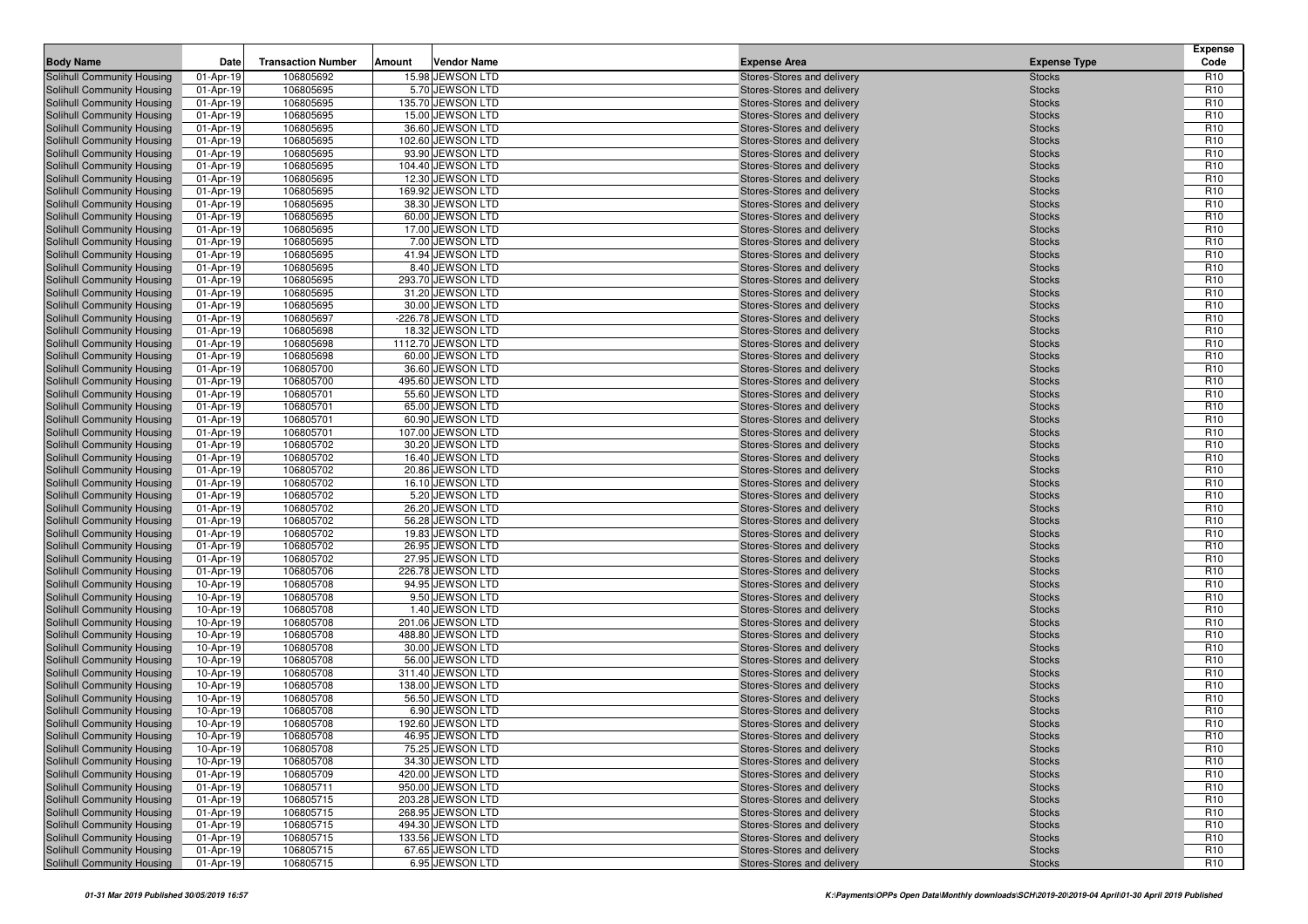| Body Name | Date | Transaction Number | Amount | Vendor Name | Expense Area | Expense Type | Expense Code |
|---|---|---|---|---|---|---|---|
| Solihull Community Housing | 01-Apr-19 | 106805692 | 15.98 | JEWSON LTD | Stores-Stores and delivery | Stocks | R10 |
| Solihull Community Housing | 01-Apr-19 | 106805695 | 5.70 | JEWSON LTD | Stores-Stores and delivery | Stocks | R10 |
| Solihull Community Housing | 01-Apr-19 | 106805695 | 135.70 | JEWSON LTD | Stores-Stores and delivery | Stocks | R10 |
| Solihull Community Housing | 01-Apr-19 | 106805695 | 15.00 | JEWSON LTD | Stores-Stores and delivery | Stocks | R10 |
| Solihull Community Housing | 01-Apr-19 | 106805695 | 36.60 | JEWSON LTD | Stores-Stores and delivery | Stocks | R10 |
| Solihull Community Housing | 01-Apr-19 | 106805695 | 102.60 | JEWSON LTD | Stores-Stores and delivery | Stocks | R10 |
| Solihull Community Housing | 01-Apr-19 | 106805695 | 93.90 | JEWSON LTD | Stores-Stores and delivery | Stocks | R10 |
| Solihull Community Housing | 01-Apr-19 | 106805695 | 104.40 | JEWSON LTD | Stores-Stores and delivery | Stocks | R10 |
| Solihull Community Housing | 01-Apr-19 | 106805695 | 12.30 | JEWSON LTD | Stores-Stores and delivery | Stocks | R10 |
| Solihull Community Housing | 01-Apr-19 | 106805695 | 169.92 | JEWSON LTD | Stores-Stores and delivery | Stocks | R10 |
| Solihull Community Housing | 01-Apr-19 | 106805695 | 38.30 | JEWSON LTD | Stores-Stores and delivery | Stocks | R10 |
| Solihull Community Housing | 01-Apr-19 | 106805695 | 60.00 | JEWSON LTD | Stores-Stores and delivery | Stocks | R10 |
| Solihull Community Housing | 01-Apr-19 | 106805695 | 17.00 | JEWSON LTD | Stores-Stores and delivery | Stocks | R10 |
| Solihull Community Housing | 01-Apr-19 | 106805695 | 7.00 | JEWSON LTD | Stores-Stores and delivery | Stocks | R10 |
| Solihull Community Housing | 01-Apr-19 | 106805695 | 41.94 | JEWSON LTD | Stores-Stores and delivery | Stocks | R10 |
| Solihull Community Housing | 01-Apr-19 | 106805695 | 8.40 | JEWSON LTD | Stores-Stores and delivery | Stocks | R10 |
| Solihull Community Housing | 01-Apr-19 | 106805695 | 293.70 | JEWSON LTD | Stores-Stores and delivery | Stocks | R10 |
| Solihull Community Housing | 01-Apr-19 | 106805695 | 31.20 | JEWSON LTD | Stores-Stores and delivery | Stocks | R10 |
| Solihull Community Housing | 01-Apr-19 | 106805695 | 30.00 | JEWSON LTD | Stores-Stores and delivery | Stocks | R10 |
| Solihull Community Housing | 01-Apr-19 | 106805697 | -226.78 | JEWSON LTD | Stores-Stores and delivery | Stocks | R10 |
| Solihull Community Housing | 01-Apr-19 | 106805698 | 18.32 | JEWSON LTD | Stores-Stores and delivery | Stocks | R10 |
| Solihull Community Housing | 01-Apr-19 | 106805698 | 1112.70 | JEWSON LTD | Stores-Stores and delivery | Stocks | R10 |
| Solihull Community Housing | 01-Apr-19 | 106805698 | 60.00 | JEWSON LTD | Stores-Stores and delivery | Stocks | R10 |
| Solihull Community Housing | 01-Apr-19 | 106805700 | 36.60 | JEWSON LTD | Stores-Stores and delivery | Stocks | R10 |
| Solihull Community Housing | 01-Apr-19 | 106805700 | 495.60 | JEWSON LTD | Stores-Stores and delivery | Stocks | R10 |
| Solihull Community Housing | 01-Apr-19 | 106805701 | 55.60 | JEWSON LTD | Stores-Stores and delivery | Stocks | R10 |
| Solihull Community Housing | 01-Apr-19 | 106805701 | 65.00 | JEWSON LTD | Stores-Stores and delivery | Stocks | R10 |
| Solihull Community Housing | 01-Apr-19 | 106805701 | 60.90 | JEWSON LTD | Stores-Stores and delivery | Stocks | R10 |
| Solihull Community Housing | 01-Apr-19 | 106805701 | 107.00 | JEWSON LTD | Stores-Stores and delivery | Stocks | R10 |
| Solihull Community Housing | 01-Apr-19 | 106805702 | 30.20 | JEWSON LTD | Stores-Stores and delivery | Stocks | R10 |
| Solihull Community Housing | 01-Apr-19 | 106805702 | 16.40 | JEWSON LTD | Stores-Stores and delivery | Stocks | R10 |
| Solihull Community Housing | 01-Apr-19 | 106805702 | 20.86 | JEWSON LTD | Stores-Stores and delivery | Stocks | R10 |
| Solihull Community Housing | 01-Apr-19 | 106805702 | 16.10 | JEWSON LTD | Stores-Stores and delivery | Stocks | R10 |
| Solihull Community Housing | 01-Apr-19 | 106805702 | 5.20 | JEWSON LTD | Stores-Stores and delivery | Stocks | R10 |
| Solihull Community Housing | 01-Apr-19 | 106805702 | 26.20 | JEWSON LTD | Stores-Stores and delivery | Stocks | R10 |
| Solihull Community Housing | 01-Apr-19 | 106805702 | 56.28 | JEWSON LTD | Stores-Stores and delivery | Stocks | R10 |
| Solihull Community Housing | 01-Apr-19 | 106805702 | 19.83 | JEWSON LTD | Stores-Stores and delivery | Stocks | R10 |
| Solihull Community Housing | 01-Apr-19 | 106805702 | 26.95 | JEWSON LTD | Stores-Stores and delivery | Stocks | R10 |
| Solihull Community Housing | 01-Apr-19 | 106805702 | 27.95 | JEWSON LTD | Stores-Stores and delivery | Stocks | R10 |
| Solihull Community Housing | 01-Apr-19 | 106805706 | 226.78 | JEWSON LTD | Stores-Stores and delivery | Stocks | R10 |
| Solihull Community Housing | 10-Apr-19 | 106805708 | 94.95 | JEWSON LTD | Stores-Stores and delivery | Stocks | R10 |
| Solihull Community Housing | 10-Apr-19 | 106805708 | 9.50 | JEWSON LTD | Stores-Stores and delivery | Stocks | R10 |
| Solihull Community Housing | 10-Apr-19 | 106805708 | 1.40 | JEWSON LTD | Stores-Stores and delivery | Stocks | R10 |
| Solihull Community Housing | 10-Apr-19 | 106805708 | 201.06 | JEWSON LTD | Stores-Stores and delivery | Stocks | R10 |
| Solihull Community Housing | 10-Apr-19 | 106805708 | 488.80 | JEWSON LTD | Stores-Stores and delivery | Stocks | R10 |
| Solihull Community Housing | 10-Apr-19 | 106805708 | 30.00 | JEWSON LTD | Stores-Stores and delivery | Stocks | R10 |
| Solihull Community Housing | 10-Apr-19 | 106805708 | 56.00 | JEWSON LTD | Stores-Stores and delivery | Stocks | R10 |
| Solihull Community Housing | 10-Apr-19 | 106805708 | 311.40 | JEWSON LTD | Stores-Stores and delivery | Stocks | R10 |
| Solihull Community Housing | 10-Apr-19 | 106805708 | 138.00 | JEWSON LTD | Stores-Stores and delivery | Stocks | R10 |
| Solihull Community Housing | 10-Apr-19 | 106805708 | 56.50 | JEWSON LTD | Stores-Stores and delivery | Stocks | R10 |
| Solihull Community Housing | 10-Apr-19 | 106805708 | 6.90 | JEWSON LTD | Stores-Stores and delivery | Stocks | R10 |
| Solihull Community Housing | 10-Apr-19 | 106805708 | 192.60 | JEWSON LTD | Stores-Stores and delivery | Stocks | R10 |
| Solihull Community Housing | 10-Apr-19 | 106805708 | 46.95 | JEWSON LTD | Stores-Stores and delivery | Stocks | R10 |
| Solihull Community Housing | 10-Apr-19 | 106805708 | 75.25 | JEWSON LTD | Stores-Stores and delivery | Stocks | R10 |
| Solihull Community Housing | 10-Apr-19 | 106805708 | 34.30 | JEWSON LTD | Stores-Stores and delivery | Stocks | R10 |
| Solihull Community Housing | 01-Apr-19 | 106805709 | 420.00 | JEWSON LTD | Stores-Stores and delivery | Stocks | R10 |
| Solihull Community Housing | 01-Apr-19 | 106805711 | 950.00 | JEWSON LTD | Stores-Stores and delivery | Stocks | R10 |
| Solihull Community Housing | 01-Apr-19 | 106805715 | 203.28 | JEWSON LTD | Stores-Stores and delivery | Stocks | R10 |
| Solihull Community Housing | 01-Apr-19 | 106805715 | 268.95 | JEWSON LTD | Stores-Stores and delivery | Stocks | R10 |
| Solihull Community Housing | 01-Apr-19 | 106805715 | 494.30 | JEWSON LTD | Stores-Stores and delivery | Stocks | R10 |
| Solihull Community Housing | 01-Apr-19 | 106805715 | 133.56 | JEWSON LTD | Stores-Stores and delivery | Stocks | R10 |
| Solihull Community Housing | 01-Apr-19 | 106805715 | 67.65 | JEWSON LTD | Stores-Stores and delivery | Stocks | R10 |
| Solihull Community Housing | 01-Apr-19 | 106805715 | 6.95 | JEWSON LTD | Stores-Stores and delivery | Stocks | R10 |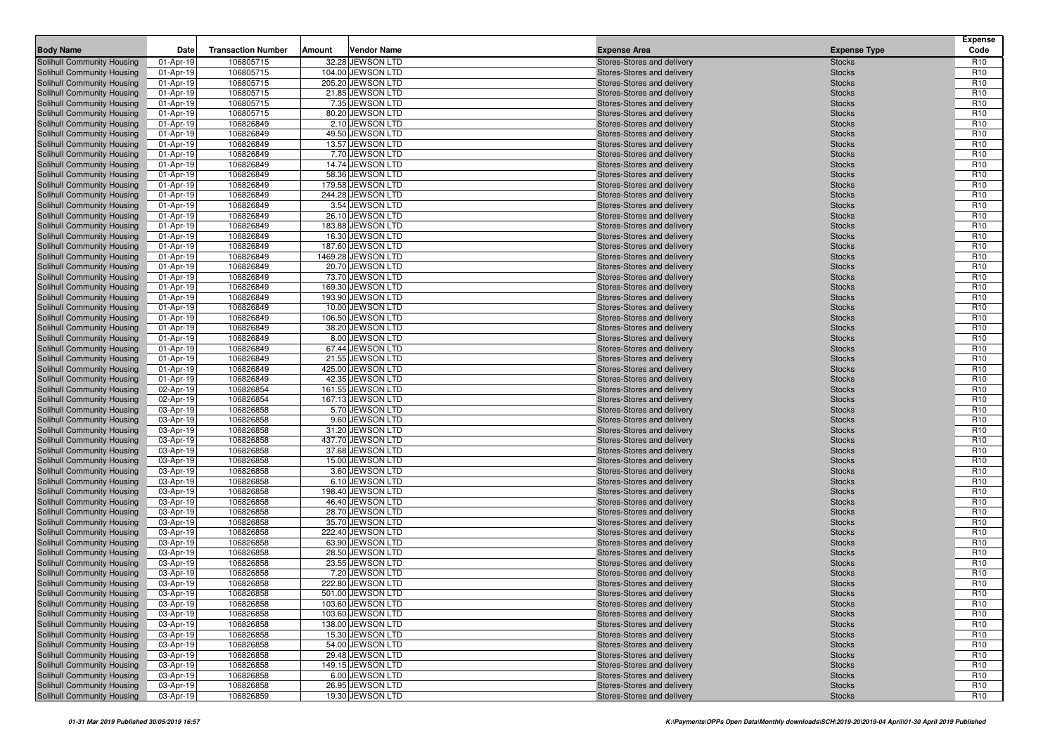| Body Name | Date | Transaction Number | Amount | Vendor Name | Expense Area | Expense Type | Expense Code |
|---|---|---|---|---|---|---|---|
| Solihull Community Housing | 01-Apr-19 | 106805715 | 32.28 | JEWSON LTD | Stores-Stores and delivery | Stocks | R10 |
| Solihull Community Housing | 01-Apr-19 | 106805715 | 104.00 | JEWSON LTD | Stores-Stores and delivery | Stocks | R10 |
| Solihull Community Housing | 01-Apr-19 | 106805715 | 205.20 | JEWSON LTD | Stores-Stores and delivery | Stocks | R10 |
| Solihull Community Housing | 01-Apr-19 | 106805715 | 21.85 | JEWSON LTD | Stores-Stores and delivery | Stocks | R10 |
| Solihull Community Housing | 01-Apr-19 | 106805715 | 7.35 | JEWSON LTD | Stores-Stores and delivery | Stocks | R10 |
| Solihull Community Housing | 01-Apr-19 | 106805715 | 80.20 | JEWSON LTD | Stores-Stores and delivery | Stocks | R10 |
| Solihull Community Housing | 01-Apr-19 | 106826849 | 2.10 | JEWSON LTD | Stores-Stores and delivery | Stocks | R10 |
| Solihull Community Housing | 01-Apr-19 | 106826849 | 49.50 | JEWSON LTD | Stores-Stores and delivery | Stocks | R10 |
| Solihull Community Housing | 01-Apr-19 | 106826849 | 13.57 | JEWSON LTD | Stores-Stores and delivery | Stocks | R10 |
| Solihull Community Housing | 01-Apr-19 | 106826849 | 7.70 | JEWSON LTD | Stores-Stores and delivery | Stocks | R10 |
| Solihull Community Housing | 01-Apr-19 | 106826849 | 14.74 | JEWSON LTD | Stores-Stores and delivery | Stocks | R10 |
| Solihull Community Housing | 01-Apr-19 | 106826849 | 58.36 | JEWSON LTD | Stores-Stores and delivery | Stocks | R10 |
| Solihull Community Housing | 01-Apr-19 | 106826849 | 179.58 | JEWSON LTD | Stores-Stores and delivery | Stocks | R10 |
| Solihull Community Housing | 01-Apr-19 | 106826849 | 244.28 | JEWSON LTD | Stores-Stores and delivery | Stocks | R10 |
| Solihull Community Housing | 01-Apr-19 | 106826849 | 3.54 | JEWSON LTD | Stores-Stores and delivery | Stocks | R10 |
| Solihull Community Housing | 01-Apr-19 | 106826849 | 26.10 | JEWSON LTD | Stores-Stores and delivery | Stocks | R10 |
| Solihull Community Housing | 01-Apr-19 | 106826849 | 183.88 | JEWSON LTD | Stores-Stores and delivery | Stocks | R10 |
| Solihull Community Housing | 01-Apr-19 | 106826849 | 16.30 | JEWSON LTD | Stores-Stores and delivery | Stocks | R10 |
| Solihull Community Housing | 01-Apr-19 | 106826849 | 187.60 | JEWSON LTD | Stores-Stores and delivery | Stocks | R10 |
| Solihull Community Housing | 01-Apr-19 | 106826849 | 1469.28 | JEWSON LTD | Stores-Stores and delivery | Stocks | R10 |
| Solihull Community Housing | 01-Apr-19 | 106826849 | 20.70 | JEWSON LTD | Stores-Stores and delivery | Stocks | R10 |
| Solihull Community Housing | 01-Apr-19 | 106826849 | 73.70 | JEWSON LTD | Stores-Stores and delivery | Stocks | R10 |
| Solihull Community Housing | 01-Apr-19 | 106826849 | 169.30 | JEWSON LTD | Stores-Stores and delivery | Stocks | R10 |
| Solihull Community Housing | 01-Apr-19 | 106826849 | 193.90 | JEWSON LTD | Stores-Stores and delivery | Stocks | R10 |
| Solihull Community Housing | 01-Apr-19 | 106826849 | 10.00 | JEWSON LTD | Stores-Stores and delivery | Stocks | R10 |
| Solihull Community Housing | 01-Apr-19 | 106826849 | 106.50 | JEWSON LTD | Stores-Stores and delivery | Stocks | R10 |
| Solihull Community Housing | 01-Apr-19 | 106826849 | 38.20 | JEWSON LTD | Stores-Stores and delivery | Stocks | R10 |
| Solihull Community Housing | 01-Apr-19 | 106826849 | 8.00 | JEWSON LTD | Stores-Stores and delivery | Stocks | R10 |
| Solihull Community Housing | 01-Apr-19 | 106826849 | 67.44 | JEWSON LTD | Stores-Stores and delivery | Stocks | R10 |
| Solihull Community Housing | 01-Apr-19 | 106826849 | 21.55 | JEWSON LTD | Stores-Stores and delivery | Stocks | R10 |
| Solihull Community Housing | 01-Apr-19 | 106826849 | 425.00 | JEWSON LTD | Stores-Stores and delivery | Stocks | R10 |
| Solihull Community Housing | 01-Apr-19 | 106826849 | 42.35 | JEWSON LTD | Stores-Stores and delivery | Stocks | R10 |
| Solihull Community Housing | 02-Apr-19 | 106826854 | 161.55 | JEWSON LTD | Stores-Stores and delivery | Stocks | R10 |
| Solihull Community Housing | 02-Apr-19 | 106826854 | 167.13 | JEWSON LTD | Stores-Stores and delivery | Stocks | R10 |
| Solihull Community Housing | 03-Apr-19 | 106826858 | 5.70 | JEWSON LTD | Stores-Stores and delivery | Stocks | R10 |
| Solihull Community Housing | 03-Apr-19 | 106826858 | 9.60 | JEWSON LTD | Stores-Stores and delivery | Stocks | R10 |
| Solihull Community Housing | 03-Apr-19 | 106826858 | 31.20 | JEWSON LTD | Stores-Stores and delivery | Stocks | R10 |
| Solihull Community Housing | 03-Apr-19 | 106826858 | 437.70 | JEWSON LTD | Stores-Stores and delivery | Stocks | R10 |
| Solihull Community Housing | 03-Apr-19 | 106826858 | 37.68 | JEWSON LTD | Stores-Stores and delivery | Stocks | R10 |
| Solihull Community Housing | 03-Apr-19 | 106826858 | 15.00 | JEWSON LTD | Stores-Stores and delivery | Stocks | R10 |
| Solihull Community Housing | 03-Apr-19 | 106826858 | 3.60 | JEWSON LTD | Stores-Stores and delivery | Stocks | R10 |
| Solihull Community Housing | 03-Apr-19 | 106826858 | 6.10 | JEWSON LTD | Stores-Stores and delivery | Stocks | R10 |
| Solihull Community Housing | 03-Apr-19 | 106826858 | 198.40 | JEWSON LTD | Stores-Stores and delivery | Stocks | R10 |
| Solihull Community Housing | 03-Apr-19 | 106826858 | 46.40 | JEWSON LTD | Stores-Stores and delivery | Stocks | R10 |
| Solihull Community Housing | 03-Apr-19 | 106826858 | 28.70 | JEWSON LTD | Stores-Stores and delivery | Stocks | R10 |
| Solihull Community Housing | 03-Apr-19 | 106826858 | 35.70 | JEWSON LTD | Stores-Stores and delivery | Stocks | R10 |
| Solihull Community Housing | 03-Apr-19 | 106826858 | 222.40 | JEWSON LTD | Stores-Stores and delivery | Stocks | R10 |
| Solihull Community Housing | 03-Apr-19 | 106826858 | 63.90 | JEWSON LTD | Stores-Stores and delivery | Stocks | R10 |
| Solihull Community Housing | 03-Apr-19 | 106826858 | 28.50 | JEWSON LTD | Stores-Stores and delivery | Stocks | R10 |
| Solihull Community Housing | 03-Apr-19 | 106826858 | 23.55 | JEWSON LTD | Stores-Stores and delivery | Stocks | R10 |
| Solihull Community Housing | 03-Apr-19 | 106826858 | 7.20 | JEWSON LTD | Stores-Stores and delivery | Stocks | R10 |
| Solihull Community Housing | 03-Apr-19 | 106826858 | 222.80 | JEWSON LTD | Stores-Stores and delivery | Stocks | R10 |
| Solihull Community Housing | 03-Apr-19 | 106826858 | 501.00 | JEWSON LTD | Stores-Stores and delivery | Stocks | R10 |
| Solihull Community Housing | 03-Apr-19 | 106826858 | 103.60 | JEWSON LTD | Stores-Stores and delivery | Stocks | R10 |
| Solihull Community Housing | 03-Apr-19 | 106826858 | 103.60 | JEWSON LTD | Stores-Stores and delivery | Stocks | R10 |
| Solihull Community Housing | 03-Apr-19 | 106826858 | 138.00 | JEWSON LTD | Stores-Stores and delivery | Stocks | R10 |
| Solihull Community Housing | 03-Apr-19 | 106826858 | 15.30 | JEWSON LTD | Stores-Stores and delivery | Stocks | R10 |
| Solihull Community Housing | 03-Apr-19 | 106826858 | 54.00 | JEWSON LTD | Stores-Stores and delivery | Stocks | R10 |
| Solihull Community Housing | 03-Apr-19 | 106826858 | 29.48 | JEWSON LTD | Stores-Stores and delivery | Stocks | R10 |
| Solihull Community Housing | 03-Apr-19 | 106826858 | 149.15 | JEWSON LTD | Stores-Stores and delivery | Stocks | R10 |
| Solihull Community Housing | 03-Apr-19 | 106826858 | 6.00 | JEWSON LTD | Stores-Stores and delivery | Stocks | R10 |
| Solihull Community Housing | 03-Apr-19 | 106826858 | 26.95 | JEWSON LTD | Stores-Stores and delivery | Stocks | R10 |
| Solihull Community Housing | 03-Apr-19 | 106826859 | 19.30 | JEWSON LTD | Stores-Stores and delivery | Stocks | R10 |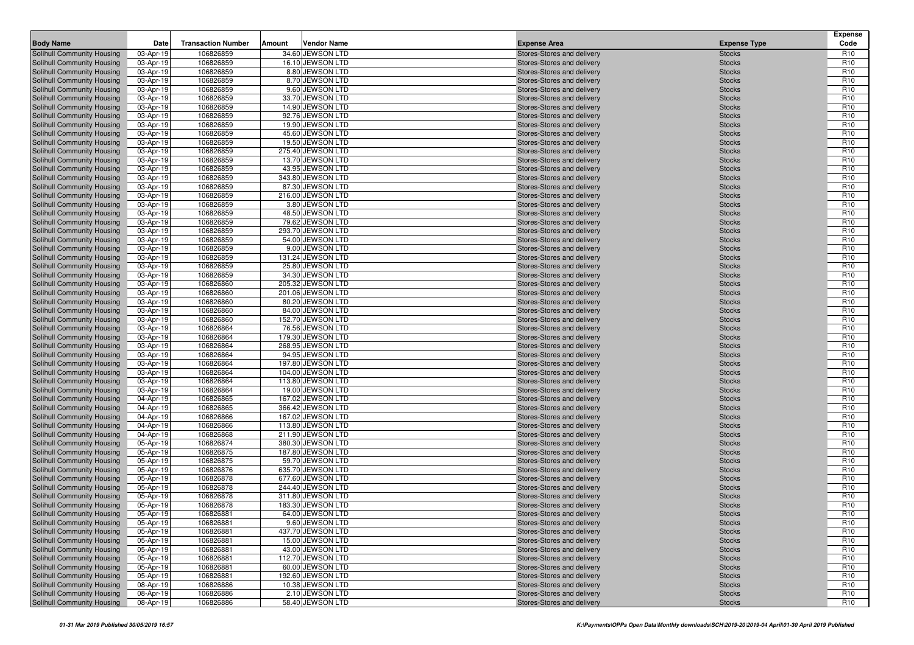| Body Name | Date | Transaction Number | Amount | Vendor Name | Expense Area | Expense Type | Expense Code |
|---|---|---|---|---|---|---|---|
| Solihull Community Housing | 03-Apr-19 | 106826859 | 34.60 | JEWSON LTD | Stores-Stores and delivery | Stocks | R10 |
| Solihull Community Housing | 03-Apr-19 | 106826859 | 16.10 | JEWSON LTD | Stores-Stores and delivery | Stocks | R10 |
| Solihull Community Housing | 03-Apr-19 | 106826859 | 8.80 | JEWSON LTD | Stores-Stores and delivery | Stocks | R10 |
| Solihull Community Housing | 03-Apr-19 | 106826859 | 8.70 | JEWSON LTD | Stores-Stores and delivery | Stocks | R10 |
| Solihull Community Housing | 03-Apr-19 | 106826859 | 9.60 | JEWSON LTD | Stores-Stores and delivery | Stocks | R10 |
| Solihull Community Housing | 03-Apr-19 | 106826859 | 33.70 | JEWSON LTD | Stores-Stores and delivery | Stocks | R10 |
| Solihull Community Housing | 03-Apr-19 | 106826859 | 14.90 | JEWSON LTD | Stores-Stores and delivery | Stocks | R10 |
| Solihull Community Housing | 03-Apr-19 | 106826859 | 92.76 | JEWSON LTD | Stores-Stores and delivery | Stocks | R10 |
| Solihull Community Housing | 03-Apr-19 | 106826859 | 19.90 | JEWSON LTD | Stores-Stores and delivery | Stocks | R10 |
| Solihull Community Housing | 03-Apr-19 | 106826859 | 45.60 | JEWSON LTD | Stores-Stores and delivery | Stocks | R10 |
| Solihull Community Housing | 03-Apr-19 | 106826859 | 19.50 | JEWSON LTD | Stores-Stores and delivery | Stocks | R10 |
| Solihull Community Housing | 03-Apr-19 | 106826859 | 275.40 | JEWSON LTD | Stores-Stores and delivery | Stocks | R10 |
| Solihull Community Housing | 03-Apr-19 | 106826859 | 13.70 | JEWSON LTD | Stores-Stores and delivery | Stocks | R10 |
| Solihull Community Housing | 03-Apr-19 | 106826859 | 43.95 | JEWSON LTD | Stores-Stores and delivery | Stocks | R10 |
| Solihull Community Housing | 03-Apr-19 | 106826859 | 343.80 | JEWSON LTD | Stores-Stores and delivery | Stocks | R10 |
| Solihull Community Housing | 03-Apr-19 | 106826859 | 87.30 | JEWSON LTD | Stores-Stores and delivery | Stocks | R10 |
| Solihull Community Housing | 03-Apr-19 | 106826859 | 216.00 | JEWSON LTD | Stores-Stores and delivery | Stocks | R10 |
| Solihull Community Housing | 03-Apr-19 | 106826859 | 3.80 | JEWSON LTD | Stores-Stores and delivery | Stocks | R10 |
| Solihull Community Housing | 03-Apr-19 | 106826859 | 48.50 | JEWSON LTD | Stores-Stores and delivery | Stocks | R10 |
| Solihull Community Housing | 03-Apr-19 | 106826859 | 79.62 | JEWSON LTD | Stores-Stores and delivery | Stocks | R10 |
| Solihull Community Housing | 03-Apr-19 | 106826859 | 293.70 | JEWSON LTD | Stores-Stores and delivery | Stocks | R10 |
| Solihull Community Housing | 03-Apr-19 | 106826859 | 54.00 | JEWSON LTD | Stores-Stores and delivery | Stocks | R10 |
| Solihull Community Housing | 03-Apr-19 | 106826859 | 9.00 | JEWSON LTD | Stores-Stores and delivery | Stocks | R10 |
| Solihull Community Housing | 03-Apr-19 | 106826859 | 131.24 | JEWSON LTD | Stores-Stores and delivery | Stocks | R10 |
| Solihull Community Housing | 03-Apr-19 | 106826859 | 25.80 | JEWSON LTD | Stores-Stores and delivery | Stocks | R10 |
| Solihull Community Housing | 03-Apr-19 | 106826859 | 34.30 | JEWSON LTD | Stores-Stores and delivery | Stocks | R10 |
| Solihull Community Housing | 03-Apr-19 | 106826860 | 205.32 | JEWSON LTD | Stores-Stores and delivery | Stocks | R10 |
| Solihull Community Housing | 03-Apr-19 | 106826860 | 201.06 | JEWSON LTD | Stores-Stores and delivery | Stocks | R10 |
| Solihull Community Housing | 03-Apr-19 | 106826860 | 80.20 | JEWSON LTD | Stores-Stores and delivery | Stocks | R10 |
| Solihull Community Housing | 03-Apr-19 | 106826860 | 84.00 | JEWSON LTD | Stores-Stores and delivery | Stocks | R10 |
| Solihull Community Housing | 03-Apr-19 | 106826860 | 152.70 | JEWSON LTD | Stores-Stores and delivery | Stocks | R10 |
| Solihull Community Housing | 03-Apr-19 | 106826864 | 76.56 | JEWSON LTD | Stores-Stores and delivery | Stocks | R10 |
| Solihull Community Housing | 03-Apr-19 | 106826864 | 179.30 | JEWSON LTD | Stores-Stores and delivery | Stocks | R10 |
| Solihull Community Housing | 03-Apr-19 | 106826864 | 268.95 | JEWSON LTD | Stores-Stores and delivery | Stocks | R10 |
| Solihull Community Housing | 03-Apr-19 | 106826864 | 94.95 | JEWSON LTD | Stores-Stores and delivery | Stocks | R10 |
| Solihull Community Housing | 03-Apr-19 | 106826864 | 197.80 | JEWSON LTD | Stores-Stores and delivery | Stocks | R10 |
| Solihull Community Housing | 03-Apr-19 | 106826864 | 104.00 | JEWSON LTD | Stores-Stores and delivery | Stocks | R10 |
| Solihull Community Housing | 03-Apr-19 | 106826864 | 113.80 | JEWSON LTD | Stores-Stores and delivery | Stocks | R10 |
| Solihull Community Housing | 03-Apr-19 | 106826864 | 19.00 | JEWSON LTD | Stores-Stores and delivery | Stocks | R10 |
| Solihull Community Housing | 04-Apr-19 | 106826865 | 167.02 | JEWSON LTD | Stores-Stores and delivery | Stocks | R10 |
| Solihull Community Housing | 04-Apr-19 | 106826865 | 366.42 | JEWSON LTD | Stores-Stores and delivery | Stocks | R10 |
| Solihull Community Housing | 04-Apr-19 | 106826866 | 167.02 | JEWSON LTD | Stores-Stores and delivery | Stocks | R10 |
| Solihull Community Housing | 04-Apr-19 | 106826866 | 113.80 | JEWSON LTD | Stores-Stores and delivery | Stocks | R10 |
| Solihull Community Housing | 04-Apr-19 | 106826868 | 211.90 | JEWSON LTD | Stores-Stores and delivery | Stocks | R10 |
| Solihull Community Housing | 05-Apr-19 | 106826874 | 380.30 | JEWSON LTD | Stores-Stores and delivery | Stocks | R10 |
| Solihull Community Housing | 05-Apr-19 | 106826875 | 187.80 | JEWSON LTD | Stores-Stores and delivery | Stocks | R10 |
| Solihull Community Housing | 05-Apr-19 | 106826875 | 59.70 | JEWSON LTD | Stores-Stores and delivery | Stocks | R10 |
| Solihull Community Housing | 05-Apr-19 | 106826876 | 635.70 | JEWSON LTD | Stores-Stores and delivery | Stocks | R10 |
| Solihull Community Housing | 05-Apr-19 | 106826878 | 677.60 | JEWSON LTD | Stores-Stores and delivery | Stocks | R10 |
| Solihull Community Housing | 05-Apr-19 | 106826878 | 244.40 | JEWSON LTD | Stores-Stores and delivery | Stocks | R10 |
| Solihull Community Housing | 05-Apr-19 | 106826878 | 311.80 | JEWSON LTD | Stores-Stores and delivery | Stocks | R10 |
| Solihull Community Housing | 05-Apr-19 | 106826878 | 183.30 | JEWSON LTD | Stores-Stores and delivery | Stocks | R10 |
| Solihull Community Housing | 05-Apr-19 | 106826881 | 64.00 | JEWSON LTD | Stores-Stores and delivery | Stocks | R10 |
| Solihull Community Housing | 05-Apr-19 | 106826881 | 9.60 | JEWSON LTD | Stores-Stores and delivery | Stocks | R10 |
| Solihull Community Housing | 05-Apr-19 | 106826881 | 437.70 | JEWSON LTD | Stores-Stores and delivery | Stocks | R10 |
| Solihull Community Housing | 05-Apr-19 | 106826881 | 15.00 | JEWSON LTD | Stores-Stores and delivery | Stocks | R10 |
| Solihull Community Housing | 05-Apr-19 | 106826881 | 43.00 | JEWSON LTD | Stores-Stores and delivery | Stocks | R10 |
| Solihull Community Housing | 05-Apr-19 | 106826881 | 112.70 | JEWSON LTD | Stores-Stores and delivery | Stocks | R10 |
| Solihull Community Housing | 05-Apr-19 | 106826881 | 60.00 | JEWSON LTD | Stores-Stores and delivery | Stocks | R10 |
| Solihull Community Housing | 05-Apr-19 | 106826881 | 192.60 | JEWSON LTD | Stores-Stores and delivery | Stocks | R10 |
| Solihull Community Housing | 08-Apr-19 | 106826886 | 10.38 | JEWSON LTD | Stores-Stores and delivery | Stocks | R10 |
| Solihull Community Housing | 08-Apr-19 | 106826886 | 2.10 | JEWSON LTD | Stores-Stores and delivery | Stocks | R10 |
| Solihull Community Housing | 08-Apr-19 | 106826886 | 58.40 | JEWSON LTD | Stores-Stores and delivery | Stocks | R10 |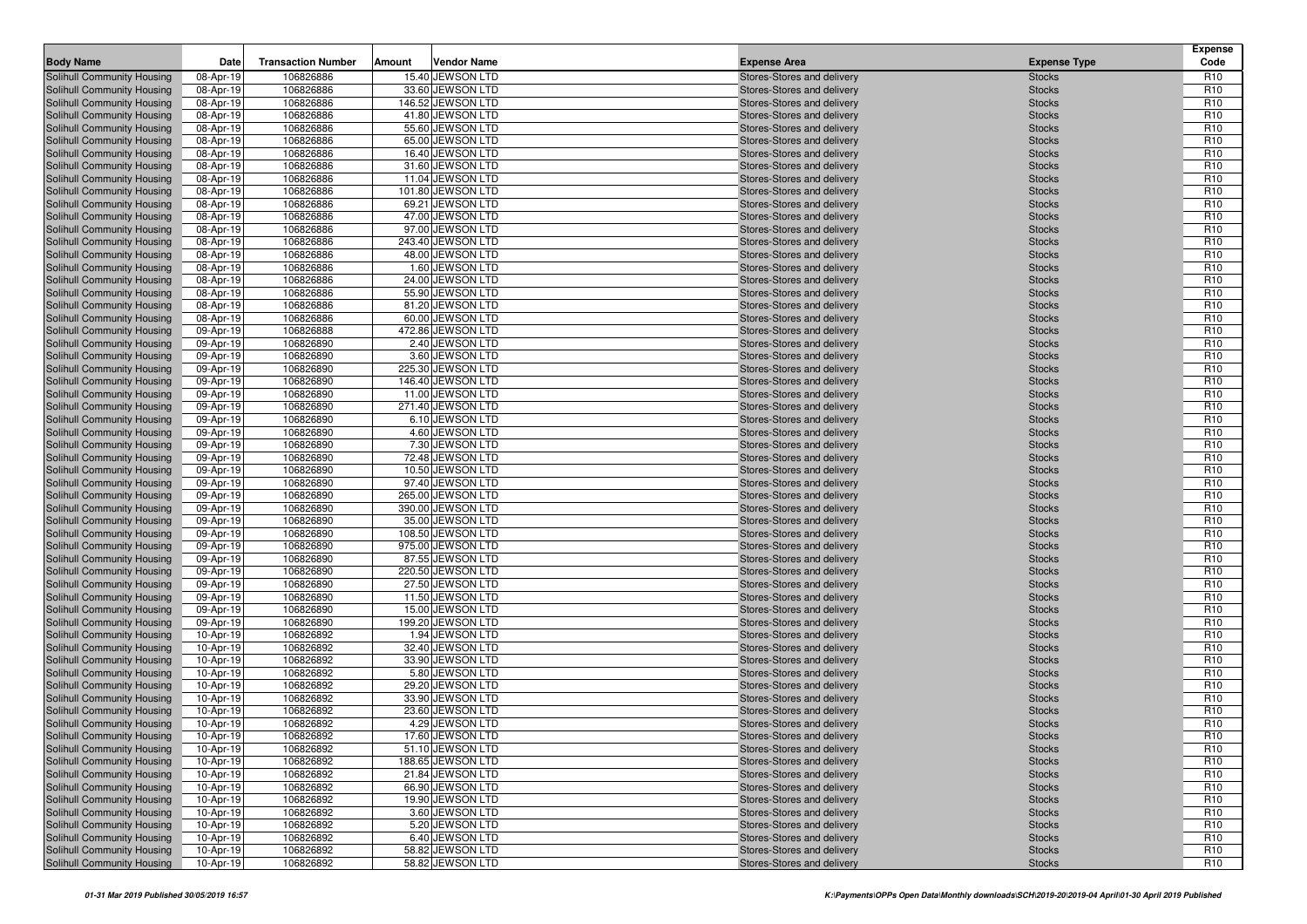| Body Name | Date | Transaction Number | Amount | Vendor Name | Expense Area | Expense Type | Expense Code |
|---|---|---|---|---|---|---|---|
| Solihull Community Housing | 08-Apr-19 | 106826886 | 15.40 | JEWSON LTD | Stores-Stores and delivery | Stocks | R10 |
| Solihull Community Housing | 08-Apr-19 | 106826886 | 33.60 | JEWSON LTD | Stores-Stores and delivery | Stocks | R10 |
| Solihull Community Housing | 08-Apr-19 | 106826886 | 146.52 | JEWSON LTD | Stores-Stores and delivery | Stocks | R10 |
| Solihull Community Housing | 08-Apr-19 | 106826886 | 41.80 | JEWSON LTD | Stores-Stores and delivery | Stocks | R10 |
| Solihull Community Housing | 08-Apr-19 | 106826886 | 55.60 | JEWSON LTD | Stores-Stores and delivery | Stocks | R10 |
| Solihull Community Housing | 08-Apr-19 | 106826886 | 65.00 | JEWSON LTD | Stores-Stores and delivery | Stocks | R10 |
| Solihull Community Housing | 08-Apr-19 | 106826886 | 16.40 | JEWSON LTD | Stores-Stores and delivery | Stocks | R10 |
| Solihull Community Housing | 08-Apr-19 | 106826886 | 31.60 | JEWSON LTD | Stores-Stores and delivery | Stocks | R10 |
| Solihull Community Housing | 08-Apr-19 | 106826886 | 11.04 | JEWSON LTD | Stores-Stores and delivery | Stocks | R10 |
| Solihull Community Housing | 08-Apr-19 | 106826886 | 101.80 | JEWSON LTD | Stores-Stores and delivery | Stocks | R10 |
| Solihull Community Housing | 08-Apr-19 | 106826886 | 69.21 | JEWSON LTD | Stores-Stores and delivery | Stocks | R10 |
| Solihull Community Housing | 08-Apr-19 | 106826886 | 47.00 | JEWSON LTD | Stores-Stores and delivery | Stocks | R10 |
| Solihull Community Housing | 08-Apr-19 | 106826886 | 97.00 | JEWSON LTD | Stores-Stores and delivery | Stocks | R10 |
| Solihull Community Housing | 08-Apr-19 | 106826886 | 243.40 | JEWSON LTD | Stores-Stores and delivery | Stocks | R10 |
| Solihull Community Housing | 08-Apr-19 | 106826886 | 48.00 | JEWSON LTD | Stores-Stores and delivery | Stocks | R10 |
| Solihull Community Housing | 08-Apr-19 | 106826886 | 1.60 | JEWSON LTD | Stores-Stores and delivery | Stocks | R10 |
| Solihull Community Housing | 08-Apr-19 | 106826886 | 24.00 | JEWSON LTD | Stores-Stores and delivery | Stocks | R10 |
| Solihull Community Housing | 08-Apr-19 | 106826886 | 55.90 | JEWSON LTD | Stores-Stores and delivery | Stocks | R10 |
| Solihull Community Housing | 08-Apr-19 | 106826886 | 81.20 | JEWSON LTD | Stores-Stores and delivery | Stocks | R10 |
| Solihull Community Housing | 08-Apr-19 | 106826886 | 60.00 | JEWSON LTD | Stores-Stores and delivery | Stocks | R10 |
| Solihull Community Housing | 09-Apr-19 | 106826888 | 472.86 | JEWSON LTD | Stores-Stores and delivery | Stocks | R10 |
| Solihull Community Housing | 09-Apr-19 | 106826890 | 2.40 | JEWSON LTD | Stores-Stores and delivery | Stocks | R10 |
| Solihull Community Housing | 09-Apr-19 | 106826890 | 3.60 | JEWSON LTD | Stores-Stores and delivery | Stocks | R10 |
| Solihull Community Housing | 09-Apr-19 | 106826890 | 225.30 | JEWSON LTD | Stores-Stores and delivery | Stocks | R10 |
| Solihull Community Housing | 09-Apr-19 | 106826890 | 146.40 | JEWSON LTD | Stores-Stores and delivery | Stocks | R10 |
| Solihull Community Housing | 09-Apr-19 | 106826890 | 11.00 | JEWSON LTD | Stores-Stores and delivery | Stocks | R10 |
| Solihull Community Housing | 09-Apr-19 | 106826890 | 271.40 | JEWSON LTD | Stores-Stores and delivery | Stocks | R10 |
| Solihull Community Housing | 09-Apr-19 | 106826890 | 6.10 | JEWSON LTD | Stores-Stores and delivery | Stocks | R10 |
| Solihull Community Housing | 09-Apr-19 | 106826890 | 4.60 | JEWSON LTD | Stores-Stores and delivery | Stocks | R10 |
| Solihull Community Housing | 09-Apr-19 | 106826890 | 7.30 | JEWSON LTD | Stores-Stores and delivery | Stocks | R10 |
| Solihull Community Housing | 09-Apr-19 | 106826890 | 72.48 | JEWSON LTD | Stores-Stores and delivery | Stocks | R10 |
| Solihull Community Housing | 09-Apr-19 | 106826890 | 10.50 | JEWSON LTD | Stores-Stores and delivery | Stocks | R10 |
| Solihull Community Housing | 09-Apr-19 | 106826890 | 97.40 | JEWSON LTD | Stores-Stores and delivery | Stocks | R10 |
| Solihull Community Housing | 09-Apr-19 | 106826890 | 265.00 | JEWSON LTD | Stores-Stores and delivery | Stocks | R10 |
| Solihull Community Housing | 09-Apr-19 | 106826890 | 390.00 | JEWSON LTD | Stores-Stores and delivery | Stocks | R10 |
| Solihull Community Housing | 09-Apr-19 | 106826890 | 35.00 | JEWSON LTD | Stores-Stores and delivery | Stocks | R10 |
| Solihull Community Housing | 09-Apr-19 | 106826890 | 108.50 | JEWSON LTD | Stores-Stores and delivery | Stocks | R10 |
| Solihull Community Housing | 09-Apr-19 | 106826890 | 975.00 | JEWSON LTD | Stores-Stores and delivery | Stocks | R10 |
| Solihull Community Housing | 09-Apr-19 | 106826890 | 87.55 | JEWSON LTD | Stores-Stores and delivery | Stocks | R10 |
| Solihull Community Housing | 09-Apr-19 | 106826890 | 220.50 | JEWSON LTD | Stores-Stores and delivery | Stocks | R10 |
| Solihull Community Housing | 09-Apr-19 | 106826890 | 27.50 | JEWSON LTD | Stores-Stores and delivery | Stocks | R10 |
| Solihull Community Housing | 09-Apr-19 | 106826890 | 11.50 | JEWSON LTD | Stores-Stores and delivery | Stocks | R10 |
| Solihull Community Housing | 09-Apr-19 | 106826890 | 15.00 | JEWSON LTD | Stores-Stores and delivery | Stocks | R10 |
| Solihull Community Housing | 09-Apr-19 | 106826890 | 199.20 | JEWSON LTD | Stores-Stores and delivery | Stocks | R10 |
| Solihull Community Housing | 10-Apr-19 | 106826892 | 1.94 | JEWSON LTD | Stores-Stores and delivery | Stocks | R10 |
| Solihull Community Housing | 10-Apr-19 | 106826892 | 32.40 | JEWSON LTD | Stores-Stores and delivery | Stocks | R10 |
| Solihull Community Housing | 10-Apr-19 | 106826892 | 33.90 | JEWSON LTD | Stores-Stores and delivery | Stocks | R10 |
| Solihull Community Housing | 10-Apr-19 | 106826892 | 5.80 | JEWSON LTD | Stores-Stores and delivery | Stocks | R10 |
| Solihull Community Housing | 10-Apr-19 | 106826892 | 29.20 | JEWSON LTD | Stores-Stores and delivery | Stocks | R10 |
| Solihull Community Housing | 10-Apr-19 | 106826892 | 33.90 | JEWSON LTD | Stores-Stores and delivery | Stocks | R10 |
| Solihull Community Housing | 10-Apr-19 | 106826892 | 23.60 | JEWSON LTD | Stores-Stores and delivery | Stocks | R10 |
| Solihull Community Housing | 10-Apr-19 | 106826892 | 4.29 | JEWSON LTD | Stores-Stores and delivery | Stocks | R10 |
| Solihull Community Housing | 10-Apr-19 | 106826892 | 17.60 | JEWSON LTD | Stores-Stores and delivery | Stocks | R10 |
| Solihull Community Housing | 10-Apr-19 | 106826892 | 51.10 | JEWSON LTD | Stores-Stores and delivery | Stocks | R10 |
| Solihull Community Housing | 10-Apr-19 | 106826892 | 188.65 | JEWSON LTD | Stores-Stores and delivery | Stocks | R10 |
| Solihull Community Housing | 10-Apr-19 | 106826892 | 21.84 | JEWSON LTD | Stores-Stores and delivery | Stocks | R10 |
| Solihull Community Housing | 10-Apr-19 | 106826892 | 66.90 | JEWSON LTD | Stores-Stores and delivery | Stocks | R10 |
| Solihull Community Housing | 10-Apr-19 | 106826892 | 19.90 | JEWSON LTD | Stores-Stores and delivery | Stocks | R10 |
| Solihull Community Housing | 10-Apr-19 | 106826892 | 3.60 | JEWSON LTD | Stores-Stores and delivery | Stocks | R10 |
| Solihull Community Housing | 10-Apr-19 | 106826892 | 5.20 | JEWSON LTD | Stores-Stores and delivery | Stocks | R10 |
| Solihull Community Housing | 10-Apr-19 | 106826892 | 6.40 | JEWSON LTD | Stores-Stores and delivery | Stocks | R10 |
| Solihull Community Housing | 10-Apr-19 | 106826892 | 58.82 | JEWSON LTD | Stores-Stores and delivery | Stocks | R10 |
| Solihull Community Housing | 10-Apr-19 | 106826892 | 58.82 | JEWSON LTD | Stores-Stores and delivery | Stocks | R10 |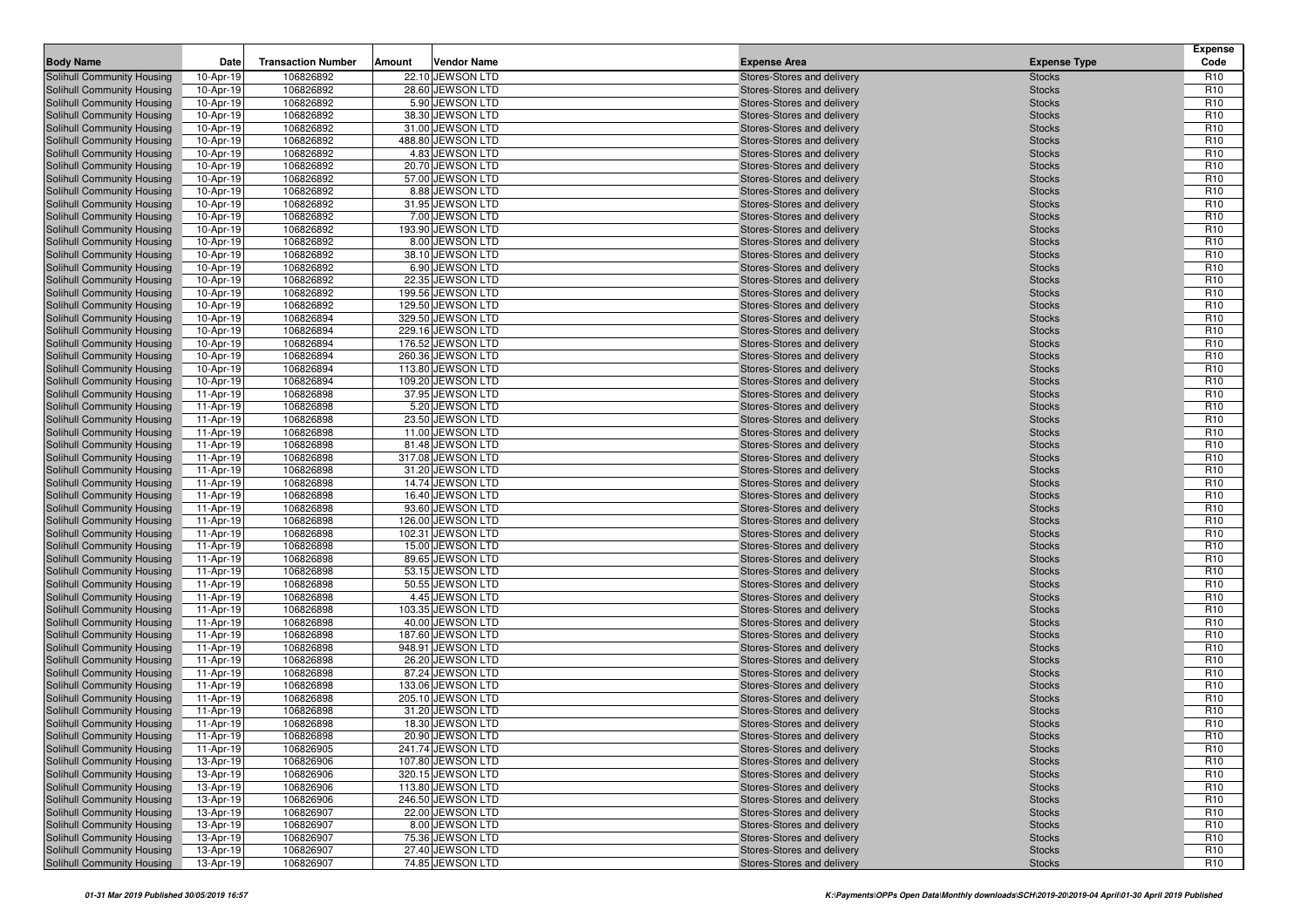| Body Name | Date | Transaction Number | Amount | Vendor Name | Expense Area | Expense Type | Expense Code |
|---|---|---|---|---|---|---|---|
| Solihull Community Housing | 10-Apr-19 | 106826892 | 22.10 | JEWSON LTD | Stores-Stores and delivery | Stocks | R10 |
| Solihull Community Housing | 10-Apr-19 | 106826892 | 28.60 | JEWSON LTD | Stores-Stores and delivery | Stocks | R10 |
| Solihull Community Housing | 10-Apr-19 | 106826892 | 5.90 | JEWSON LTD | Stores-Stores and delivery | Stocks | R10 |
| Solihull Community Housing | 10-Apr-19 | 106826892 | 38.30 | JEWSON LTD | Stores-Stores and delivery | Stocks | R10 |
| Solihull Community Housing | 10-Apr-19 | 106826892 | 31.00 | JEWSON LTD | Stores-Stores and delivery | Stocks | R10 |
| Solihull Community Housing | 10-Apr-19 | 106826892 | 488.80 | JEWSON LTD | Stores-Stores and delivery | Stocks | R10 |
| Solihull Community Housing | 10-Apr-19 | 106826892 | 4.83 | JEWSON LTD | Stores-Stores and delivery | Stocks | R10 |
| Solihull Community Housing | 10-Apr-19 | 106826892 | 20.70 | JEWSON LTD | Stores-Stores and delivery | Stocks | R10 |
| Solihull Community Housing | 10-Apr-19 | 106826892 | 57.00 | JEWSON LTD | Stores-Stores and delivery | Stocks | R10 |
| Solihull Community Housing | 10-Apr-19 | 106826892 | 8.88 | JEWSON LTD | Stores-Stores and delivery | Stocks | R10 |
| Solihull Community Housing | 10-Apr-19 | 106826892 | 31.95 | JEWSON LTD | Stores-Stores and delivery | Stocks | R10 |
| Solihull Community Housing | 10-Apr-19 | 106826892 | 7.00 | JEWSON LTD | Stores-Stores and delivery | Stocks | R10 |
| Solihull Community Housing | 10-Apr-19 | 106826892 | 193.90 | JEWSON LTD | Stores-Stores and delivery | Stocks | R10 |
| Solihull Community Housing | 10-Apr-19 | 106826892 | 8.00 | JEWSON LTD | Stores-Stores and delivery | Stocks | R10 |
| Solihull Community Housing | 10-Apr-19 | 106826892 | 38.10 | JEWSON LTD | Stores-Stores and delivery | Stocks | R10 |
| Solihull Community Housing | 10-Apr-19 | 106826892 | 6.90 | JEWSON LTD | Stores-Stores and delivery | Stocks | R10 |
| Solihull Community Housing | 10-Apr-19 | 106826892 | 22.35 | JEWSON LTD | Stores-Stores and delivery | Stocks | R10 |
| Solihull Community Housing | 10-Apr-19 | 106826892 | 199.56 | JEWSON LTD | Stores-Stores and delivery | Stocks | R10 |
| Solihull Community Housing | 10-Apr-19 | 106826892 | 129.50 | JEWSON LTD | Stores-Stores and delivery | Stocks | R10 |
| Solihull Community Housing | 10-Apr-19 | 106826894 | 329.50 | JEWSON LTD | Stores-Stores and delivery | Stocks | R10 |
| Solihull Community Housing | 10-Apr-19 | 106826894 | 229.16 | JEWSON LTD | Stores-Stores and delivery | Stocks | R10 |
| Solihull Community Housing | 10-Apr-19 | 106826894 | 176.52 | JEWSON LTD | Stores-Stores and delivery | Stocks | R10 |
| Solihull Community Housing | 10-Apr-19 | 106826894 | 260.36 | JEWSON LTD | Stores-Stores and delivery | Stocks | R10 |
| Solihull Community Housing | 10-Apr-19 | 106826894 | 113.80 | JEWSON LTD | Stores-Stores and delivery | Stocks | R10 |
| Solihull Community Housing | 10-Apr-19 | 106826894 | 109.20 | JEWSON LTD | Stores-Stores and delivery | Stocks | R10 |
| Solihull Community Housing | 11-Apr-19 | 106826898 | 37.95 | JEWSON LTD | Stores-Stores and delivery | Stocks | R10 |
| Solihull Community Housing | 11-Apr-19 | 106826898 | 5.20 | JEWSON LTD | Stores-Stores and delivery | Stocks | R10 |
| Solihull Community Housing | 11-Apr-19 | 106826898 | 23.50 | JEWSON LTD | Stores-Stores and delivery | Stocks | R10 |
| Solihull Community Housing | 11-Apr-19 | 106826898 | 11.00 | JEWSON LTD | Stores-Stores and delivery | Stocks | R10 |
| Solihull Community Housing | 11-Apr-19 | 106826898 | 81.48 | JEWSON LTD | Stores-Stores and delivery | Stocks | R10 |
| Solihull Community Housing | 11-Apr-19 | 106826898 | 317.08 | JEWSON LTD | Stores-Stores and delivery | Stocks | R10 |
| Solihull Community Housing | 11-Apr-19 | 106826898 | 31.20 | JEWSON LTD | Stores-Stores and delivery | Stocks | R10 |
| Solihull Community Housing | 11-Apr-19 | 106826898 | 14.74 | JEWSON LTD | Stores-Stores and delivery | Stocks | R10 |
| Solihull Community Housing | 11-Apr-19 | 106826898 | 16.40 | JEWSON LTD | Stores-Stores and delivery | Stocks | R10 |
| Solihull Community Housing | 11-Apr-19 | 106826898 | 93.60 | JEWSON LTD | Stores-Stores and delivery | Stocks | R10 |
| Solihull Community Housing | 11-Apr-19 | 106826898 | 126.00 | JEWSON LTD | Stores-Stores and delivery | Stocks | R10 |
| Solihull Community Housing | 11-Apr-19 | 106826898 | 102.31 | JEWSON LTD | Stores-Stores and delivery | Stocks | R10 |
| Solihull Community Housing | 11-Apr-19 | 106826898 | 15.00 | JEWSON LTD | Stores-Stores and delivery | Stocks | R10 |
| Solihull Community Housing | 11-Apr-19 | 106826898 | 89.65 | JEWSON LTD | Stores-Stores and delivery | Stocks | R10 |
| Solihull Community Housing | 11-Apr-19 | 106826898 | 53.15 | JEWSON LTD | Stores-Stores and delivery | Stocks | R10 |
| Solihull Community Housing | 11-Apr-19 | 106826898 | 50.55 | JEWSON LTD | Stores-Stores and delivery | Stocks | R10 |
| Solihull Community Housing | 11-Apr-19 | 106826898 | 4.45 | JEWSON LTD | Stores-Stores and delivery | Stocks | R10 |
| Solihull Community Housing | 11-Apr-19 | 106826898 | 103.35 | JEWSON LTD | Stores-Stores and delivery | Stocks | R10 |
| Solihull Community Housing | 11-Apr-19 | 106826898 | 40.00 | JEWSON LTD | Stores-Stores and delivery | Stocks | R10 |
| Solihull Community Housing | 11-Apr-19 | 106826898 | 187.60 | JEWSON LTD | Stores-Stores and delivery | Stocks | R10 |
| Solihull Community Housing | 11-Apr-19 | 106826898 | 948.91 | JEWSON LTD | Stores-Stores and delivery | Stocks | R10 |
| Solihull Community Housing | 11-Apr-19 | 106826898 | 26.20 | JEWSON LTD | Stores-Stores and delivery | Stocks | R10 |
| Solihull Community Housing | 11-Apr-19 | 106826898 | 87.24 | JEWSON LTD | Stores-Stores and delivery | Stocks | R10 |
| Solihull Community Housing | 11-Apr-19 | 106826898 | 133.06 | JEWSON LTD | Stores-Stores and delivery | Stocks | R10 |
| Solihull Community Housing | 11-Apr-19 | 106826898 | 205.10 | JEWSON LTD | Stores-Stores and delivery | Stocks | R10 |
| Solihull Community Housing | 11-Apr-19 | 106826898 | 31.20 | JEWSON LTD | Stores-Stores and delivery | Stocks | R10 |
| Solihull Community Housing | 11-Apr-19 | 106826898 | 18.30 | JEWSON LTD | Stores-Stores and delivery | Stocks | R10 |
| Solihull Community Housing | 11-Apr-19 | 106826898 | 20.90 | JEWSON LTD | Stores-Stores and delivery | Stocks | R10 |
| Solihull Community Housing | 11-Apr-19 | 106826905 | 241.74 | JEWSON LTD | Stores-Stores and delivery | Stocks | R10 |
| Solihull Community Housing | 13-Apr-19 | 106826906 | 107.80 | JEWSON LTD | Stores-Stores and delivery | Stocks | R10 |
| Solihull Community Housing | 13-Apr-19 | 106826906 | 320.15 | JEWSON LTD | Stores-Stores and delivery | Stocks | R10 |
| Solihull Community Housing | 13-Apr-19 | 106826906 | 113.80 | JEWSON LTD | Stores-Stores and delivery | Stocks | R10 |
| Solihull Community Housing | 13-Apr-19 | 106826906 | 246.50 | JEWSON LTD | Stores-Stores and delivery | Stocks | R10 |
| Solihull Community Housing | 13-Apr-19 | 106826907 | 22.00 | JEWSON LTD | Stores-Stores and delivery | Stocks | R10 |
| Solihull Community Housing | 13-Apr-19 | 106826907 | 8.00 | JEWSON LTD | Stores-Stores and delivery | Stocks | R10 |
| Solihull Community Housing | 13-Apr-19 | 106826907 | 75.36 | JEWSON LTD | Stores-Stores and delivery | Stocks | R10 |
| Solihull Community Housing | 13-Apr-19 | 106826907 | 27.40 | JEWSON LTD | Stores-Stores and delivery | Stocks | R10 |
| Solihull Community Housing | 13-Apr-19 | 106826907 | 74.85 | JEWSON LTD | Stores-Stores and delivery | Stocks | R10 |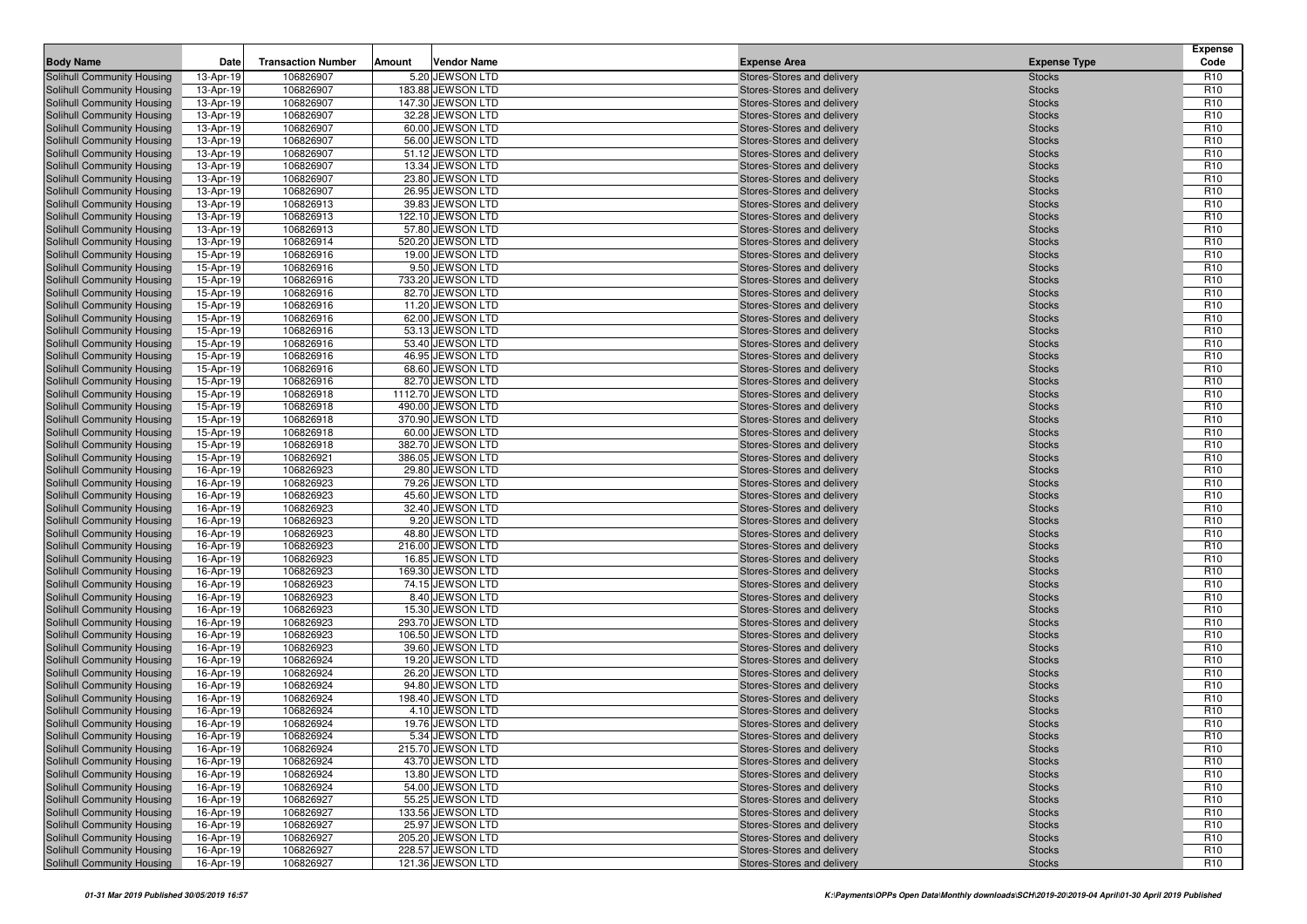| Body Name | Date | Transaction Number | Amount | Vendor Name | Expense Area | Expense Type | Expense Code |
|---|---|---|---|---|---|---|---|
| Solihull Community Housing | 13-Apr-19 | 106826907 | 5.20 | JEWSON LTD | Stores-Stores and delivery | Stocks | R10 |
| Solihull Community Housing | 13-Apr-19 | 106826907 | 183.88 | JEWSON LTD | Stores-Stores and delivery | Stocks | R10 |
| Solihull Community Housing | 13-Apr-19 | 106826907 | 147.30 | JEWSON LTD | Stores-Stores and delivery | Stocks | R10 |
| Solihull Community Housing | 13-Apr-19 | 106826907 | 32.28 | JEWSON LTD | Stores-Stores and delivery | Stocks | R10 |
| Solihull Community Housing | 13-Apr-19 | 106826907 | 60.00 | JEWSON LTD | Stores-Stores and delivery | Stocks | R10 |
| Solihull Community Housing | 13-Apr-19 | 106826907 | 56.00 | JEWSON LTD | Stores-Stores and delivery | Stocks | R10 |
| Solihull Community Housing | 13-Apr-19 | 106826907 | 51.12 | JEWSON LTD | Stores-Stores and delivery | Stocks | R10 |
| Solihull Community Housing | 13-Apr-19 | 106826907 | 13.34 | JEWSON LTD | Stores-Stores and delivery | Stocks | R10 |
| Solihull Community Housing | 13-Apr-19 | 106826907 | 23.80 | JEWSON LTD | Stores-Stores and delivery | Stocks | R10 |
| Solihull Community Housing | 13-Apr-19 | 106826907 | 26.95 | JEWSON LTD | Stores-Stores and delivery | Stocks | R10 |
| Solihull Community Housing | 13-Apr-19 | 106826913 | 39.83 | JEWSON LTD | Stores-Stores and delivery | Stocks | R10 |
| Solihull Community Housing | 13-Apr-19 | 106826913 | 122.10 | JEWSON LTD | Stores-Stores and delivery | Stocks | R10 |
| Solihull Community Housing | 13-Apr-19 | 106826913 | 57.80 | JEWSON LTD | Stores-Stores and delivery | Stocks | R10 |
| Solihull Community Housing | 13-Apr-19 | 106826914 | 520.20 | JEWSON LTD | Stores-Stores and delivery | Stocks | R10 |
| Solihull Community Housing | 15-Apr-19 | 106826916 | 19.00 | JEWSON LTD | Stores-Stores and delivery | Stocks | R10 |
| Solihull Community Housing | 15-Apr-19 | 106826916 | 9.50 | JEWSON LTD | Stores-Stores and delivery | Stocks | R10 |
| Solihull Community Housing | 15-Apr-19 | 106826916 | 733.20 | JEWSON LTD | Stores-Stores and delivery | Stocks | R10 |
| Solihull Community Housing | 15-Apr-19 | 106826916 | 82.70 | JEWSON LTD | Stores-Stores and delivery | Stocks | R10 |
| Solihull Community Housing | 15-Apr-19 | 106826916 | 11.20 | JEWSON LTD | Stores-Stores and delivery | Stocks | R10 |
| Solihull Community Housing | 15-Apr-19 | 106826916 | 62.00 | JEWSON LTD | Stores-Stores and delivery | Stocks | R10 |
| Solihull Community Housing | 15-Apr-19 | 106826916 | 53.13 | JEWSON LTD | Stores-Stores and delivery | Stocks | R10 |
| Solihull Community Housing | 15-Apr-19 | 106826916 | 53.40 | JEWSON LTD | Stores-Stores and delivery | Stocks | R10 |
| Solihull Community Housing | 15-Apr-19 | 106826916 | 46.95 | JEWSON LTD | Stores-Stores and delivery | Stocks | R10 |
| Solihull Community Housing | 15-Apr-19 | 106826916 | 68.60 | JEWSON LTD | Stores-Stores and delivery | Stocks | R10 |
| Solihull Community Housing | 15-Apr-19 | 106826916 | 82.70 | JEWSON LTD | Stores-Stores and delivery | Stocks | R10 |
| Solihull Community Housing | 15-Apr-19 | 106826918 | 1112.70 | JEWSON LTD | Stores-Stores and delivery | Stocks | R10 |
| Solihull Community Housing | 15-Apr-19 | 106826918 | 490.00 | JEWSON LTD | Stores-Stores and delivery | Stocks | R10 |
| Solihull Community Housing | 15-Apr-19 | 106826918 | 370.90 | JEWSON LTD | Stores-Stores and delivery | Stocks | R10 |
| Solihull Community Housing | 15-Apr-19 | 106826918 | 60.00 | JEWSON LTD | Stores-Stores and delivery | Stocks | R10 |
| Solihull Community Housing | 15-Apr-19 | 106826918 | 382.70 | JEWSON LTD | Stores-Stores and delivery | Stocks | R10 |
| Solihull Community Housing | 15-Apr-19 | 106826921 | 386.05 | JEWSON LTD | Stores-Stores and delivery | Stocks | R10 |
| Solihull Community Housing | 16-Apr-19 | 106826923 | 29.80 | JEWSON LTD | Stores-Stores and delivery | Stocks | R10 |
| Solihull Community Housing | 16-Apr-19 | 106826923 | 79.26 | JEWSON LTD | Stores-Stores and delivery | Stocks | R10 |
| Solihull Community Housing | 16-Apr-19 | 106826923 | 45.60 | JEWSON LTD | Stores-Stores and delivery | Stocks | R10 |
| Solihull Community Housing | 16-Apr-19 | 106826923 | 32.40 | JEWSON LTD | Stores-Stores and delivery | Stocks | R10 |
| Solihull Community Housing | 16-Apr-19 | 106826923 | 9.20 | JEWSON LTD | Stores-Stores and delivery | Stocks | R10 |
| Solihull Community Housing | 16-Apr-19 | 106826923 | 48.80 | JEWSON LTD | Stores-Stores and delivery | Stocks | R10 |
| Solihull Community Housing | 16-Apr-19 | 106826923 | 216.00 | JEWSON LTD | Stores-Stores and delivery | Stocks | R10 |
| Solihull Community Housing | 16-Apr-19 | 106826923 | 16.85 | JEWSON LTD | Stores-Stores and delivery | Stocks | R10 |
| Solihull Community Housing | 16-Apr-19 | 106826923 | 169.30 | JEWSON LTD | Stores-Stores and delivery | Stocks | R10 |
| Solihull Community Housing | 16-Apr-19 | 106826923 | 74.15 | JEWSON LTD | Stores-Stores and delivery | Stocks | R10 |
| Solihull Community Housing | 16-Apr-19 | 106826923 | 8.40 | JEWSON LTD | Stores-Stores and delivery | Stocks | R10 |
| Solihull Community Housing | 16-Apr-19 | 106826923 | 15.30 | JEWSON LTD | Stores-Stores and delivery | Stocks | R10 |
| Solihull Community Housing | 16-Apr-19 | 106826923 | 293.70 | JEWSON LTD | Stores-Stores and delivery | Stocks | R10 |
| Solihull Community Housing | 16-Apr-19 | 106826923 | 106.50 | JEWSON LTD | Stores-Stores and delivery | Stocks | R10 |
| Solihull Community Housing | 16-Apr-19 | 106826923 | 39.60 | JEWSON LTD | Stores-Stores and delivery | Stocks | R10 |
| Solihull Community Housing | 16-Apr-19 | 106826924 | 19.20 | JEWSON LTD | Stores-Stores and delivery | Stocks | R10 |
| Solihull Community Housing | 16-Apr-19 | 106826924 | 26.20 | JEWSON LTD | Stores-Stores and delivery | Stocks | R10 |
| Solihull Community Housing | 16-Apr-19 | 106826924 | 94.80 | JEWSON LTD | Stores-Stores and delivery | Stocks | R10 |
| Solihull Community Housing | 16-Apr-19 | 106826924 | 198.40 | JEWSON LTD | Stores-Stores and delivery | Stocks | R10 |
| Solihull Community Housing | 16-Apr-19 | 106826924 | 4.10 | JEWSON LTD | Stores-Stores and delivery | Stocks | R10 |
| Solihull Community Housing | 16-Apr-19 | 106826924 | 19.76 | JEWSON LTD | Stores-Stores and delivery | Stocks | R10 |
| Solihull Community Housing | 16-Apr-19 | 106826924 | 5.34 | JEWSON LTD | Stores-Stores and delivery | Stocks | R10 |
| Solihull Community Housing | 16-Apr-19 | 106826924 | 215.70 | JEWSON LTD | Stores-Stores and delivery | Stocks | R10 |
| Solihull Community Housing | 16-Apr-19 | 106826924 | 43.70 | JEWSON LTD | Stores-Stores and delivery | Stocks | R10 |
| Solihull Community Housing | 16-Apr-19 | 106826924 | 13.80 | JEWSON LTD | Stores-Stores and delivery | Stocks | R10 |
| Solihull Community Housing | 16-Apr-19 | 106826924 | 54.00 | JEWSON LTD | Stores-Stores and delivery | Stocks | R10 |
| Solihull Community Housing | 16-Apr-19 | 106826927 | 55.25 | JEWSON LTD | Stores-Stores and delivery | Stocks | R10 |
| Solihull Community Housing | 16-Apr-19 | 106826927 | 133.56 | JEWSON LTD | Stores-Stores and delivery | Stocks | R10 |
| Solihull Community Housing | 16-Apr-19 | 106826927 | 25.97 | JEWSON LTD | Stores-Stores and delivery | Stocks | R10 |
| Solihull Community Housing | 16-Apr-19 | 106826927 | 205.20 | JEWSON LTD | Stores-Stores and delivery | Stocks | R10 |
| Solihull Community Housing | 16-Apr-19 | 106826927 | 228.57 | JEWSON LTD | Stores-Stores and delivery | Stocks | R10 |
| Solihull Community Housing | 16-Apr-19 | 106826927 | 121.36 | JEWSON LTD | Stores-Stores and delivery | Stocks | R10 |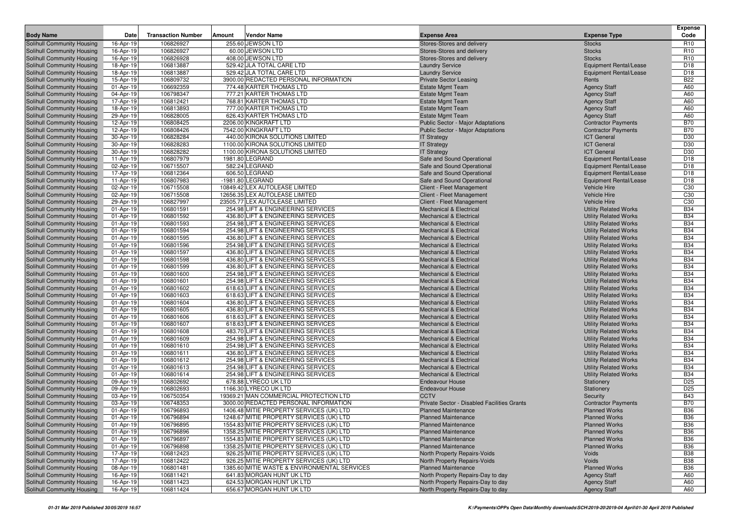| Body Name | Date | Transaction Number | Amount | Vendor Name | Expense Area | Expense Type | Expense Code |
|---|---|---|---|---|---|---|---|
| Solihull Community Housing | 16-Apr-19 | 106826927 | 255.60 | JEWSON LTD | Stores-Stores and delivery | Stocks | R10 |
| Solihull Community Housing | 16-Apr-19 | 106826927 | 60.00 | JEWSON LTD | Stores-Stores and delivery | Stocks | R10 |
| Solihull Community Housing | 16-Apr-19 | 106826928 | 408.00 | JEWSON LTD | Stores-Stores and delivery | Stocks | R10 |
| Solihull Community Housing | 18-Apr-19 | 106813887 | 529.42 | JLA TOTAL CARE LTD | Laundry Service | Equipment Rental/Lease | D18 |
| Solihull Community Housing | 18-Apr-19 | 106813887 | 529.42 | JLA TOTAL CARE LTD | Laundry Service | Equipment Rental/Lease | D18 |
| Solihull Community Housing | 15-Apr-19 | 106809732 | 3900.00 | REDACTED PERSONAL INFORMATION | Private Sector Leasing | Rents | B22 |
| Solihull Community Housing | 01-Apr-19 | 106692359 | 774.48 | KARTER THOMAS LTD | Estate Mgmt Team | Agency Staff | A60 |
| Solihull Community Housing | 04-Apr-19 | 106798347 | 777.21 | KARTER THOMAS LTD | Estate Mgmt Team | Agency Staff | A60 |
| Solihull Community Housing | 17-Apr-19 | 106812421 | 768.81 | KARTER THOMAS LTD | Estate Mgmt Team | Agency Staff | A60 |
| Solihull Community Housing | 18-Apr-19 | 106813893 | 777.00 | KARTER THOMAS LTD | Estate Mgmt Team | Agency Staff | A60 |
| Solihull Community Housing | 29-Apr-19 | 106828005 | 626.43 | KARTER THOMAS LTD | Estate Mgmt Team | Agency Staff | A60 |
| Solihull Community Housing | 12-Apr-19 | 106808425 | 2206.00 | KINGKRAFT LTD | Public Sector - Major Adaptations | Contractor Payments | B70 |
| Solihull Community Housing | 12-Apr-19 | 106808426 | 7542.00 | KINGKRAFT LTD | Public Sector - Major Adaptations | Contractor Payments | B70 |
| Solihull Community Housing | 30-Apr-19 | 106828284 | 440.00 | KIRONA SOLUTIONS LIMITED | IT Strategy | ICT General | D30 |
| Solihull Community Housing | 30-Apr-19 | 106828283 | 1100.00 | KIRONA SOLUTIONS LIMITED | IT Strategy | ICT General | D30 |
| Solihull Community Housing | 30-Apr-19 | 106828282 | 1100.00 | KIRONA SOLUTIONS LIMITED | IT Strategy | ICT General | D30 |
| Solihull Community Housing | 11-Apr-19 | 106807979 | 1981.80 | LEGRAND | Safe and Sound Operational | Equipment Rental/Lease | D18 |
| Solihull Community Housing | 02-Apr-19 | 106715507 | 582.24 | LEGRAND | Safe and Sound Operational | Equipment Rental/Lease | D18 |
| Solihull Community Housing | 17-Apr-19 | 106812364 | 606.50 | LEGRAND | Safe and Sound Operational | Equipment Rental/Lease | D18 |
| Solihull Community Housing | 11-Apr-19 | 106807983 | -1981.80 | LEGRAND | Safe and Sound Operational | Equipment Rental/Lease | D18 |
| Solihull Community Housing | 02-Apr-19 | 106715508 | 10849.42 | LEX AUTOLEASE LIMITED | Client - Fleet Management | Vehicle Hire | C30 |
| Solihull Community Housing | 02-Apr-19 | 106715508 | 12656.35 | LEX AUTOLEASE LIMITED | Client - Fleet Management | Vehicle Hire | C30 |
| Solihull Community Housing | 29-Apr-19 | 106827997 | 23505.77 | LEX AUTOLEASE LIMITED | Client - Fleet Management | Vehicle Hire | C30 |
| Solihull Community Housing | 01-Apr-19 | 106801591 | 254.98 | LIFT & ENGINEERING SERVICES | Mechanical & Electrical | Utility Related Works | B34 |
| Solihull Community Housing | 01-Apr-19 | 106801592 | 436.80 | LIFT & ENGINEERING SERVICES | Mechanical & Electrical | Utility Related Works | B34 |
| Solihull Community Housing | 01-Apr-19 | 106801593 | 254.98 | LIFT & ENGINEERING SERVICES | Mechanical & Electrical | Utility Related Works | B34 |
| Solihull Community Housing | 01-Apr-19 | 106801594 | 254.98 | LIFT & ENGINEERING SERVICES | Mechanical & Electrical | Utility Related Works | B34 |
| Solihull Community Housing | 01-Apr-19 | 106801595 | 436.80 | LIFT & ENGINEERING SERVICES | Mechanical & Electrical | Utility Related Works | B34 |
| Solihull Community Housing | 01-Apr-19 | 106801596 | 254.98 | LIFT & ENGINEERING SERVICES | Mechanical & Electrical | Utility Related Works | B34 |
| Solihull Community Housing | 01-Apr-19 | 106801597 | 436.80 | LIFT & ENGINEERING SERVICES | Mechanical & Electrical | Utility Related Works | B34 |
| Solihull Community Housing | 01-Apr-19 | 106801598 | 436.80 | LIFT & ENGINEERING SERVICES | Mechanical & Electrical | Utility Related Works | B34 |
| Solihull Community Housing | 01-Apr-19 | 106801599 | 436.80 | LIFT & ENGINEERING SERVICES | Mechanical & Electrical | Utility Related Works | B34 |
| Solihull Community Housing | 01-Apr-19 | 106801600 | 254.98 | LIFT & ENGINEERING SERVICES | Mechanical & Electrical | Utility Related Works | B34 |
| Solihull Community Housing | 01-Apr-19 | 106801601 | 254.98 | LIFT & ENGINEERING SERVICES | Mechanical & Electrical | Utility Related Works | B34 |
| Solihull Community Housing | 01-Apr-19 | 106801602 | 618.63 | LIFT & ENGINEERING SERVICES | Mechanical & Electrical | Utility Related Works | B34 |
| Solihull Community Housing | 01-Apr-19 | 106801603 | 618.63 | LIFT & ENGINEERING SERVICES | Mechanical & Electrical | Utility Related Works | B34 |
| Solihull Community Housing | 01-Apr-19 | 106801604 | 436.80 | LIFT & ENGINEERING SERVICES | Mechanical & Electrical | Utility Related Works | B34 |
| Solihull Community Housing | 01-Apr-19 | 106801605 | 436.80 | LIFT & ENGINEERING SERVICES | Mechanical & Electrical | Utility Related Works | B34 |
| Solihull Community Housing | 01-Apr-19 | 106801606 | 618.63 | LIFT & ENGINEERING SERVICES | Mechanical & Electrical | Utility Related Works | B34 |
| Solihull Community Housing | 01-Apr-19 | 106801607 | 618.63 | LIFT & ENGINEERING SERVICES | Mechanical & Electrical | Utility Related Works | B34 |
| Solihull Community Housing | 01-Apr-19 | 106801608 | 483.70 | LIFT & ENGINEERING SERVICES | Mechanical & Electrical | Utility Related Works | B34 |
| Solihull Community Housing | 01-Apr-19 | 106801609 | 254.98 | LIFT & ENGINEERING SERVICES | Mechanical & Electrical | Utility Related Works | B34 |
| Solihull Community Housing | 01-Apr-19 | 106801610 | 254.98 | LIFT & ENGINEERING SERVICES | Mechanical & Electrical | Utility Related Works | B34 |
| Solihull Community Housing | 01-Apr-19 | 106801611 | 436.80 | LIFT & ENGINEERING SERVICES | Mechanical & Electrical | Utility Related Works | B34 |
| Solihull Community Housing | 01-Apr-19 | 106801612 | 254.98 | LIFT & ENGINEERING SERVICES | Mechanical & Electrical | Utility Related Works | B34 |
| Solihull Community Housing | 01-Apr-19 | 106801613 | 254.98 | LIFT & ENGINEERING SERVICES | Mechanical & Electrical | Utility Related Works | B34 |
| Solihull Community Housing | 01-Apr-19 | 106801614 | 254.98 | LIFT & ENGINEERING SERVICES | Mechanical & Electrical | Utility Related Works | B34 |
| Solihull Community Housing | 09-Apr-19 | 106802692 | 678.88 | LYRECO UK LTD | Endeavour House | Stationery | D25 |
| Solihull Community Housing | 09-Apr-19 | 106802693 | 1166.30 | LYRECO UK LTD | Endeavour House | Stationery | D25 |
| Solihull Community Housing | 03-Apr-19 | 106750354 | 19369.21 | MAN COMMERCIAL PROTECTION LTD | CCTV | Security | B43 |
| Solihull Community Housing | 03-Apr-19 | 106748353 | 3000.00 | REDACTED PERSONAL INFORMATION | Private Sector - Disabled Facilities Grants | Contractor Payments | B70 |
| Solihull Community Housing | 01-Apr-19 | 106796893 | 1406.48 | MITIE PROPERTY SERVICES (UK) LTD | Planned Maintenance | Planned Works | B36 |
| Solihull Community Housing | 01-Apr-19 | 106796894 | 1248.67 | MITIE PROPERTY SERVICES (UK) LTD | Planned Maintenance | Planned Works | B36 |
| Solihull Community Housing | 01-Apr-19 | 106796895 | 1554.83 | MITIE PROPERTY SERVICES (UK) LTD | Planned Maintenance | Planned Works | B36 |
| Solihull Community Housing | 01-Apr-19 | 106796896 | 1358.25 | MITIE PROPERTY SERVICES (UK) LTD | Planned Maintenance | Planned Works | B36 |
| Solihull Community Housing | 01-Apr-19 | 106796897 | 1554.83 | MITIE PROPERTY SERVICES (UK) LTD | Planned Maintenance | Planned Works | B36 |
| Solihull Community Housing | 01-Apr-19 | 106796898 | 1358.25 | MITIE PROPERTY SERVICES (UK) LTD | Planned Maintenance | Planned Works | B36 |
| Solihull Community Housing | 17-Apr-19 | 106812423 | 926.25 | MITIE PROPERTY SERVICES (UK) LTD | North Property Repairs-Voids | Voids | B38 |
| Solihull Community Housing | 17-Apr-19 | 106812422 | 926.25 | MITIE PROPERTY SERVICES (UK) LTD | North Property Repairs-Voids | Voids | B38 |
| Solihull Community Housing | 08-Apr-19 | 106801481 | 1385.60 | MITIE WASTE & ENVIRONMENTAL SERVICES | Planned Maintenance | Planned Works | B36 |
| Solihull Community Housing | 16-Apr-19 | 106811421 | 641.83 | MORGAN HUNT UK LTD | North Property Repairs-Day to day | Agency Staff | A60 |
| Solihull Community Housing | 16-Apr-19 | 106811423 | 624.53 | MORGAN HUNT UK LTD | North Property Repairs-Day to day | Agency Staff | A60 |
| Solihull Community Housing | 16-Apr-19 | 106811424 | 656.67 | MORGAN HUNT UK LTD | North Property Repairs-Day to day | Agency Staff | A60 |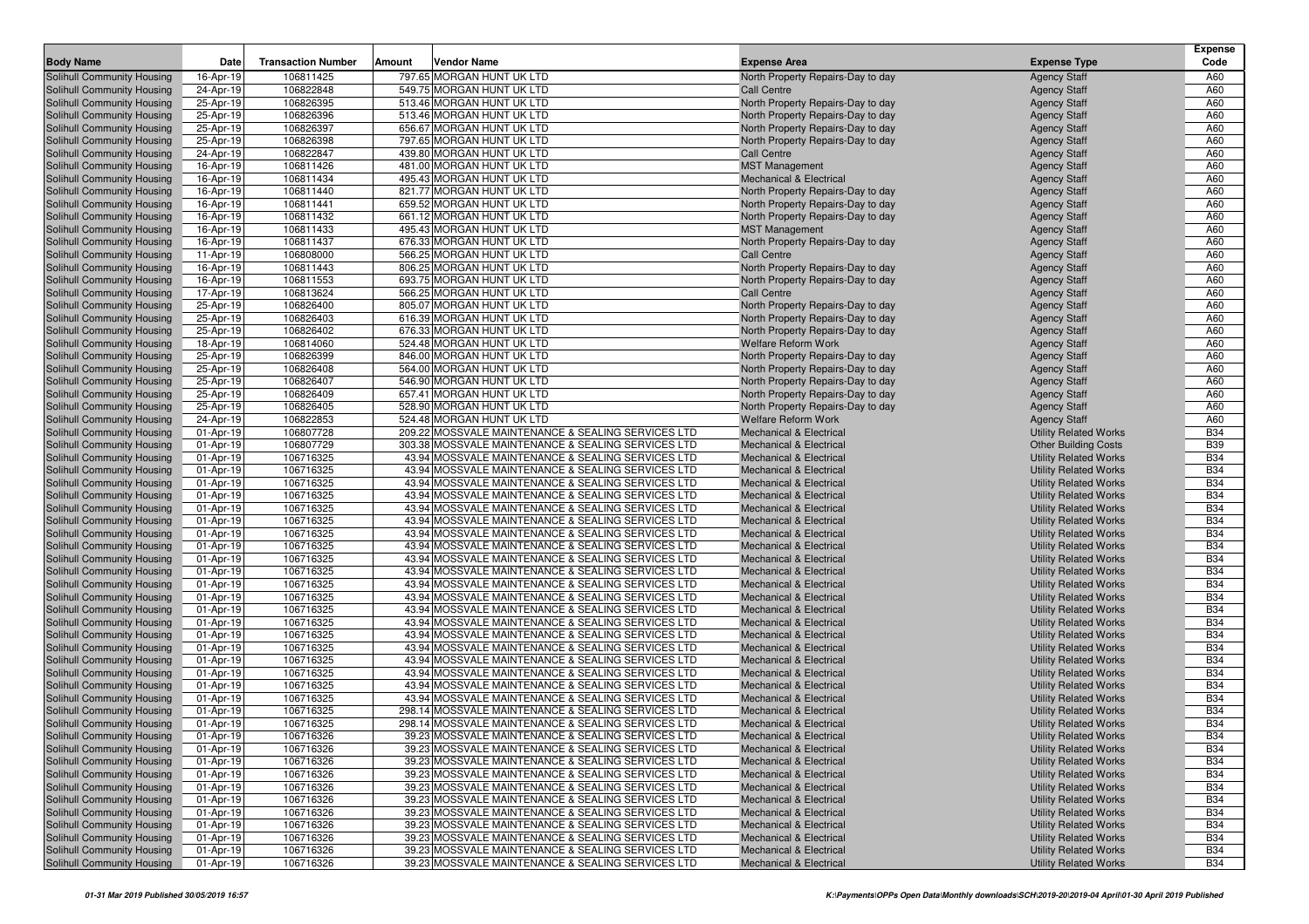| Body Name | Date | Transaction Number | Amount | Vendor Name | Expense Area | Expense Type | Expense Code |
|---|---|---|---|---|---|---|---|
| Solihull Community Housing | 16-Apr-19 | 106811425 | 797.65 | MORGAN HUNT UK LTD | North Property Repairs-Day to day | Agency Staff | A60 |
| Solihull Community Housing | 24-Apr-19 | 106822848 | 549.75 | MORGAN HUNT UK LTD | Call Centre | Agency Staff | A60 |
| Solihull Community Housing | 25-Apr-19 | 106826395 | 513.46 | MORGAN HUNT UK LTD | North Property Repairs-Day to day | Agency Staff | A60 |
| Solihull Community Housing | 25-Apr-19 | 106826396 | 513.46 | MORGAN HUNT UK LTD | North Property Repairs-Day to day | Agency Staff | A60 |
| Solihull Community Housing | 25-Apr-19 | 106826397 | 656.67 | MORGAN HUNT UK LTD | North Property Repairs-Day to day | Agency Staff | A60 |
| Solihull Community Housing | 25-Apr-19 | 106826398 | 797.65 | MORGAN HUNT UK LTD | North Property Repairs-Day to day | Agency Staff | A60 |
| Solihull Community Housing | 24-Apr-19 | 106822847 | 439.80 | MORGAN HUNT UK LTD | Call Centre | Agency Staff | A60 |
| Solihull Community Housing | 16-Apr-19 | 106811426 | 481.00 | MORGAN HUNT UK LTD | MST Management | Agency Staff | A60 |
| Solihull Community Housing | 16-Apr-19 | 106811434 | 495.43 | MORGAN HUNT UK LTD | Mechanical & Electrical | Agency Staff | A60 |
| Solihull Community Housing | 16-Apr-19 | 106811440 | 821.77 | MORGAN HUNT UK LTD | North Property Repairs-Day to day | Agency Staff | A60 |
| Solihull Community Housing | 16-Apr-19 | 106811441 | 659.52 | MORGAN HUNT UK LTD | North Property Repairs-Day to day | Agency Staff | A60 |
| Solihull Community Housing | 16-Apr-19 | 106811432 | 661.12 | MORGAN HUNT UK LTD | North Property Repairs-Day to day | Agency Staff | A60 |
| Solihull Community Housing | 16-Apr-19 | 106811433 | 495.43 | MORGAN HUNT UK LTD | MST Management | Agency Staff | A60 |
| Solihull Community Housing | 16-Apr-19 | 106811437 | 676.33 | MORGAN HUNT UK LTD | North Property Repairs-Day to day | Agency Staff | A60 |
| Solihull Community Housing | 11-Apr-19 | 106808000 | 566.25 | MORGAN HUNT UK LTD | Call Centre | Agency Staff | A60 |
| Solihull Community Housing | 16-Apr-19 | 106811443 | 806.25 | MORGAN HUNT UK LTD | North Property Repairs-Day to day | Agency Staff | A60 |
| Solihull Community Housing | 16-Apr-19 | 106811553 | 693.75 | MORGAN HUNT UK LTD | North Property Repairs-Day to day | Agency Staff | A60 |
| Solihull Community Housing | 17-Apr-19 | 106813624 | 566.25 | MORGAN HUNT UK LTD | Call Centre | Agency Staff | A60 |
| Solihull Community Housing | 25-Apr-19 | 106826400 | 805.07 | MORGAN HUNT UK LTD | North Property Repairs-Day to day | Agency Staff | A60 |
| Solihull Community Housing | 25-Apr-19 | 106826403 | 616.39 | MORGAN HUNT UK LTD | North Property Repairs-Day to day | Agency Staff | A60 |
| Solihull Community Housing | 25-Apr-19 | 106826402 | 676.33 | MORGAN HUNT UK LTD | North Property Repairs-Day to day | Agency Staff | A60 |
| Solihull Community Housing | 18-Apr-19 | 106814060 | 524.48 | MORGAN HUNT UK LTD | Welfare Reform Work | Agency Staff | A60 |
| Solihull Community Housing | 25-Apr-19 | 106826399 | 846.00 | MORGAN HUNT UK LTD | North Property Repairs-Day to day | Agency Staff | A60 |
| Solihull Community Housing | 25-Apr-19 | 106826408 | 564.00 | MORGAN HUNT UK LTD | North Property Repairs-Day to day | Agency Staff | A60 |
| Solihull Community Housing | 25-Apr-19 | 106826407 | 546.90 | MORGAN HUNT UK LTD | North Property Repairs-Day to day | Agency Staff | A60 |
| Solihull Community Housing | 25-Apr-19 | 106826409 | 657.41 | MORGAN HUNT UK LTD | North Property Repairs-Day to day | Agency Staff | A60 |
| Solihull Community Housing | 25-Apr-19 | 106826405 | 528.90 | MORGAN HUNT UK LTD | North Property Repairs-Day to day | Agency Staff | A60 |
| Solihull Community Housing | 24-Apr-19 | 106822853 | 524.48 | MORGAN HUNT UK LTD | Welfare Reform Work | Agency Staff | A60 |
| Solihull Community Housing | 01-Apr-19 | 106807728 | 209.22 | MOSSVALE MAINTENANCE & SEALING SERVICES LTD | Mechanical & Electrical | Utility Related Works | B34 |
| Solihull Community Housing | 01-Apr-19 | 106807729 | 303.38 | MOSSVALE MAINTENANCE & SEALING SERVICES LTD | Mechanical & Electrical | Other Building Costs | B39 |
| Solihull Community Housing | 01-Apr-19 | 106716325 | 43.94 | MOSSVALE MAINTENANCE & SEALING SERVICES LTD | Mechanical & Electrical | Utility Related Works | B34 |
| Solihull Community Housing | 01-Apr-19 | 106716325 | 43.94 | MOSSVALE MAINTENANCE & SEALING SERVICES LTD | Mechanical & Electrical | Utility Related Works | B34 |
| Solihull Community Housing | 01-Apr-19 | 106716325 | 43.94 | MOSSVALE MAINTENANCE & SEALING SERVICES LTD | Mechanical & Electrical | Utility Related Works | B34 |
| Solihull Community Housing | 01-Apr-19 | 106716325 | 43.94 | MOSSVALE MAINTENANCE & SEALING SERVICES LTD | Mechanical & Electrical | Utility Related Works | B34 |
| Solihull Community Housing | 01-Apr-19 | 106716325 | 43.94 | MOSSVALE MAINTENANCE & SEALING SERVICES LTD | Mechanical & Electrical | Utility Related Works | B34 |
| Solihull Community Housing | 01-Apr-19 | 106716325 | 43.94 | MOSSVALE MAINTENANCE & SEALING SERVICES LTD | Mechanical & Electrical | Utility Related Works | B34 |
| Solihull Community Housing | 01-Apr-19 | 106716325 | 43.94 | MOSSVALE MAINTENANCE & SEALING SERVICES LTD | Mechanical & Electrical | Utility Related Works | B34 |
| Solihull Community Housing | 01-Apr-19 | 106716325 | 43.94 | MOSSVALE MAINTENANCE & SEALING SERVICES LTD | Mechanical & Electrical | Utility Related Works | B34 |
| Solihull Community Housing | 01-Apr-19 | 106716325 | 43.94 | MOSSVALE MAINTENANCE & SEALING SERVICES LTD | Mechanical & Electrical | Utility Related Works | B34 |
| Solihull Community Housing | 01-Apr-19 | 106716325 | 43.94 | MOSSVALE MAINTENANCE & SEALING SERVICES LTD | Mechanical & Electrical | Utility Related Works | B34 |
| Solihull Community Housing | 01-Apr-19 | 106716325 | 43.94 | MOSSVALE MAINTENANCE & SEALING SERVICES LTD | Mechanical & Electrical | Utility Related Works | B34 |
| Solihull Community Housing | 01-Apr-19 | 106716325 | 43.94 | MOSSVALE MAINTENANCE & SEALING SERVICES LTD | Mechanical & Electrical | Utility Related Works | B34 |
| Solihull Community Housing | 01-Apr-19 | 106716325 | 43.94 | MOSSVALE MAINTENANCE & SEALING SERVICES LTD | Mechanical & Electrical | Utility Related Works | B34 |
| Solihull Community Housing | 01-Apr-19 | 106716325 | 43.94 | MOSSVALE MAINTENANCE & SEALING SERVICES LTD | Mechanical & Electrical | Utility Related Works | B34 |
| Solihull Community Housing | 01-Apr-19 | 106716325 | 43.94 | MOSSVALE MAINTENANCE & SEALING SERVICES LTD | Mechanical & Electrical | Utility Related Works | B34 |
| Solihull Community Housing | 01-Apr-19 | 106716325 | 43.94 | MOSSVALE MAINTENANCE & SEALING SERVICES LTD | Mechanical & Electrical | Utility Related Works | B34 |
| Solihull Community Housing | 01-Apr-19 | 106716325 | 43.94 | MOSSVALE MAINTENANCE & SEALING SERVICES LTD | Mechanical & Electrical | Utility Related Works | B34 |
| Solihull Community Housing | 01-Apr-19 | 106716325 | 43.94 | MOSSVALE MAINTENANCE & SEALING SERVICES LTD | Mechanical & Electrical | Utility Related Works | B34 |
| Solihull Community Housing | 01-Apr-19 | 106716325 | 43.94 | MOSSVALE MAINTENANCE & SEALING SERVICES LTD | Mechanical & Electrical | Utility Related Works | B34 |
| Solihull Community Housing | 01-Apr-19 | 106716325 | 43.94 | MOSSVALE MAINTENANCE & SEALING SERVICES LTD | Mechanical & Electrical | Utility Related Works | B34 |
| Solihull Community Housing | 01-Apr-19 | 106716325 | 43.94 | MOSSVALE MAINTENANCE & SEALING SERVICES LTD | Mechanical & Electrical | Utility Related Works | B34 |
| Solihull Community Housing | 01-Apr-19 | 106716325 | 298.14 | MOSSVALE MAINTENANCE & SEALING SERVICES LTD | Mechanical & Electrical | Utility Related Works | B34 |
| Solihull Community Housing | 01-Apr-19 | 106716325 | 298.14 | MOSSVALE MAINTENANCE & SEALING SERVICES LTD | Mechanical & Electrical | Utility Related Works | B34 |
| Solihull Community Housing | 01-Apr-19 | 106716326 | 39.23 | MOSSVALE MAINTENANCE & SEALING SERVICES LTD | Mechanical & Electrical | Utility Related Works | B34 |
| Solihull Community Housing | 01-Apr-19 | 106716326 | 39.23 | MOSSVALE MAINTENANCE & SEALING SERVICES LTD | Mechanical & Electrical | Utility Related Works | B34 |
| Solihull Community Housing | 01-Apr-19 | 106716326 | 39.23 | MOSSVALE MAINTENANCE & SEALING SERVICES LTD | Mechanical & Electrical | Utility Related Works | B34 |
| Solihull Community Housing | 01-Apr-19 | 106716326 | 39.23 | MOSSVALE MAINTENANCE & SEALING SERVICES LTD | Mechanical & Electrical | Utility Related Works | B34 |
| Solihull Community Housing | 01-Apr-19 | 106716326 | 39.23 | MOSSVALE MAINTENANCE & SEALING SERVICES LTD | Mechanical & Electrical | Utility Related Works | B34 |
| Solihull Community Housing | 01-Apr-19 | 106716326 | 39.23 | MOSSVALE MAINTENANCE & SEALING SERVICES LTD | Mechanical & Electrical | Utility Related Works | B34 |
| Solihull Community Housing | 01-Apr-19 | 106716326 | 39.23 | MOSSVALE MAINTENANCE & SEALING SERVICES LTD | Mechanical & Electrical | Utility Related Works | B34 |
| Solihull Community Housing | 01-Apr-19 | 106716326 | 39.23 | MOSSVALE MAINTENANCE & SEALING SERVICES LTD | Mechanical & Electrical | Utility Related Works | B34 |
| Solihull Community Housing | 01-Apr-19 | 106716326 | 39.23 | MOSSVALE MAINTENANCE & SEALING SERVICES LTD | Mechanical & Electrical | Utility Related Works | B34 |
| Solihull Community Housing | 01-Apr-19 | 106716326 | 39.23 | MOSSVALE MAINTENANCE & SEALING SERVICES LTD | Mechanical & Electrical | Utility Related Works | B34 |
| Solihull Community Housing | 01-Apr-19 | 106716326 | 39.23 | MOSSVALE MAINTENANCE & SEALING SERVICES LTD | Mechanical & Electrical | Utility Related Works | B34 |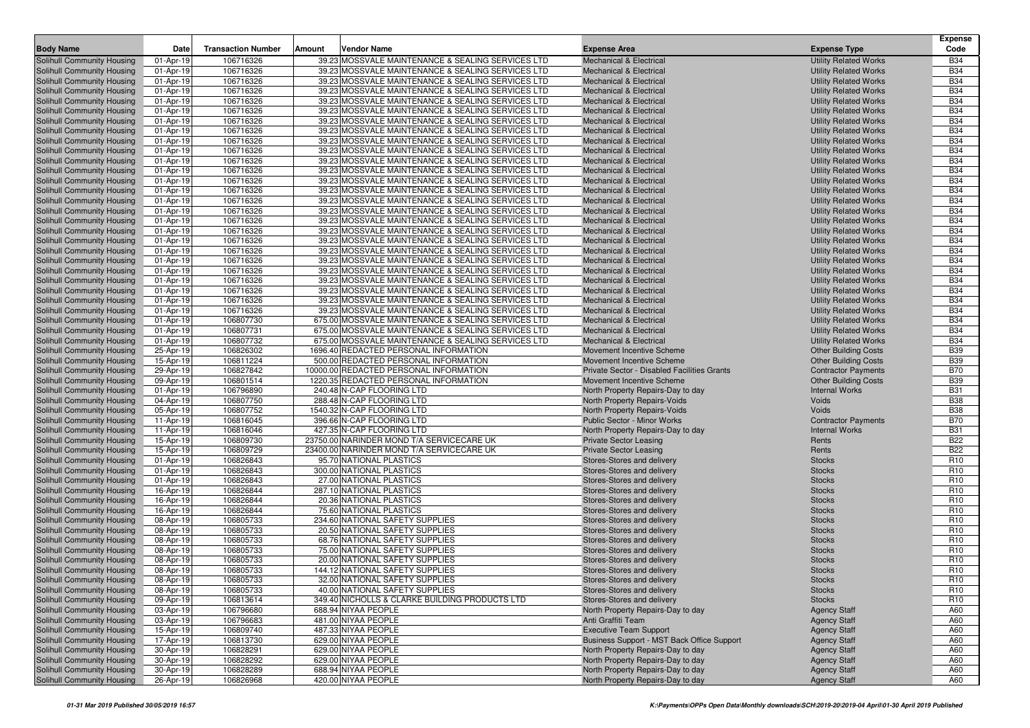| Body Name | Date | Transaction Number | Amount | Vendor Name | Expense Area | Expense Type | Expense Code |
|---|---|---|---|---|---|---|---|
| Solihull Community Housing | 01-Apr-19 | 106716326 | 39.23 | MOSSVALE MAINTENANCE & SEALING SERVICES LTD | Mechanical & Electrical | Utility Related Works | B34 |
| Solihull Community Housing | 01-Apr-19 | 106716326 | 39.23 | MOSSVALE MAINTENANCE & SEALING SERVICES LTD | Mechanical & Electrical | Utility Related Works | B34 |
| Solihull Community Housing | 01-Apr-19 | 106716326 | 39.23 | MOSSVALE MAINTENANCE & SEALING SERVICES LTD | Mechanical & Electrical | Utility Related Works | B34 |
| Solihull Community Housing | 01-Apr-19 | 106716326 | 39.23 | MOSSVALE MAINTENANCE & SEALING SERVICES LTD | Mechanical & Electrical | Utility Related Works | B34 |
| Solihull Community Housing | 01-Apr-19 | 106716326 | 39.23 | MOSSVALE MAINTENANCE & SEALING SERVICES LTD | Mechanical & Electrical | Utility Related Works | B34 |
| Solihull Community Housing | 01-Apr-19 | 106716326 | 39.23 | MOSSVALE MAINTENANCE & SEALING SERVICES LTD | Mechanical & Electrical | Utility Related Works | B34 |
| Solihull Community Housing | 01-Apr-19 | 106716326 | 39.23 | MOSSVALE MAINTENANCE & SEALING SERVICES LTD | Mechanical & Electrical | Utility Related Works | B34 |
| Solihull Community Housing | 01-Apr-19 | 106716326 | 39.23 | MOSSVALE MAINTENANCE & SEALING SERVICES LTD | Mechanical & Electrical | Utility Related Works | B34 |
| Solihull Community Housing | 01-Apr-19 | 106716326 | 39.23 | MOSSVALE MAINTENANCE & SEALING SERVICES LTD | Mechanical & Electrical | Utility Related Works | B34 |
| Solihull Community Housing | 01-Apr-19 | 106716326 | 39.23 | MOSSVALE MAINTENANCE & SEALING SERVICES LTD | Mechanical & Electrical | Utility Related Works | B34 |
| Solihull Community Housing | 01-Apr-19 | 106716326 | 39.23 | MOSSVALE MAINTENANCE & SEALING SERVICES LTD | Mechanical & Electrical | Utility Related Works | B34 |
| Solihull Community Housing | 01-Apr-19 | 106716326 | 39.23 | MOSSVALE MAINTENANCE & SEALING SERVICES LTD | Mechanical & Electrical | Utility Related Works | B34 |
| Solihull Community Housing | 01-Apr-19 | 106716326 | 39.23 | MOSSVALE MAINTENANCE & SEALING SERVICES LTD | Mechanical & Electrical | Utility Related Works | B34 |
| Solihull Community Housing | 01-Apr-19 | 106716326 | 39.23 | MOSSVALE MAINTENANCE & SEALING SERVICES LTD | Mechanical & Electrical | Utility Related Works | B34 |
| Solihull Community Housing | 01-Apr-19 | 106716326 | 39.23 | MOSSVALE MAINTENANCE & SEALING SERVICES LTD | Mechanical & Electrical | Utility Related Works | B34 |
| Solihull Community Housing | 01-Apr-19 | 106716326 | 39.23 | MOSSVALE MAINTENANCE & SEALING SERVICES LTD | Mechanical & Electrical | Utility Related Works | B34 |
| Solihull Community Housing | 01-Apr-19 | 106716326 | 39.23 | MOSSVALE MAINTENANCE & SEALING SERVICES LTD | Mechanical & Electrical | Utility Related Works | B34 |
| Solihull Community Housing | 01-Apr-19 | 106716326 | 39.23 | MOSSVALE MAINTENANCE & SEALING SERVICES LTD | Mechanical & Electrical | Utility Related Works | B34 |
| Solihull Community Housing | 01-Apr-19 | 106716326 | 39.23 | MOSSVALE MAINTENANCE & SEALING SERVICES LTD | Mechanical & Electrical | Utility Related Works | B34 |
| Solihull Community Housing | 01-Apr-19 | 106716326 | 39.23 | MOSSVALE MAINTENANCE & SEALING SERVICES LTD | Mechanical & Electrical | Utility Related Works | B34 |
| Solihull Community Housing | 01-Apr-19 | 106716326 | 39.23 | MOSSVALE MAINTENANCE & SEALING SERVICES LTD | Mechanical & Electrical | Utility Related Works | B34 |
| Solihull Community Housing | 01-Apr-19 | 106716326 | 39.23 | MOSSVALE MAINTENANCE & SEALING SERVICES LTD | Mechanical & Electrical | Utility Related Works | B34 |
| Solihull Community Housing | 01-Apr-19 | 106716326 | 39.23 | MOSSVALE MAINTENANCE & SEALING SERVICES LTD | Mechanical & Electrical | Utility Related Works | B34 |
| Solihull Community Housing | 01-Apr-19 | 106716326 | 39.23 | MOSSVALE MAINTENANCE & SEALING SERVICES LTD | Mechanical & Electrical | Utility Related Works | B34 |
| Solihull Community Housing | 01-Apr-19 | 106716326 | 39.23 | MOSSVALE MAINTENANCE & SEALING SERVICES LTD | Mechanical & Electrical | Utility Related Works | B34 |
| Solihull Community Housing | 01-Apr-19 | 106716326 | 39.23 | MOSSVALE MAINTENANCE & SEALING SERVICES LTD | Mechanical & Electrical | Utility Related Works | B34 |
| Solihull Community Housing | 01-Apr-19 | 106807730 | 675.00 | MOSSVALE MAINTENANCE & SEALING SERVICES LTD | Mechanical & Electrical | Utility Related Works | B34 |
| Solihull Community Housing | 01-Apr-19 | 106807731 | 675.00 | MOSSVALE MAINTENANCE & SEALING SERVICES LTD | Mechanical & Electrical | Utility Related Works | B34 |
| Solihull Community Housing | 01-Apr-19 | 106807732 | 675.00 | MOSSVALE MAINTENANCE & SEALING SERVICES LTD | Mechanical & Electrical | Utility Related Works | B34 |
| Solihull Community Housing | 25-Apr-19 | 106826302 | 1696.40 | REDACTED PERSONAL INFORMATION | Movement Incentive Scheme | Other Building Costs | B39 |
| Solihull Community Housing | 15-Apr-19 | 106811224 | 500.00 | REDACTED PERSONAL INFORMATION | Movement Incentive Scheme | Other Building Costs | B39 |
| Solihull Community Housing | 29-Apr-19 | 106827842 | 10000.00 | REDACTED PERSONAL INFORMATION | Private Sector - Disabled Facilities Grants | Contractor Payments | B70 |
| Solihull Community Housing | 09-Apr-19 | 106801514 | 1220.35 | REDACTED PERSONAL INFORMATION | Movement Incentive Scheme | Other Building Costs | B39 |
| Solihull Community Housing | 01-Apr-19 | 106796890 | 240.48 | N-CAP FLOORING LTD | North Property Repairs-Day to day | Internal Works | B31 |
| Solihull Community Housing | 04-Apr-19 | 106807750 | 288.48 | N-CAP FLOORING LTD | North Property Repairs-Voids | Voids | B38 |
| Solihull Community Housing | 05-Apr-19 | 106807752 | 1540.32 | N-CAP FLOORING LTD | North Property Repairs-Voids | Voids | B38 |
| Solihull Community Housing | 11-Apr-19 | 106816045 | 396.66 | N-CAP FLOORING LTD | Public Sector - Minor Works | Contractor Payments | B70 |
| Solihull Community Housing | 11-Apr-19 | 106816046 | 427.35 | N-CAP FLOORING LTD | North Property Repairs-Day to day | Internal Works | B31 |
| Solihull Community Housing | 15-Apr-19 | 106809730 | 23750.00 | NARINDER MOND T/A SERVICECARE UK | Private Sector Leasing | Rents | B22 |
| Solihull Community Housing | 15-Apr-19 | 106809729 | 23400.00 | NARINDER MOND T/A SERVICECARE UK | Private Sector Leasing | Rents | B22 |
| Solihull Community Housing | 01-Apr-19 | 106826843 | 95.70 | NATIONAL PLASTICS | Stores-Stores and delivery | Stocks | R10 |
| Solihull Community Housing | 01-Apr-19 | 106826843 | 300.00 | NATIONAL PLASTICS | Stores-Stores and delivery | Stocks | R10 |
| Solihull Community Housing | 01-Apr-19 | 106826843 | 27.00 | NATIONAL PLASTICS | Stores-Stores and delivery | Stocks | R10 |
| Solihull Community Housing | 16-Apr-19 | 106826844 | 287.10 | NATIONAL PLASTICS | Stores-Stores and delivery | Stocks | R10 |
| Solihull Community Housing | 16-Apr-19 | 106826844 | 20.36 | NATIONAL PLASTICS | Stores-Stores and delivery | Stocks | R10 |
| Solihull Community Housing | 16-Apr-19 | 106826844 | 75.60 | NATIONAL PLASTICS | Stores-Stores and delivery | Stocks | R10 |
| Solihull Community Housing | 08-Apr-19 | 106805733 | 234.60 | NATIONAL SAFETY SUPPLIES | Stores-Stores and delivery | Stocks | R10 |
| Solihull Community Housing | 08-Apr-19 | 106805733 | 20.50 | NATIONAL SAFETY SUPPLIES | Stores-Stores and delivery | Stocks | R10 |
| Solihull Community Housing | 08-Apr-19 | 106805733 | 68.76 | NATIONAL SAFETY SUPPLIES | Stores-Stores and delivery | Stocks | R10 |
| Solihull Community Housing | 08-Apr-19 | 106805733 | 75.00 | NATIONAL SAFETY SUPPLIES | Stores-Stores and delivery | Stocks | R10 |
| Solihull Community Housing | 08-Apr-19 | 106805733 | 20.00 | NATIONAL SAFETY SUPPLIES | Stores-Stores and delivery | Stocks | R10 |
| Solihull Community Housing | 08-Apr-19 | 106805733 | 144.12 | NATIONAL SAFETY SUPPLIES | Stores-Stores and delivery | Stocks | R10 |
| Solihull Community Housing | 08-Apr-19 | 106805733 | 32.00 | NATIONAL SAFETY SUPPLIES | Stores-Stores and delivery | Stocks | R10 |
| Solihull Community Housing | 08-Apr-19 | 106805733 | 40.00 | NATIONAL SAFETY SUPPLIES | Stores-Stores and delivery | Stocks | R10 |
| Solihull Community Housing | 09-Apr-19 | 106813614 | 349.40 | NICHOLLS & CLARKE BUILDING PRODUCTS LTD | Stores-Stores and delivery | Stocks | R10 |
| Solihull Community Housing | 03-Apr-19 | 106796680 | 688.94 | NIYAA PEOPLE | North Property Repairs-Day to day | Agency Staff | A60 |
| Solihull Community Housing | 03-Apr-19 | 106796683 | 481.00 | NIYAA PEOPLE | Anti Graffiti Team | Agency Staff | A60 |
| Solihull Community Housing | 15-Apr-19 | 106809740 | 487.33 | NIYAA PEOPLE | Executive Team Support | Agency Staff | A60 |
| Solihull Community Housing | 17-Apr-19 | 106813730 | 629.00 | NIYAA PEOPLE | Business Support - MST Back Office Support | Agency Staff | A60 |
| Solihull Community Housing | 30-Apr-19 | 106828291 | 629.00 | NIYAA PEOPLE | North Property Repairs-Day to day | Agency Staff | A60 |
| Solihull Community Housing | 30-Apr-19 | 106828292 | 629.00 | NIYAA PEOPLE | North Property Repairs-Day to day | Agency Staff | A60 |
| Solihull Community Housing | 30-Apr-19 | 106828289 | 688.94 | NIYAA PEOPLE | North Property Repairs-Day to day | Agency Staff | A60 |
| Solihull Community Housing | 26-Apr-19 | 106826968 | 420.00 | NIYAA PEOPLE | North Property Repairs-Day to day | Agency Staff | A60 |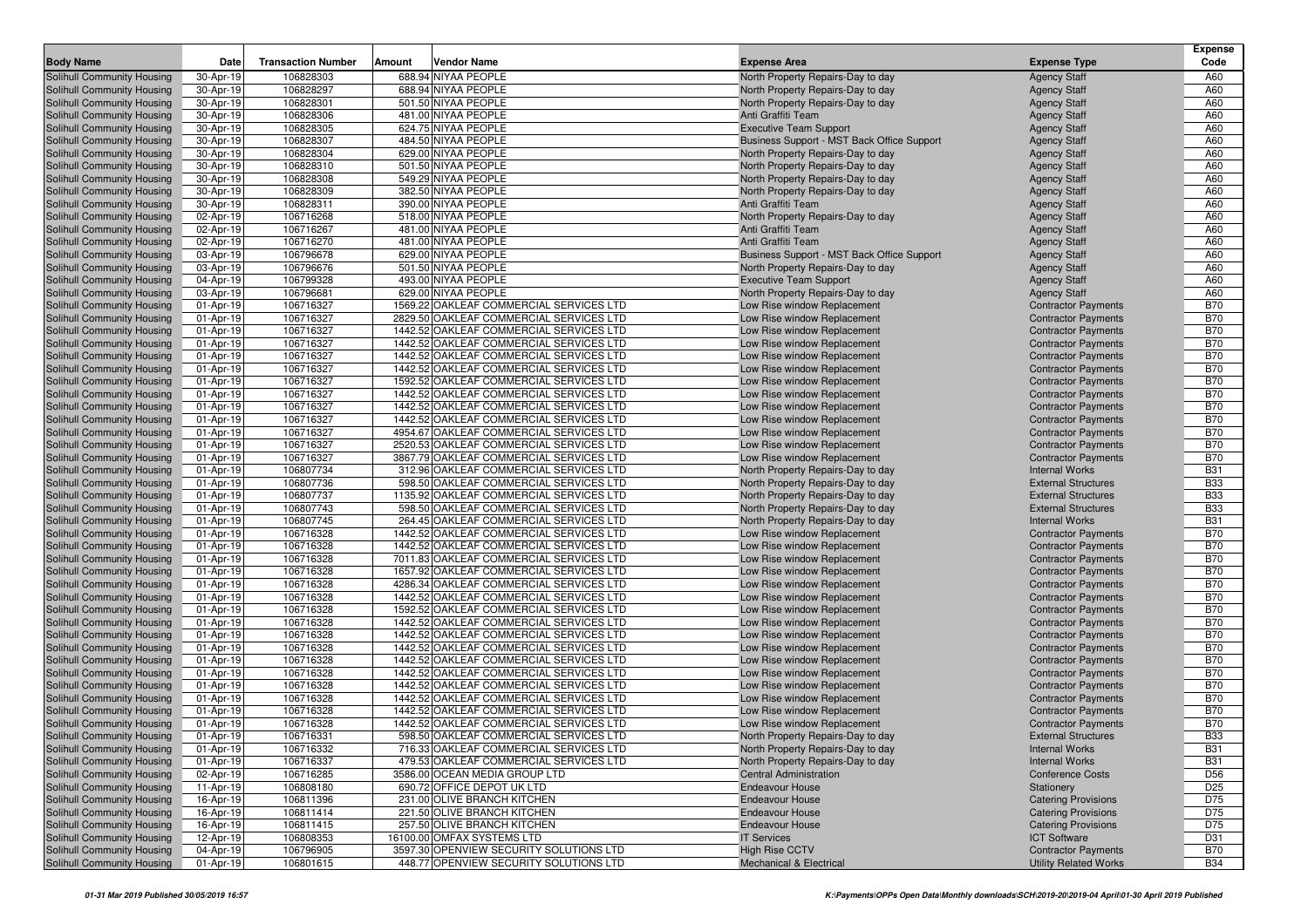| Body Name | Date | Transaction Number | Amount | Vendor Name | Expense Area | Expense Type | Expense Code |
|---|---|---|---|---|---|---|---|
| Solihull Community Housing | 30-Apr-19 | 106828303 | 688.94 | NIYAA PEOPLE | North Property Repairs-Day to day | Agency Staff | A60 |
| Solihull Community Housing | 30-Apr-19 | 106828297 | 688.94 | NIYAA PEOPLE | North Property Repairs-Day to day | Agency Staff | A60 |
| Solihull Community Housing | 30-Apr-19 | 106828301 | 501.50 | NIYAA PEOPLE | North Property Repairs-Day to day | Agency Staff | A60 |
| Solihull Community Housing | 30-Apr-19 | 106828306 | 481.00 | NIYAA PEOPLE | Anti Graffiti Team | Agency Staff | A60 |
| Solihull Community Housing | 30-Apr-19 | 106828305 | 624.75 | NIYAA PEOPLE | Executive Team Support | Agency Staff | A60 |
| Solihull Community Housing | 30-Apr-19 | 106828307 | 484.50 | NIYAA PEOPLE | Business Support - MST Back Office Support | Agency Staff | A60 |
| Solihull Community Housing | 30-Apr-19 | 106828304 | 629.00 | NIYAA PEOPLE | North Property Repairs-Day to day | Agency Staff | A60 |
| Solihull Community Housing | 30-Apr-19 | 106828310 | 501.50 | NIYAA PEOPLE | North Property Repairs-Day to day | Agency Staff | A60 |
| Solihull Community Housing | 30-Apr-19 | 106828308 | 549.29 | NIYAA PEOPLE | North Property Repairs-Day to day | Agency Staff | A60 |
| Solihull Community Housing | 30-Apr-19 | 106828309 | 382.50 | NIYAA PEOPLE | North Property Repairs-Day to day | Agency Staff | A60 |
| Solihull Community Housing | 30-Apr-19 | 106828311 | 390.00 | NIYAA PEOPLE | Anti Graffiti Team | Agency Staff | A60 |
| Solihull Community Housing | 02-Apr-19 | 106716268 | 518.00 | NIYAA PEOPLE | North Property Repairs-Day to day | Agency Staff | A60 |
| Solihull Community Housing | 02-Apr-19 | 106716267 | 481.00 | NIYAA PEOPLE | Anti Graffiti Team | Agency Staff | A60 |
| Solihull Community Housing | 02-Apr-19 | 106716270 | 481.00 | NIYAA PEOPLE | Anti Graffiti Team | Agency Staff | A60 |
| Solihull Community Housing | 03-Apr-19 | 106796678 | 629.00 | NIYAA PEOPLE | Business Support - MST Back Office Support | Agency Staff | A60 |
| Solihull Community Housing | 03-Apr-19 | 106796676 | 501.50 | NIYAA PEOPLE | North Property Repairs-Day to day | Agency Staff | A60 |
| Solihull Community Housing | 04-Apr-19 | 106799328 | 493.00 | NIYAA PEOPLE | Executive Team Support | Agency Staff | A60 |
| Solihull Community Housing | 03-Apr-19 | 106796681 | 629.00 | NIYAA PEOPLE | North Property Repairs-Day to day | Agency Staff | A60 |
| Solihull Community Housing | 01-Apr-19 | 106716327 | 1569.22 | OAKLEAF COMMERCIAL SERVICES LTD | Low Rise window Replacement | Contractor Payments | B70 |
| Solihull Community Housing | 01-Apr-19 | 106716327 | 2829.50 | OAKLEAF COMMERCIAL SERVICES LTD | Low Rise window Replacement | Contractor Payments | B70 |
| Solihull Community Housing | 01-Apr-19 | 106716327 | 1442.52 | OAKLEAF COMMERCIAL SERVICES LTD | Low Rise window Replacement | Contractor Payments | B70 |
| Solihull Community Housing | 01-Apr-19 | 106716327 | 1442.52 | OAKLEAF COMMERCIAL SERVICES LTD | Low Rise window Replacement | Contractor Payments | B70 |
| Solihull Community Housing | 01-Apr-19 | 106716327 | 1442.52 | OAKLEAF COMMERCIAL SERVICES LTD | Low Rise window Replacement | Contractor Payments | B70 |
| Solihull Community Housing | 01-Apr-19 | 106716327 | 1442.52 | OAKLEAF COMMERCIAL SERVICES LTD | Low Rise window Replacement | Contractor Payments | B70 |
| Solihull Community Housing | 01-Apr-19 | 106716327 | 1592.52 | OAKLEAF COMMERCIAL SERVICES LTD | Low Rise window Replacement | Contractor Payments | B70 |
| Solihull Community Housing | 01-Apr-19 | 106716327 | 1442.52 | OAKLEAF COMMERCIAL SERVICES LTD | Low Rise window Replacement | Contractor Payments | B70 |
| Solihull Community Housing | 01-Apr-19 | 106716327 | 1442.52 | OAKLEAF COMMERCIAL SERVICES LTD | Low Rise window Replacement | Contractor Payments | B70 |
| Solihull Community Housing | 01-Apr-19 | 106716327 | 1442.52 | OAKLEAF COMMERCIAL SERVICES LTD | Low Rise window Replacement | Contractor Payments | B70 |
| Solihull Community Housing | 01-Apr-19 | 106716327 | 4954.67 | OAKLEAF COMMERCIAL SERVICES LTD | Low Rise window Replacement | Contractor Payments | B70 |
| Solihull Community Housing | 01-Apr-19 | 106716327 | 2520.53 | OAKLEAF COMMERCIAL SERVICES LTD | Low Rise window Replacement | Contractor Payments | B70 |
| Solihull Community Housing | 01-Apr-19 | 106716327 | 3867.79 | OAKLEAF COMMERCIAL SERVICES LTD | Low Rise window Replacement | Contractor Payments | B70 |
| Solihull Community Housing | 01-Apr-19 | 106807734 | 312.96 | OAKLEAF COMMERCIAL SERVICES LTD | North Property Repairs-Day to day | Internal Works | B31 |
| Solihull Community Housing | 01-Apr-19 | 106807736 | 598.50 | OAKLEAF COMMERCIAL SERVICES LTD | North Property Repairs-Day to day | External Structures | B33 |
| Solihull Community Housing | 01-Apr-19 | 106807737 | 1135.92 | OAKLEAF COMMERCIAL SERVICES LTD | North Property Repairs-Day to day | External Structures | B33 |
| Solihull Community Housing | 01-Apr-19 | 106807743 | 598.50 | OAKLEAF COMMERCIAL SERVICES LTD | North Property Repairs-Day to day | External Structures | B33 |
| Solihull Community Housing | 01-Apr-19 | 106807745 | 264.45 | OAKLEAF COMMERCIAL SERVICES LTD | North Property Repairs-Day to day | Internal Works | B31 |
| Solihull Community Housing | 01-Apr-19 | 106716328 | 1442.52 | OAKLEAF COMMERCIAL SERVICES LTD | Low Rise window Replacement | Contractor Payments | B70 |
| Solihull Community Housing | 01-Apr-19 | 106716328 | 1442.52 | OAKLEAF COMMERCIAL SERVICES LTD | Low Rise window Replacement | Contractor Payments | B70 |
| Solihull Community Housing | 01-Apr-19 | 106716328 | 7011.83 | OAKLEAF COMMERCIAL SERVICES LTD | Low Rise window Replacement | Contractor Payments | B70 |
| Solihull Community Housing | 01-Apr-19 | 106716328 | 1657.92 | OAKLEAF COMMERCIAL SERVICES LTD | Low Rise window Replacement | Contractor Payments | B70 |
| Solihull Community Housing | 01-Apr-19 | 106716328 | 4286.34 | OAKLEAF COMMERCIAL SERVICES LTD | Low Rise window Replacement | Contractor Payments | B70 |
| Solihull Community Housing | 01-Apr-19 | 106716328 | 1442.52 | OAKLEAF COMMERCIAL SERVICES LTD | Low Rise window Replacement | Contractor Payments | B70 |
| Solihull Community Housing | 01-Apr-19 | 106716328 | 1592.52 | OAKLEAF COMMERCIAL SERVICES LTD | Low Rise window Replacement | Contractor Payments | B70 |
| Solihull Community Housing | 01-Apr-19 | 106716328 | 1442.52 | OAKLEAF COMMERCIAL SERVICES LTD | Low Rise window Replacement | Contractor Payments | B70 |
| Solihull Community Housing | 01-Apr-19 | 106716328 | 1442.52 | OAKLEAF COMMERCIAL SERVICES LTD | Low Rise window Replacement | Contractor Payments | B70 |
| Solihull Community Housing | 01-Apr-19 | 106716328 | 1442.52 | OAKLEAF COMMERCIAL SERVICES LTD | Low Rise window Replacement | Contractor Payments | B70 |
| Solihull Community Housing | 01-Apr-19 | 106716328 | 1442.52 | OAKLEAF COMMERCIAL SERVICES LTD | Low Rise window Replacement | Contractor Payments | B70 |
| Solihull Community Housing | 01-Apr-19 | 106716328 | 1442.52 | OAKLEAF COMMERCIAL SERVICES LTD | Low Rise window Replacement | Contractor Payments | B70 |
| Solihull Community Housing | 01-Apr-19 | 106716328 | 1442.52 | OAKLEAF COMMERCIAL SERVICES LTD | Low Rise window Replacement | Contractor Payments | B70 |
| Solihull Community Housing | 01-Apr-19 | 106716328 | 1442.52 | OAKLEAF COMMERCIAL SERVICES LTD | Low Rise window Replacement | Contractor Payments | B70 |
| Solihull Community Housing | 01-Apr-19 | 106716328 | 1442.52 | OAKLEAF COMMERCIAL SERVICES LTD | Low Rise window Replacement | Contractor Payments | B70 |
| Solihull Community Housing | 01-Apr-19 | 106716328 | 1442.52 | OAKLEAF COMMERCIAL SERVICES LTD | Low Rise window Replacement | Contractor Payments | B70 |
| Solihull Community Housing | 01-Apr-19 | 106716331 | 598.50 | OAKLEAF COMMERCIAL SERVICES LTD | North Property Repairs-Day to day | External Structures | B33 |
| Solihull Community Housing | 01-Apr-19 | 106716332 | 716.33 | OAKLEAF COMMERCIAL SERVICES LTD | North Property Repairs-Day to day | Internal Works | B31 |
| Solihull Community Housing | 01-Apr-19 | 106716337 | 479.53 | OAKLEAF COMMERCIAL SERVICES LTD | North Property Repairs-Day to day | Internal Works | B31 |
| Solihull Community Housing | 02-Apr-19 | 106716285 | 3586.00 | OCEAN MEDIA GROUP LTD | Central Administration | Conference Costs | D56 |
| Solihull Community Housing | 11-Apr-19 | 106808180 | 690.72 | OFFICE DEPOT UK LTD | Endeavour House | Stationery | D25 |
| Solihull Community Housing | 16-Apr-19 | 106811396 | 231.00 | OLIVE BRANCH KITCHEN | Endeavour House | Catering Provisions | D75 |
| Solihull Community Housing | 16-Apr-19 | 106811414 | 221.50 | OLIVE BRANCH KITCHEN | Endeavour House | Catering Provisions | D75 |
| Solihull Community Housing | 16-Apr-19 | 106811415 | 257.50 | OLIVE BRANCH KITCHEN | Endeavour House | Catering Provisions | D75 |
| Solihull Community Housing | 12-Apr-19 | 106808353 | 16100.00 | OMFAX SYSTEMS LTD | IT Services | ICT Software | D31 |
| Solihull Community Housing | 04-Apr-19 | 106796905 | 3597.30 | OPENVIEW SECURITY SOLUTIONS LTD | High Rise CCTV | Contractor Payments | B70 |
| Solihull Community Housing | 01-Apr-19 | 106801615 | 448.77 | OPENVIEW SECURITY SOLUTIONS LTD | Mechanical & Electrical | Utility Related Works | B34 |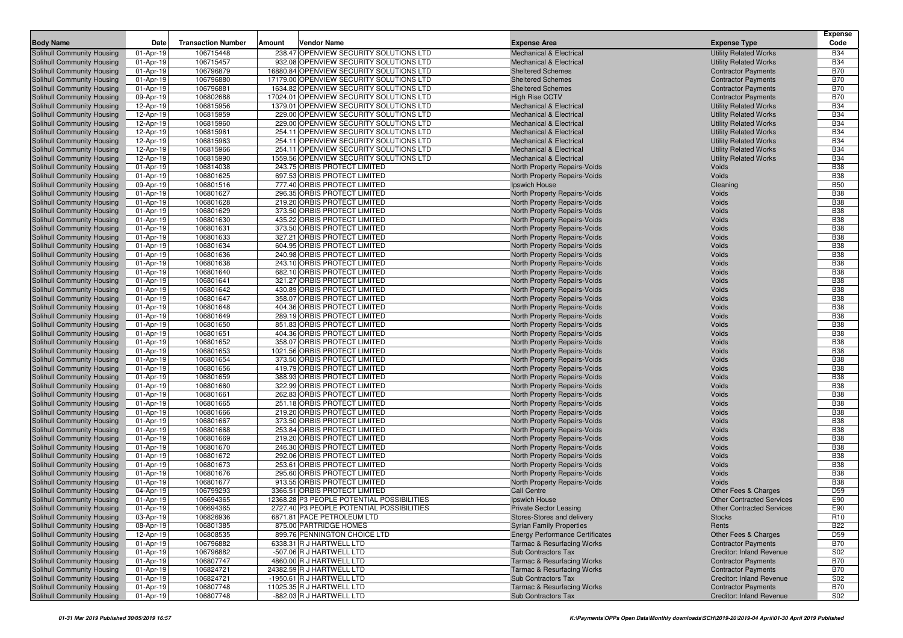| Body Name | Date | Transaction Number | Amount | Vendor Name | Expense Area | Expense Type | Expense Code |
|---|---|---|---|---|---|---|---|
| Solihull Community Housing | 01-Apr-19 | 106715448 | 238.47 | OPENVIEW SECURITY SOLUTIONS LTD | Mechanical & Electrical | Utility Related Works | B34 |
| Solihull Community Housing | 01-Apr-19 | 106715457 | 932.08 | OPENVIEW SECURITY SOLUTIONS LTD | Mechanical & Electrical | Utility Related Works | B34 |
| Solihull Community Housing | 01-Apr-19 | 106796879 | 16880.84 | OPENVIEW SECURITY SOLUTIONS LTD | Sheltered Schemes | Contractor Payments | B70 |
| Solihull Community Housing | 01-Apr-19 | 106796880 | 17179.00 | OPENVIEW SECURITY SOLUTIONS LTD | Sheltered Schemes | Contractor Payments | B70 |
| Solihull Community Housing | 01-Apr-19 | 106796881 | 1634.82 | OPENVIEW SECURITY SOLUTIONS LTD | Sheltered Schemes | Contractor Payments | B70 |
| Solihull Community Housing | 09-Apr-19 | 106802688 | 17024.01 | OPENVIEW SECURITY SOLUTIONS LTD | High Rise CCTV | Contractor Payments | B70 |
| Solihull Community Housing | 12-Apr-19 | 106815956 | 1379.01 | OPENVIEW SECURITY SOLUTIONS LTD | Mechanical & Electrical | Utility Related Works | B34 |
| Solihull Community Housing | 12-Apr-19 | 106815959 | 229.00 | OPENVIEW SECURITY SOLUTIONS LTD | Mechanical & Electrical | Utility Related Works | B34 |
| Solihull Community Housing | 12-Apr-19 | 106815960 | 229.00 | OPENVIEW SECURITY SOLUTIONS LTD | Mechanical & Electrical | Utility Related Works | B34 |
| Solihull Community Housing | 12-Apr-19 | 106815961 | 254.11 | OPENVIEW SECURITY SOLUTIONS LTD | Mechanical & Electrical | Utility Related Works | B34 |
| Solihull Community Housing | 12-Apr-19 | 106815963 | 254.11 | OPENVIEW SECURITY SOLUTIONS LTD | Mechanical & Electrical | Utility Related Works | B34 |
| Solihull Community Housing | 12-Apr-19 | 106815966 | 254.11 | OPENVIEW SECURITY SOLUTIONS LTD | Mechanical & Electrical | Utility Related Works | B34 |
| Solihull Community Housing | 12-Apr-19 | 106815990 | 1559.56 | OPENVIEW SECURITY SOLUTIONS LTD | Mechanical & Electrical | Utility Related Works | B34 |
| Solihull Community Housing | 01-Apr-19 | 106814038 | 243.75 | ORBIS PROTECT LIMITED | North Property Repairs-Voids | Voids | B38 |
| Solihull Community Housing | 01-Apr-19 | 106801625 | 697.53 | ORBIS PROTECT LIMITED | North Property Repairs-Voids | Voids | B38 |
| Solihull Community Housing | 09-Apr-19 | 106801516 | 777.40 | ORBIS PROTECT LIMITED | Ipswich House | Cleaning | B50 |
| Solihull Community Housing | 01-Apr-19 | 106801627 | 296.35 | ORBIS PROTECT LIMITED | North Property Repairs-Voids | Voids | B38 |
| Solihull Community Housing | 01-Apr-19 | 106801628 | 219.20 | ORBIS PROTECT LIMITED | North Property Repairs-Voids | Voids | B38 |
| Solihull Community Housing | 01-Apr-19 | 106801629 | 373.50 | ORBIS PROTECT LIMITED | North Property Repairs-Voids | Voids | B38 |
| Solihull Community Housing | 01-Apr-19 | 106801630 | 435.22 | ORBIS PROTECT LIMITED | North Property Repairs-Voids | Voids | B38 |
| Solihull Community Housing | 01-Apr-19 | 106801631 | 373.50 | ORBIS PROTECT LIMITED | North Property Repairs-Voids | Voids | B38 |
| Solihull Community Housing | 01-Apr-19 | 106801633 | 327.21 | ORBIS PROTECT LIMITED | North Property Repairs-Voids | Voids | B38 |
| Solihull Community Housing | 01-Apr-19 | 106801634 | 604.95 | ORBIS PROTECT LIMITED | North Property Repairs-Voids | Voids | B38 |
| Solihull Community Housing | 01-Apr-19 | 106801636 | 240.98 | ORBIS PROTECT LIMITED | North Property Repairs-Voids | Voids | B38 |
| Solihull Community Housing | 01-Apr-19 | 106801638 | 243.10 | ORBIS PROTECT LIMITED | North Property Repairs-Voids | Voids | B38 |
| Solihull Community Housing | 01-Apr-19 | 106801640 | 682.10 | ORBIS PROTECT LIMITED | North Property Repairs-Voids | Voids | B38 |
| Solihull Community Housing | 01-Apr-19 | 106801641 | 321.27 | ORBIS PROTECT LIMITED | North Property Repairs-Voids | Voids | B38 |
| Solihull Community Housing | 01-Apr-19 | 106801642 | 430.89 | ORBIS PROTECT LIMITED | North Property Repairs-Voids | Voids | B38 |
| Solihull Community Housing | 01-Apr-19 | 106801647 | 358.07 | ORBIS PROTECT LIMITED | North Property Repairs-Voids | Voids | B38 |
| Solihull Community Housing | 01-Apr-19 | 106801648 | 404.36 | ORBIS PROTECT LIMITED | North Property Repairs-Voids | Voids | B38 |
| Solihull Community Housing | 01-Apr-19 | 106801649 | 289.19 | ORBIS PROTECT LIMITED | North Property Repairs-Voids | Voids | B38 |
| Solihull Community Housing | 01-Apr-19 | 106801650 | 851.83 | ORBIS PROTECT LIMITED | North Property Repairs-Voids | Voids | B38 |
| Solihull Community Housing | 01-Apr-19 | 106801651 | 404.36 | ORBIS PROTECT LIMITED | North Property Repairs-Voids | Voids | B38 |
| Solihull Community Housing | 01-Apr-19 | 106801652 | 358.07 | ORBIS PROTECT LIMITED | North Property Repairs-Voids | Voids | B38 |
| Solihull Community Housing | 01-Apr-19 | 106801653 | 1021.56 | ORBIS PROTECT LIMITED | North Property Repairs-Voids | Voids | B38 |
| Solihull Community Housing | 01-Apr-19 | 106801654 | 373.50 | ORBIS PROTECT LIMITED | North Property Repairs-Voids | Voids | B38 |
| Solihull Community Housing | 01-Apr-19 | 106801656 | 419.79 | ORBIS PROTECT LIMITED | North Property Repairs-Voids | Voids | B38 |
| Solihull Community Housing | 01-Apr-19 | 106801659 | 388.93 | ORBIS PROTECT LIMITED | North Property Repairs-Voids | Voids | B38 |
| Solihull Community Housing | 01-Apr-19 | 106801660 | 322.99 | ORBIS PROTECT LIMITED | North Property Repairs-Voids | Voids | B38 |
| Solihull Community Housing | 01-Apr-19 | 106801661 | 262.83 | ORBIS PROTECT LIMITED | North Property Repairs-Voids | Voids | B38 |
| Solihull Community Housing | 01-Apr-19 | 106801665 | 251.18 | ORBIS PROTECT LIMITED | North Property Repairs-Voids | Voids | B38 |
| Solihull Community Housing | 01-Apr-19 | 106801666 | 219.20 | ORBIS PROTECT LIMITED | North Property Repairs-Voids | Voids | B38 |
| Solihull Community Housing | 01-Apr-19 | 106801667 | 373.50 | ORBIS PROTECT LIMITED | North Property Repairs-Voids | Voids | B38 |
| Solihull Community Housing | 01-Apr-19 | 106801668 | 253.84 | ORBIS PROTECT LIMITED | North Property Repairs-Voids | Voids | B38 |
| Solihull Community Housing | 01-Apr-19 | 106801669 | 219.20 | ORBIS PROTECT LIMITED | North Property Repairs-Voids | Voids | B38 |
| Solihull Community Housing | 01-Apr-19 | 106801670 | 246.30 | ORBIS PROTECT LIMITED | North Property Repairs-Voids | Voids | B38 |
| Solihull Community Housing | 01-Apr-19 | 106801672 | 292.06 | ORBIS PROTECT LIMITED | North Property Repairs-Voids | Voids | B38 |
| Solihull Community Housing | 01-Apr-19 | 106801673 | 253.61 | ORBIS PROTECT LIMITED | North Property Repairs-Voids | Voids | B38 |
| Solihull Community Housing | 01-Apr-19 | 106801676 | 295.60 | ORBIS PROTECT LIMITED | North Property Repairs-Voids | Voids | B38 |
| Solihull Community Housing | 01-Apr-19 | 106801677 | 913.55 | ORBIS PROTECT LIMITED | North Property Repairs-Voids | Voids | B38 |
| Solihull Community Housing | 04-Apr-19 | 106799293 | 3366.51 | ORBIS PROTECT LIMITED | Call Centre | Other Fees & Charges | D59 |
| Solihull Community Housing | 01-Apr-19 | 106694365 | 12368.28 | P3 PEOPLE POTENTIAL POSSIBILITIES | Ipswich House | Other Contracted Services | E90 |
| Solihull Community Housing | 01-Apr-19 | 106694365 | 2727.40 | P3 PEOPLE POTENTIAL POSSIBILITIES | Private Sector Leasing | Other Contracted Services | E90 |
| Solihull Community Housing | 03-Apr-19 | 106826936 | 6871.81 | PACE PETROLEUM LTD | Stores-Stores and delivery | Stocks | R10 |
| Solihull Community Housing | 08-Apr-19 | 106801385 | 875.00 | PARTRIDGE HOMES | Syrian Family Properties | Rents | B22 |
| Solihull Community Housing | 12-Apr-19 | 106808535 | 899.76 | PENNINGTON CHOICE LTD | Energy Performance Certificates | Other Fees & Charges | D59 |
| Solihull Community Housing | 01-Apr-19 | 106796882 | 6338.31 | R J HARTWELL LTD | Tarmac & Resurfacing Works | Contractor Payments | B70 |
| Solihull Community Housing | 01-Apr-19 | 106796882 | -507.06 | R J HARTWELL LTD | Sub Contractors Tax | Creditor: Inland Revenue | S02 |
| Solihull Community Housing | 01-Apr-19 | 106807747 | 4860.00 | R J HARTWELL LTD | Tarmac & Resurfacing Works | Contractor Payments | B70 |
| Solihull Community Housing | 01-Apr-19 | 106824721 | 24382.59 | R J HARTWELL LTD | Tarmac & Resurfacing Works | Contractor Payments | B70 |
| Solihull Community Housing | 01-Apr-19 | 106824721 | -1950.61 | R J HARTWELL LTD | Sub Contractors Tax | Creditor: Inland Revenue | S02 |
| Solihull Community Housing | 01-Apr-19 | 106807748 | 11025.35 | R J HARTWELL LTD | Tarmac & Resurfacing Works | Contractor Payments | B70 |
| Solihull Community Housing | 01-Apr-19 | 106807748 | -882.03 | R J HARTWELL LTD | Sub Contractors Tax | Creditor: Inland Revenue | S02 |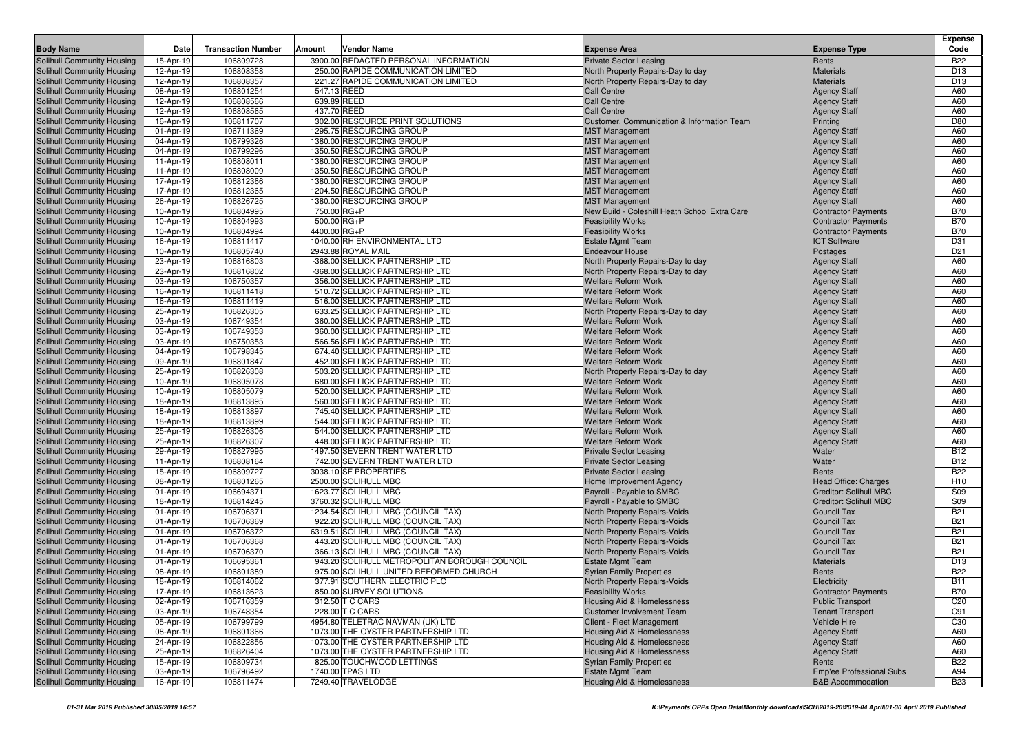| Body Name | Date | Transaction Number | Amount | Vendor Name | Expense Area | Expense Type | Expense Code |
|---|---|---|---|---|---|---|---|
| Solihull Community Housing | 15-Apr-19 | 106809728 | 3900.00 | REDACTED PERSONAL INFORMATION | Private Sector Leasing | Rents | B22 |
| Solihull Community Housing | 12-Apr-19 | 106808358 | 250.00 | RAPIDE COMMUNICATION LIMITED | North Property Repairs-Day to day | Materials | D13 |
| Solihull Community Housing | 12-Apr-19 | 106808357 | 221.27 | RAPIDE COMMUNICATION LIMITED | North Property Repairs-Day to day | Materials | D13 |
| Solihull Community Housing | 08-Apr-19 | 106801254 | 547.13 | REED | Call Centre | Agency Staff | A60 |
| Solihull Community Housing | 12-Apr-19 | 106808566 | 639.89 | REED | Call Centre | Agency Staff | A60 |
| Solihull Community Housing | 12-Apr-19 | 106808565 | 437.70 | REED | Call Centre | Agency Staff | A60 |
| Solihull Community Housing | 16-Apr-19 | 106811707 | 302.00 | RESOURCE PRINT SOLUTIONS | Customer, Communication & Information Team | Printing | D80 |
| Solihull Community Housing | 01-Apr-19 | 106711369 | 1295.75 | RESOURCING GROUP | MST Management | Agency Staff | A60 |
| Solihull Community Housing | 04-Apr-19 | 106799326 | 1380.00 | RESOURCING GROUP | MST Management | Agency Staff | A60 |
| Solihull Community Housing | 04-Apr-19 | 106799296 | 1350.50 | RESOURCING GROUP | MST Management | Agency Staff | A60 |
| Solihull Community Housing | 11-Apr-19 | 106808011 | 1380.00 | RESOURCING GROUP | MST Management | Agency Staff | A60 |
| Solihull Community Housing | 11-Apr-19 | 106808009 | 1350.50 | RESOURCING GROUP | MST Management | Agency Staff | A60 |
| Solihull Community Housing | 17-Apr-19 | 106812366 | 1380.00 | RESOURCING GROUP | MST Management | Agency Staff | A60 |
| Solihull Community Housing | 17-Apr-19 | 106812365 | 1204.50 | RESOURCING GROUP | MST Management | Agency Staff | A60 |
| Solihull Community Housing | 26-Apr-19 | 106826725 | 1380.00 | RESOURCING GROUP | MST Management | Agency Staff | A60 |
| Solihull Community Housing | 10-Apr-19 | 106804995 | 750.00 | RG+P | New Build - Coleshill Heath School Extra Care | Contractor Payments | B70 |
| Solihull Community Housing | 10-Apr-19 | 106804993 | 500.00 | RG+P | Feasibility Works | Contractor Payments | B70 |
| Solihull Community Housing | 10-Apr-19 | 106804994 | 4400.00 | RG+P | Feasibility Works | Contractor Payments | B70 |
| Solihull Community Housing | 16-Apr-19 | 106811417 | 1040.00 | RH ENVIRONMENTAL LTD | Estate Mgmt Team | ICT Software | D31 |
| Solihull Community Housing | 10-Apr-19 | 106805740 | 2943.88 | ROYAL MAIL | Endeavour House | Postages | D21 |
| Solihull Community Housing | 23-Apr-19 | 106816803 | -368.00 | SELLICK PARTNERSHIP LTD | North Property Repairs-Day to day | Agency Staff | A60 |
| Solihull Community Housing | 23-Apr-19 | 106816802 | -368.00 | SELLICK PARTNERSHIP LTD | North Property Repairs-Day to day | Agency Staff | A60 |
| Solihull Community Housing | 03-Apr-19 | 106750357 | 356.00 | SELLICK PARTNERSHIP LTD | Welfare Reform Work | Agency Staff | A60 |
| Solihull Community Housing | 16-Apr-19 | 106811418 | 510.72 | SELLICK PARTNERSHIP LTD | Welfare Reform Work | Agency Staff | A60 |
| Solihull Community Housing | 16-Apr-19 | 106811419 | 516.00 | SELLICK PARTNERSHIP LTD | Welfare Reform Work | Agency Staff | A60 |
| Solihull Community Housing | 25-Apr-19 | 106826305 | 633.25 | SELLICK PARTNERSHIP LTD | North Property Repairs-Day to day | Agency Staff | A60 |
| Solihull Community Housing | 03-Apr-19 | 106749354 | 360.00 | SELLICK PARTNERSHIP LTD | Welfare Reform Work | Agency Staff | A60 |
| Solihull Community Housing | 03-Apr-19 | 106749353 | 360.00 | SELLICK PARTNERSHIP LTD | Welfare Reform Work | Agency Staff | A60 |
| Solihull Community Housing | 03-Apr-19 | 106750353 | 566.56 | SELLICK PARTNERSHIP LTD | Welfare Reform Work | Agency Staff | A60 |
| Solihull Community Housing | 04-Apr-19 | 106798345 | 674.40 | SELLICK PARTNERSHIP LTD | Welfare Reform Work | Agency Staff | A60 |
| Solihull Community Housing | 09-Apr-19 | 106801847 | 452.00 | SELLICK PARTNERSHIP LTD | Welfare Reform Work | Agency Staff | A60 |
| Solihull Community Housing | 25-Apr-19 | 106826308 | 503.20 | SELLICK PARTNERSHIP LTD | North Property Repairs-Day to day | Agency Staff | A60 |
| Solihull Community Housing | 10-Apr-19 | 106805078 | 680.00 | SELLICK PARTNERSHIP LTD | Welfare Reform Work | Agency Staff | A60 |
| Solihull Community Housing | 10-Apr-19 | 106805079 | 520.00 | SELLICK PARTNERSHIP LTD | Welfare Reform Work | Agency Staff | A60 |
| Solihull Community Housing | 18-Apr-19 | 106813895 | 560.00 | SELLICK PARTNERSHIP LTD | Welfare Reform Work | Agency Staff | A60 |
| Solihull Community Housing | 18-Apr-19 | 106813897 | 745.40 | SELLICK PARTNERSHIP LTD | Welfare Reform Work | Agency Staff | A60 |
| Solihull Community Housing | 18-Apr-19 | 106813899 | 544.00 | SELLICK PARTNERSHIP LTD | Welfare Reform Work | Agency Staff | A60 |
| Solihull Community Housing | 25-Apr-19 | 106826306 | 544.00 | SELLICK PARTNERSHIP LTD | Welfare Reform Work | Agency Staff | A60 |
| Solihull Community Housing | 25-Apr-19 | 106826307 | 448.00 | SELLICK PARTNERSHIP LTD | Welfare Reform Work | Agency Staff | A60 |
| Solihull Community Housing | 29-Apr-19 | 106827995 | 1497.50 | SEVERN TRENT WATER LTD | Private Sector Leasing | Water | B12 |
| Solihull Community Housing | 11-Apr-19 | 106808164 | 742.00 | SEVERN TRENT WATER LTD | Private Sector Leasing | Water | B12 |
| Solihull Community Housing | 15-Apr-19 | 106809727 | 3038.10 | SF PROPERTIES | Private Sector Leasing | Rents | B22 |
| Solihull Community Housing | 08-Apr-19 | 106801265 | 2500.00 | SOLIHULL MBC | Home Improvement Agency | Head Office: Charges | H10 |
| Solihull Community Housing | 01-Apr-19 | 106694371 | 1623.77 | SOLIHULL MBC | Payroll - Payable to SMBC | Creditor: Solihull MBC | S09 |
| Solihull Community Housing | 18-Apr-19 | 106814245 | 3760.32 | SOLIHULL MBC | Payroll - Payable to SMBC | Creditor: Solihull MBC | S09 |
| Solihull Community Housing | 01-Apr-19 | 106706371 | 1234.54 | SOLIHULL MBC (COUNCIL TAX) | North Property Repairs-Voids | Council Tax | B21 |
| Solihull Community Housing | 01-Apr-19 | 106706369 | 922.20 | SOLIHULL MBC (COUNCIL TAX) | North Property Repairs-Voids | Council Tax | B21 |
| Solihull Community Housing | 01-Apr-19 | 106706372 | 6319.51 | SOLIHULL MBC (COUNCIL TAX) | North Property Repairs-Voids | Council Tax | B21 |
| Solihull Community Housing | 01-Apr-19 | 106706368 | 443.20 | SOLIHULL MBC (COUNCIL TAX) | North Property Repairs-Voids | Council Tax | B21 |
| Solihull Community Housing | 01-Apr-19 | 106706370 | 366.13 | SOLIHULL MBC (COUNCIL TAX) | North Property Repairs-Voids | Council Tax | B21 |
| Solihull Community Housing | 01-Apr-19 | 106695361 | 943.20 | SOLIHULL METROPOLITAN BOROUGH COUNCIL | Estate Mgmt Team | Materials | D13 |
| Solihull Community Housing | 08-Apr-19 | 106801389 | 975.00 | SOLIHULL UNITED REFORMED CHURCH | Syrian Family Properties | Rents | B22 |
| Solihull Community Housing | 18-Apr-19 | 106814062 | 377.91 | SOUTHERN ELECTRIC PLC | North Property Repairs-Voids | Electricity | B11 |
| Solihull Community Housing | 17-Apr-19 | 106813623 | 850.00 | SURVEY SOLUTIONS | Feasibility Works | Contractor Payments | B70 |
| Solihull Community Housing | 02-Apr-19 | 106716359 | 312.50 | T C CARS | Housing Aid & Homelessness | Public Transport | C20 |
| Solihull Community Housing | 03-Apr-19 | 106748354 | 228.00 | T C CARS | Customer Involvement Team | Tenant Transport | C91 |
| Solihull Community Housing | 05-Apr-19 | 106799799 | 4954.80 | TELETRAC NAVMAN (UK) LTD | Client - Fleet Management | Vehicle Hire | C30 |
| Solihull Community Housing | 08-Apr-19 | 106801366 | 1073.00 | THE OYSTER PARTNERSHIP LTD | Housing Aid & Homelessness | Agency Staff | A60 |
| Solihull Community Housing | 24-Apr-19 | 106822856 | 1073.00 | THE OYSTER PARTNERSHIP LTD | Housing Aid & Homelessness | Agency Staff | A60 |
| Solihull Community Housing | 25-Apr-19 | 106826404 | 1073.00 | THE OYSTER PARTNERSHIP LTD | Housing Aid & Homelessness | Agency Staff | A60 |
| Solihull Community Housing | 15-Apr-19 | 106809734 | 825.00 | TOUCHWOOD LETTINGS | Syrian Family Properties | Rents | B22 |
| Solihull Community Housing | 03-Apr-19 | 106796492 | 1740.00 | TPAS LTD | Estate Mgmt Team | Emp'ee Professional Subs | A94 |
| Solihull Community Housing | 16-Apr-19 | 106811474 | 7249.40 | TRAVELODGE | Housing Aid & Homelessness | B&B Accommodation | B23 |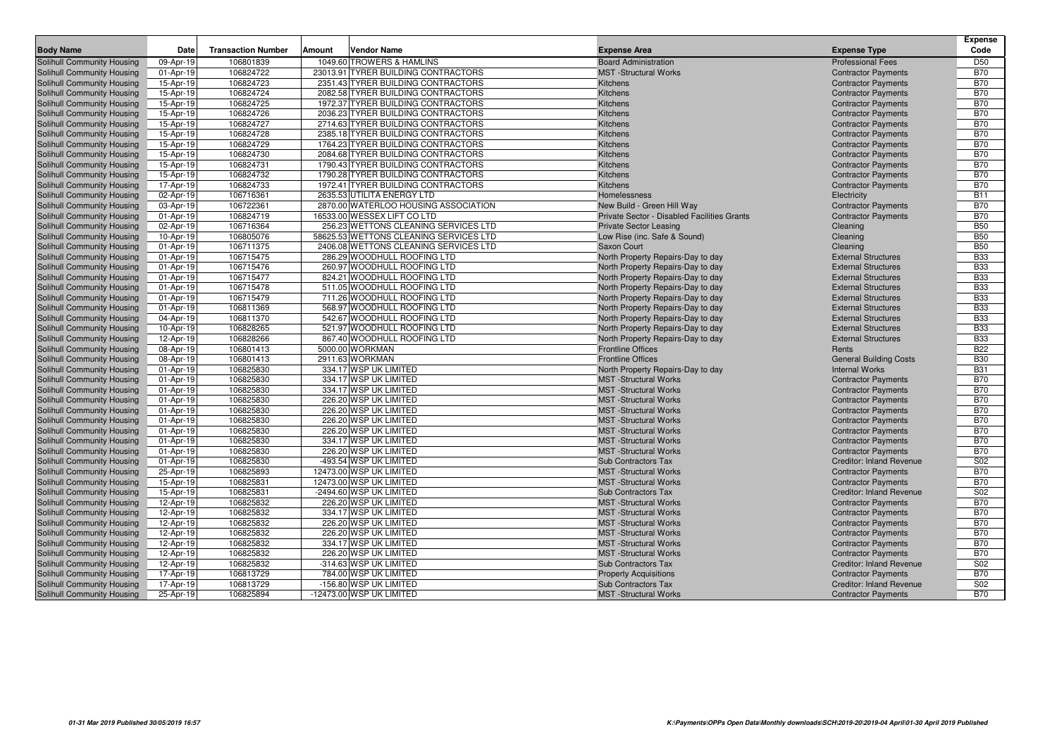| Body Name | Date | Transaction Number | Amount | Vendor Name | Expense Area | Expense Type | Expense Code |
|---|---|---|---|---|---|---|---|
| Solihull Community Housing | 09-Apr-19 | 106801839 | 1049.60 | TROWERS & HAMLINS | Board Administration | Professional Fees | D50 |
| Solihull Community Housing | 01-Apr-19 | 106824722 | 23013.91 | TYRER BUILDING CONTRACTORS | MST -Structural Works | Contractor Payments | B70 |
| Solihull Community Housing | 15-Apr-19 | 106824723 | 2351.43 | TYRER BUILDING CONTRACTORS | Kitchens | Contractor Payments | B70 |
| Solihull Community Housing | 15-Apr-19 | 106824724 | 2082.58 | TYRER BUILDING CONTRACTORS | Kitchens | Contractor Payments | B70 |
| Solihull Community Housing | 15-Apr-19 | 106824725 | 1972.37 | TYRER BUILDING CONTRACTORS | Kitchens | Contractor Payments | B70 |
| Solihull Community Housing | 15-Apr-19 | 106824726 | 2036.23 | TYRER BUILDING CONTRACTORS | Kitchens | Contractor Payments | B70 |
| Solihull Community Housing | 15-Apr-19 | 106824727 | 2714.63 | TYRER BUILDING CONTRACTORS | Kitchens | Contractor Payments | B70 |
| Solihull Community Housing | 15-Apr-19 | 106824728 | 2385.18 | TYRER BUILDING CONTRACTORS | Kitchens | Contractor Payments | B70 |
| Solihull Community Housing | 15-Apr-19 | 106824729 | 1764.23 | TYRER BUILDING CONTRACTORS | Kitchens | Contractor Payments | B70 |
| Solihull Community Housing | 15-Apr-19 | 106824730 | 2084.68 | TYRER BUILDING CONTRACTORS | Kitchens | Contractor Payments | B70 |
| Solihull Community Housing | 15-Apr-19 | 106824731 | 1790.43 | TYRER BUILDING CONTRACTORS | Kitchens | Contractor Payments | B70 |
| Solihull Community Housing | 15-Apr-19 | 106824732 | 1790.28 | TYRER BUILDING CONTRACTORS | Kitchens | Contractor Payments | B70 |
| Solihull Community Housing | 17-Apr-19 | 106824733 | 1972.41 | TYRER BUILDING CONTRACTORS | Kitchens | Contractor Payments | B70 |
| Solihull Community Housing | 02-Apr-19 | 106716361 | 2635.53 | UTILITA ENERGY LTD | Homelessness | Electricity | B11 |
| Solihull Community Housing | 03-Apr-19 | 106722361 | 2870.00 | WATERLOO HOUSING ASSOCIATION | New Build - Green Hill Way | Contractor Payments | B70 |
| Solihull Community Housing | 01-Apr-19 | 106824719 | 16533.00 | WESSEX LIFT CO LTD | Private Sector - Disabled Facilities Grants | Contractor Payments | B70 |
| Solihull Community Housing | 02-Apr-19 | 106716364 | 256.23 | WETTONS CLEANING SERVICES LTD | Private Sector Leasing | Cleaning | B50 |
| Solihull Community Housing | 10-Apr-19 | 106805076 | 58625.53 | WETTONS CLEANING SERVICES LTD | Low Rise (inc. Safe & Sound) | Cleaning | B50 |
| Solihull Community Housing | 01-Apr-19 | 106711375 | 2406.08 | WETTONS CLEANING SERVICES LTD | Saxon Court | Cleaning | B50 |
| Solihull Community Housing | 01-Apr-19 | 106715475 | 286.29 | WOODHULL ROOFING LTD | North Property Repairs-Day to day | External Structures | B33 |
| Solihull Community Housing | 01-Apr-19 | 106715476 | 260.97 | WOODHULL ROOFING LTD | North Property Repairs-Day to day | External Structures | B33 |
| Solihull Community Housing | 01-Apr-19 | 106715477 | 824.21 | WOODHULL ROOFING LTD | North Property Repairs-Day to day | External Structures | B33 |
| Solihull Community Housing | 01-Apr-19 | 106715478 | 511.05 | WOODHULL ROOFING LTD | North Property Repairs-Day to day | External Structures | B33 |
| Solihull Community Housing | 01-Apr-19 | 106715479 | 711.26 | WOODHULL ROOFING LTD | North Property Repairs-Day to day | External Structures | B33 |
| Solihull Community Housing | 01-Apr-19 | 106811369 | 568.97 | WOODHULL ROOFING LTD | North Property Repairs-Day to day | External Structures | B33 |
| Solihull Community Housing | 04-Apr-19 | 106811370 | 542.67 | WOODHULL ROOFING LTD | North Property Repairs-Day to day | External Structures | B33 |
| Solihull Community Housing | 10-Apr-19 | 106828265 | 521.97 | WOODHULL ROOFING LTD | North Property Repairs-Day to day | External Structures | B33 |
| Solihull Community Housing | 12-Apr-19 | 106828266 | 867.40 | WOODHULL ROOFING LTD | North Property Repairs-Day to day | External Structures | B33 |
| Solihull Community Housing | 08-Apr-19 | 106801413 | 5000.00 | WORKMAN | Frontline Offices | Rents | B22 |
| Solihull Community Housing | 08-Apr-19 | 106801413 | 2911.63 | WORKMAN | Frontline Offices | General Building Costs | B30 |
| Solihull Community Housing | 01-Apr-19 | 106825830 | 334.17 | WSP UK LIMITED | North Property Repairs-Day to day | Internal Works | B31 |
| Solihull Community Housing | 01-Apr-19 | 106825830 | 334.17 | WSP UK LIMITED | MST -Structural Works | Contractor Payments | B70 |
| Solihull Community Housing | 01-Apr-19 | 106825830 | 334.17 | WSP UK LIMITED | MST -Structural Works | Contractor Payments | B70 |
| Solihull Community Housing | 01-Apr-19 | 106825830 | 226.20 | WSP UK LIMITED | MST -Structural Works | Contractor Payments | B70 |
| Solihull Community Housing | 01-Apr-19 | 106825830 | 226.20 | WSP UK LIMITED | MST -Structural Works | Contractor Payments | B70 |
| Solihull Community Housing | 01-Apr-19 | 106825830 | 226.20 | WSP UK LIMITED | MST -Structural Works | Contractor Payments | B70 |
| Solihull Community Housing | 01-Apr-19 | 106825830 | 226.20 | WSP UK LIMITED | MST -Structural Works | Contractor Payments | B70 |
| Solihull Community Housing | 01-Apr-19 | 106825830 | 334.17 | WSP UK LIMITED | MST -Structural Works | Contractor Payments | B70 |
| Solihull Community Housing | 01-Apr-19 | 106825830 | 226.20 | WSP UK LIMITED | MST -Structural Works | Contractor Payments | B70 |
| Solihull Community Housing | 01-Apr-19 | 106825830 | -493.54 | WSP UK LIMITED | Sub Contractors Tax | Creditor: Inland Revenue | S02 |
| Solihull Community Housing | 25-Apr-19 | 106825893 | 12473.00 | WSP UK LIMITED | MST -Structural Works | Contractor Payments | B70 |
| Solihull Community Housing | 15-Apr-19 | 106825831 | 12473.00 | WSP UK LIMITED | MST -Structural Works | Contractor Payments | B70 |
| Solihull Community Housing | 15-Apr-19 | 106825831 | -2494.60 | WSP UK LIMITED | Sub Contractors Tax | Creditor: Inland Revenue | S02 |
| Solihull Community Housing | 12-Apr-19 | 106825832 | 226.20 | WSP UK LIMITED | MST -Structural Works | Contractor Payments | B70 |
| Solihull Community Housing | 12-Apr-19 | 106825832 | 334.17 | WSP UK LIMITED | MST -Structural Works | Contractor Payments | B70 |
| Solihull Community Housing | 12-Apr-19 | 106825832 | 226.20 | WSP UK LIMITED | MST -Structural Works | Contractor Payments | B70 |
| Solihull Community Housing | 12-Apr-19 | 106825832 | 226.20 | WSP UK LIMITED | MST -Structural Works | Contractor Payments | B70 |
| Solihull Community Housing | 12-Apr-19 | 106825832 | 334.17 | WSP UK LIMITED | MST -Structural Works | Contractor Payments | B70 |
| Solihull Community Housing | 12-Apr-19 | 106825832 | 226.20 | WSP UK LIMITED | MST -Structural Works | Contractor Payments | B70 |
| Solihull Community Housing | 12-Apr-19 | 106825832 | -314.63 | WSP UK LIMITED | Sub Contractors Tax | Creditor: Inland Revenue | S02 |
| Solihull Community Housing | 17-Apr-19 | 106813729 | 784.00 | WSP UK LIMITED | Property Acquisitions | Contractor Payments | B70 |
| Solihull Community Housing | 17-Apr-19 | 106813729 | -156.80 | WSP UK LIMITED | Sub Contractors Tax | Creditor: Inland Revenue | S02 |
| Solihull Community Housing | 25-Apr-19 | 106825894 | -12473.00 | WSP UK LIMITED | MST -Structural Works | Contractor Payments | B70 |